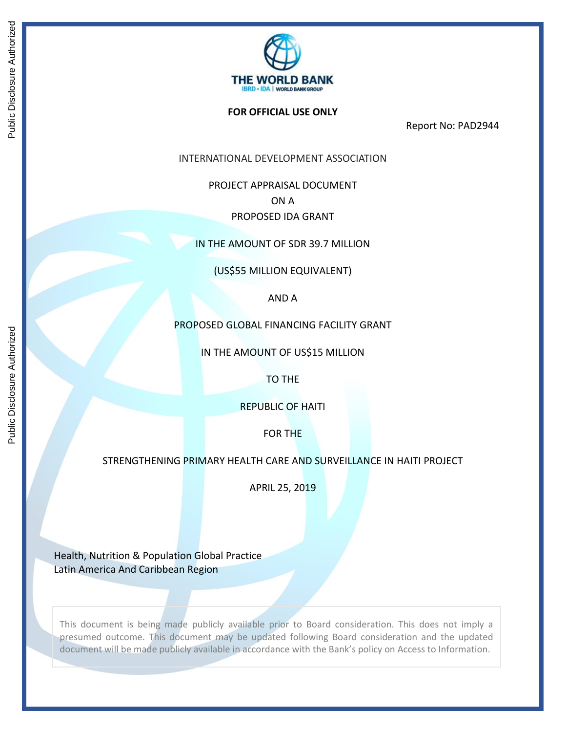THE WORLD BANK
IBRD • IDA | WORLD BANK GROUP

**FOR OFFICIAL USE ONLY**

Report No: PAD2944

INTERNATIONAL DEVELOPMENT ASSOCIATION

PROJECT APPRAISAL DOCUMENT

ON A

PROPOSED IDA GRANT

IN THE AMOUNT OF SDR 39.7 MILLION

(US$55 MILLION EQUIVALENT)

AND A

PROPOSED GLOBAL FINANCING FACILITY GRANT

IN THE AMOUNT OF US$15 MILLION

TO THE

REPUBLIC OF HAITI

FOR THE

STRENGTHENING PRIMARY HEALTH CARE AND SURVEILLANCE IN HAITI PROJECT

APRIL 25, 2019

Health, Nutrition & Population Global Practice
Latin America And Caribbean Region

This document is being made publicly available prior to Board consideration. This does not imply a presumed outcome. This document may be updated following Board consideration and the updated document will be made publicly available in accordance with the Bank's policy on Access to Information.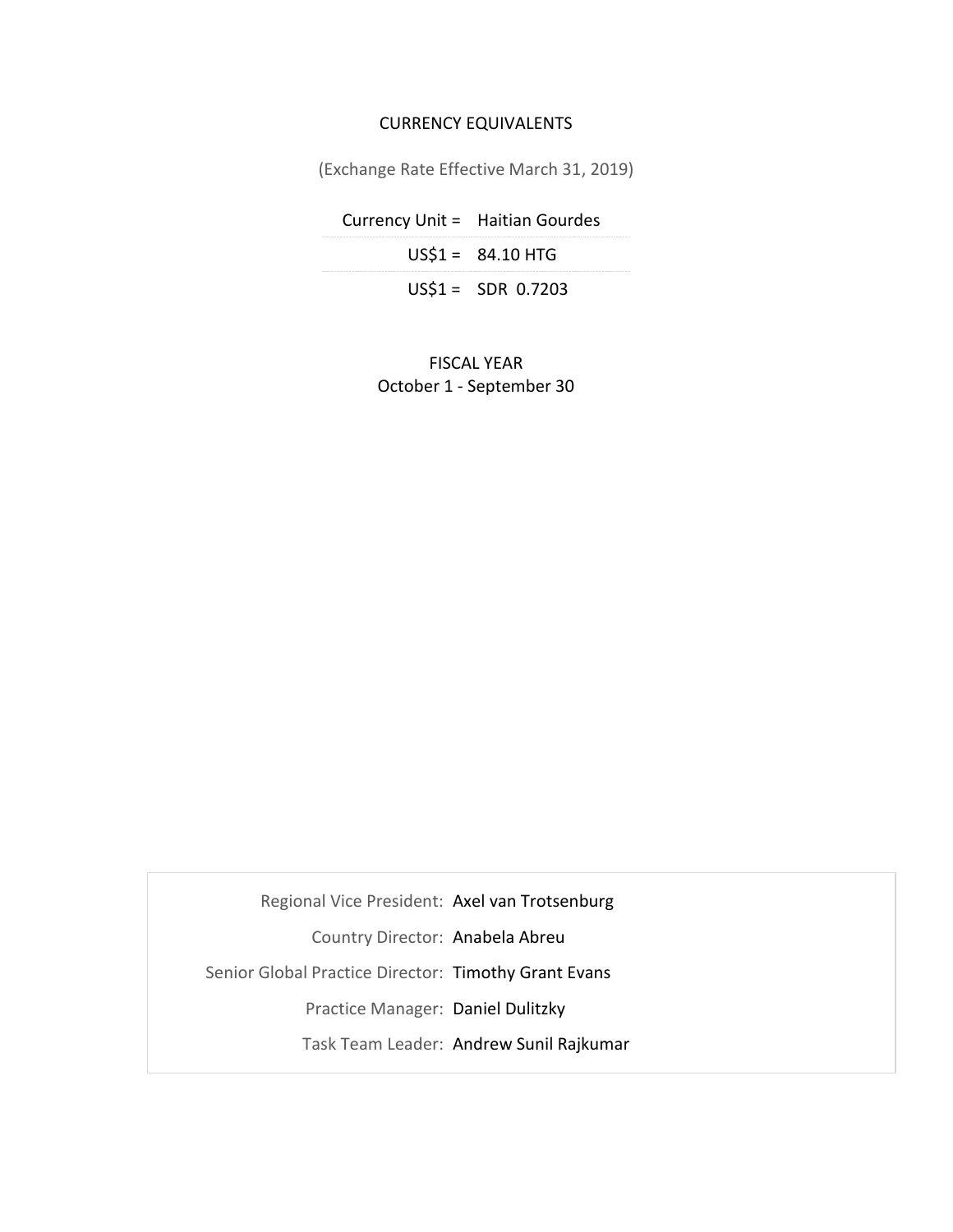CURRENCY EQUIVALENTS

(Exchange Rate Effective March 31, 2019)

| | |
|---|---|
| Currency Unit = | Haitian Gourdes |
| US$1 = | 84.10 HTG |
| US$1 = | SDR 0.7203 |

FISCAL YEAR
October 1 - September 30

| | |
|---|---|
| Regional Vice President: | Axel van Trotsenburg |
| Country Director: | Anabela Abreu |
| Senior Global Practice Director: | Timothy Grant Evans |
| Practice Manager: | Daniel Dulitzky |
| Task Team Leader: | Andrew Sunil Rajkumar |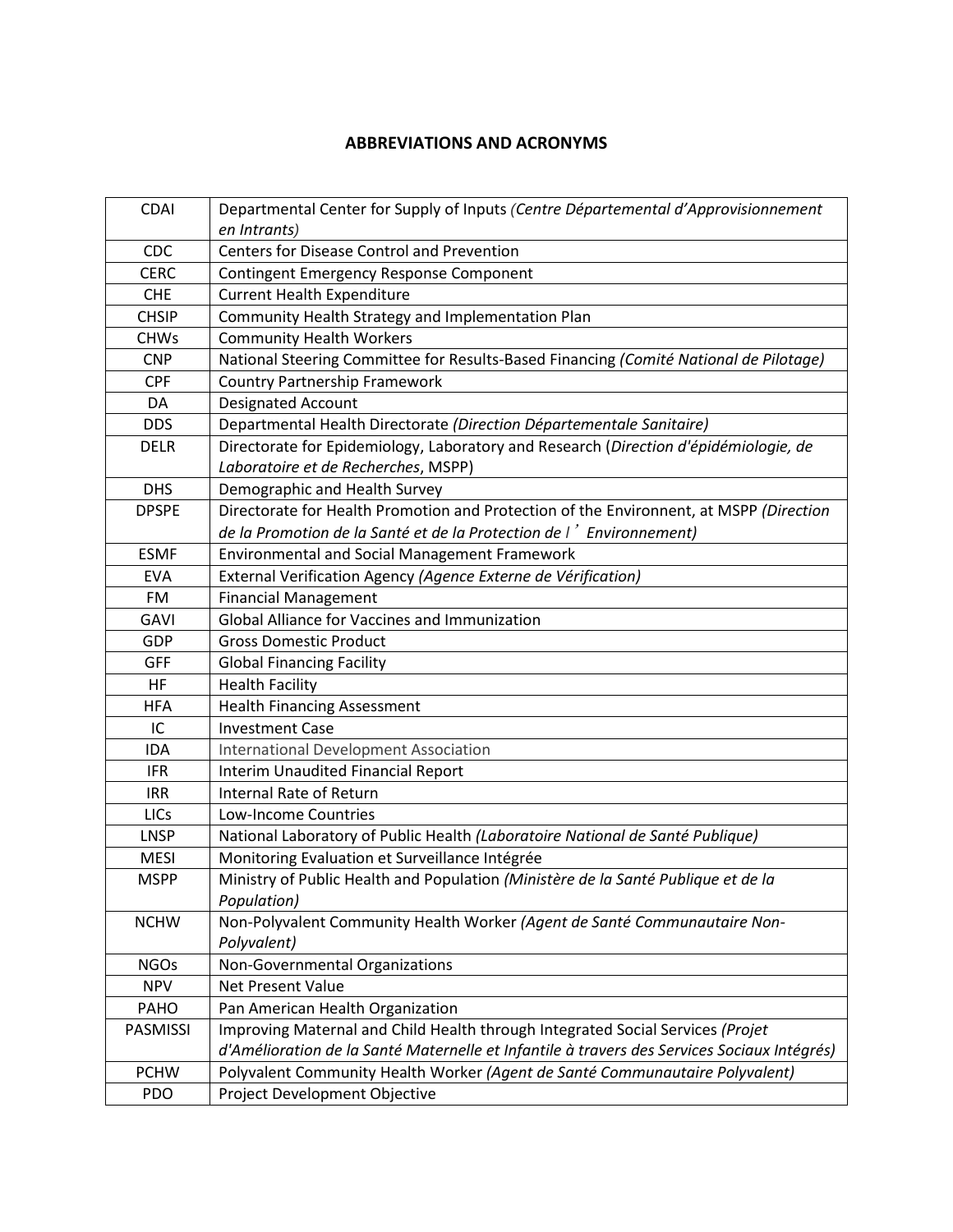## ABBREVIATIONS AND ACRONYMS

| | |
|---|---|
| CDAI | Departmental Center for Supply of Inputs *(Centre Départemental d'Approvisionnement en Intrants)* |
| CDC | Centers for Disease Control and Prevention |
| CERC | Contingent Emergency Response Component |
| CHE | Current Health Expenditure |
| CHSIP | Community Health Strategy and Implementation Plan |
| CHWs | Community Health Workers |
| CNP | National Steering Committee for Results-Based Financing *(Comité National de Pilotage)* |
| CPF | Country Partnership Framework |
| DA | Designated Account |
| DDS | Departmental Health Directorate *(Direction Départementale Sanitaire)* |
| DELR | Directorate for Epidemiology, Laboratory and Research (*Direction d'épidémiologie, de Laboratoire et de Recherches*, MSPP) |
| DHS | Demographic and Health Survey |
| DPSPE | Directorate for Health Promotion and Protection of the Environnent, at MSPP *(Direction de la Promotion de la Santé et de la Protection de l' Environnement)* |
| ESMF | Environmental and Social Management Framework |
| EVA | External Verification Agency *(Agence Externe de Vérification)* |
| FM | Financial Management |
| GAVI | Global Alliance for Vaccines and Immunization |
| GDP | Gross Domestic Product |
| GFF | Global Financing Facility |
| HF | Health Facility |
| HFA | Health Financing Assessment |
| IC | Investment Case |
| IDA | International Development Association |
| IFR | Interim Unaudited Financial Report |
| IRR | Internal Rate of Return |
| LICs | Low-Income Countries |
| LNSP | National Laboratory of Public Health *(Laboratoire National de Santé Publique)* |
| MESI | Monitoring Evaluation et Surveillance Intégrée |
| MSPP | Ministry of Public Health and Population *(Ministère de la Santé Publique et de la Population)* |
| NCHW | Non-Polyvalent Community Health Worker *(Agent de Santé Communautaire Non-Polyvalent)* |
| NGOs | Non-Governmental Organizations |
| NPV | Net Present Value |
| PAHO | Pan American Health Organization |
| PASMISSI | Improving Maternal and Child Health through Integrated Social Services *(Projet d'Amélioration de la Santé Maternelle et Infantile à travers des Services Sociaux Intégrés)* |
| PCHW | Polyvalent Community Health Worker *(Agent de Santé Communautaire Polyvalent)* |
| PDO | Project Development Objective |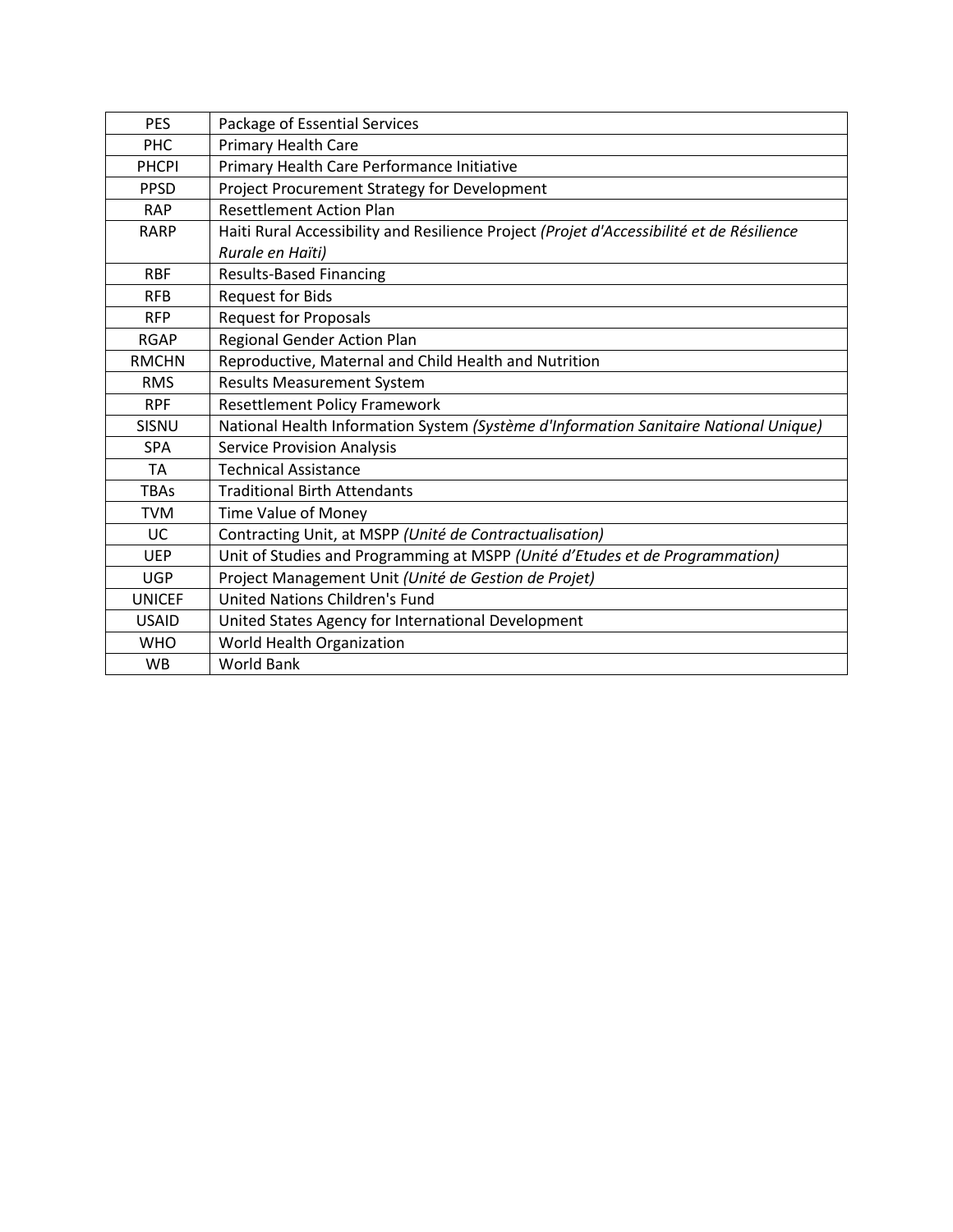| | |
|---|---|
| PES | Package of Essential Services |
| PHC | Primary Health Care |
| PHCPI | Primary Health Care Performance Initiative |
| PPSD | Project Procurement Strategy for Development |
| RAP | Resettlement Action Plan |
| RARP | Haiti Rural Accessibility and Resilience Project *(Projet d'Accessibilité et de Résilience Rurale en Haïti)* |
| RBF | Results-Based Financing |
| RFB | Request for Bids |
| RFP | Request for Proposals |
| RGAP | Regional Gender Action Plan |
| RMCHN | Reproductive, Maternal and Child Health and Nutrition |
| RMS | Results Measurement System |
| RPF | Resettlement Policy Framework |
| SISNU | National Health Information System *(Système d'Information Sanitaire National Unique)* |
| SPA | Service Provision Analysis |
| TA | Technical Assistance |
| TBAs | Traditional Birth Attendants |
| TVM | Time Value of Money |
| UC | Contracting Unit, at MSPP *(Unité de Contractualisation)* |
| UEP | Unit of Studies and Programming at MSPP *(Unité d'Etudes et de Programmation)* |
| UGP | Project Management Unit *(Unité de Gestion de Projet)* |
| UNICEF | United Nations Children's Fund |
| USAID | United States Agency for International Development |
| WHO | World Health Organization |
| WB | World Bank |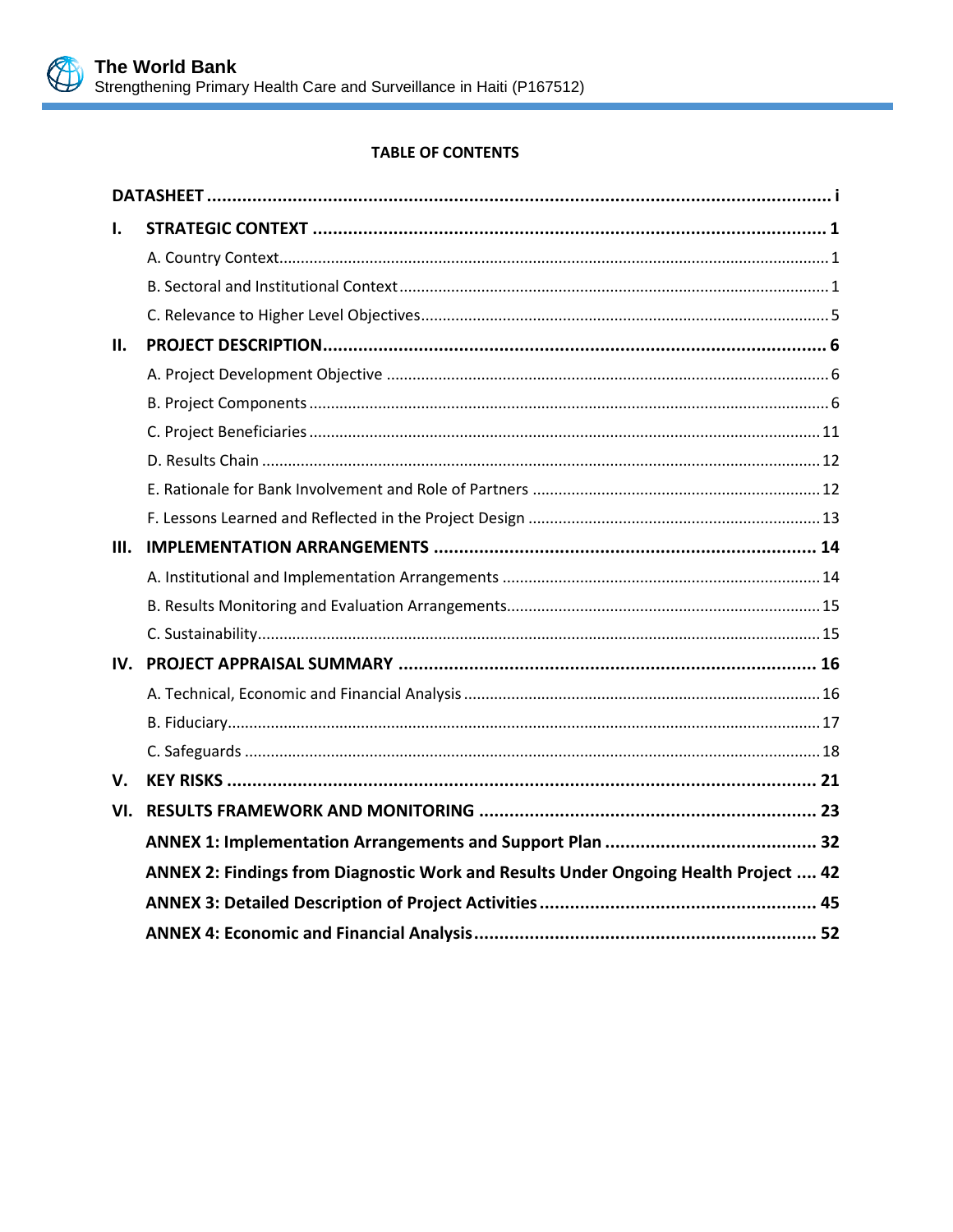**TABLE OF CONTENTS**

| | | |
|---|---|---|
| **DATASHEET** | | **i** |
| **I.** | **STRATEGIC CONTEXT** | **1** |
| | A. Country Context | 1 |
| | B. Sectoral and Institutional Context | 1 |
| | C. Relevance to Higher Level Objectives | 5 |
| **II.** | **PROJECT DESCRIPTION** | **6** |
| | A. Project Development Objective | 6 |
| | B. Project Components | 6 |
| | C. Project Beneficiaries | 11 |
| | D. Results Chain | 12 |
| | E. Rationale for Bank Involvement and Role of Partners | 12 |
| | F. Lessons Learned and Reflected in the Project Design | 13 |
| **III.** | **IMPLEMENTATION ARRANGEMENTS** | **14** |
| | A. Institutional and Implementation Arrangements | 14 |
| | B. Results Monitoring and Evaluation Arrangements | 15 |
| | C. Sustainability | 15 |
| **IV.** | **PROJECT APPRAISAL SUMMARY** | **16** |
| | A. Technical, Economic and Financial Analysis | 16 |
| | B. Fiduciary | 17 |
| | C. Safeguards | 18 |
| **V.** | **KEY RISKS** | **21** |
| **VI.** | **RESULTS FRAMEWORK AND MONITORING** | **23** |
| | **ANNEX 1: Implementation Arrangements and Support Plan** | **32** |
| | **ANNEX 2: Findings from Diagnostic Work and Results Under Ongoing Health Project** | **42** |
| | **ANNEX 3: Detailed Description of Project Activities** | **45** |
| | **ANNEX 4: Economic and Financial Analysis** | **52** |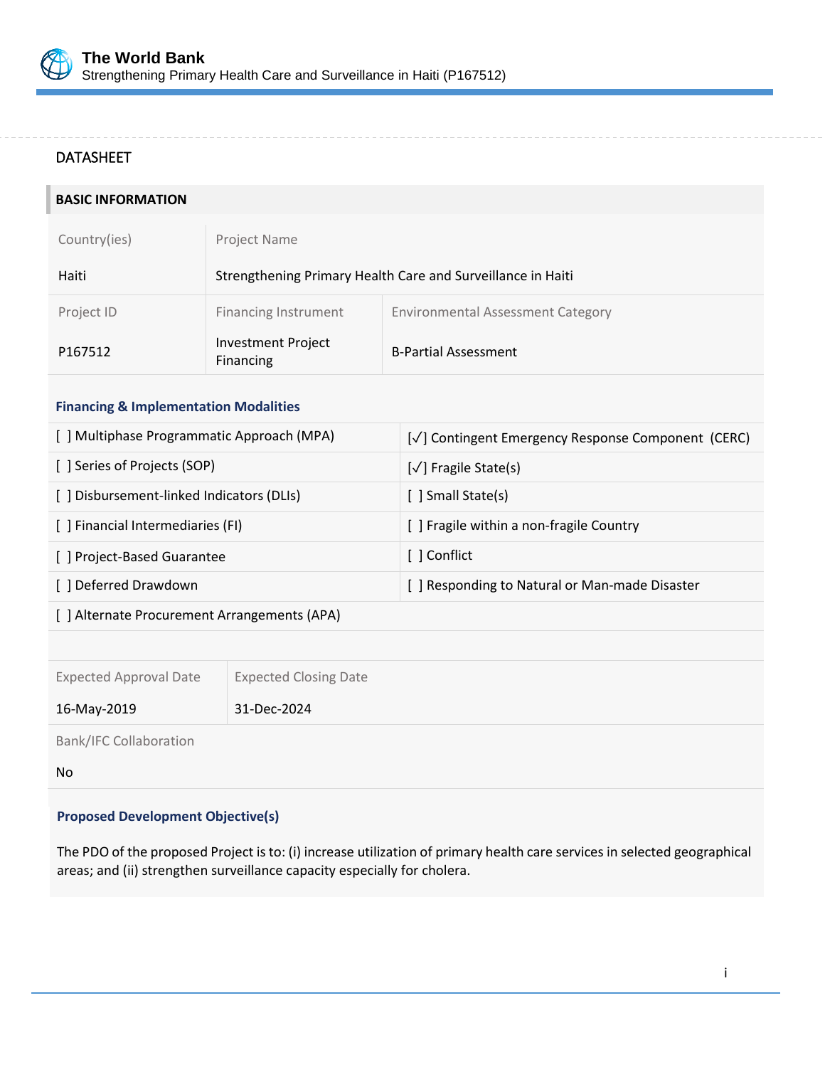## DATASHEET

### BASIC INFORMATION

| Country(ies) | Project Name |
|---|---|
| Haiti | Strengthening Primary Health Care and Surveillance in Haiti |

| Project ID | Financing Instrument | Environmental Assessment Category |
|---|---|---|
| P167512 | Investment Project Financing | B-Partial Assessment |

#### Financing & Implementation Modalities

| | |
|---|---|
| [ ] Multiphase Programmatic Approach (MPA) | [✓] Contingent Emergency Response Component (CERC) |
| [ ] Series of Projects (SOP) | [✓] Fragile State(s) |
| [ ] Disbursement-linked Indicators (DLIs) | [ ] Small State(s) |
| [ ] Financial Intermediaries (FI) | [ ] Fragile within a non-fragile Country |
| [ ] Project-Based Guarantee | [ ] Conflict |
| [ ] Deferred Drawdown | [ ] Responding to Natural or Man-made Disaster |
| [ ] Alternate Procurement Arrangements (APA) | |

| Expected Approval Date | Expected Closing Date |
|---|---|
| 16-May-2019 | 31-Dec-2024 |

| Bank/IFC Collaboration |
|---|
| No |

#### Proposed Development Objective(s)

The PDO of the proposed Project is to: (i) increase utilization of primary health care services in selected geographical areas; and (ii) strengthen surveillance capacity especially for cholera.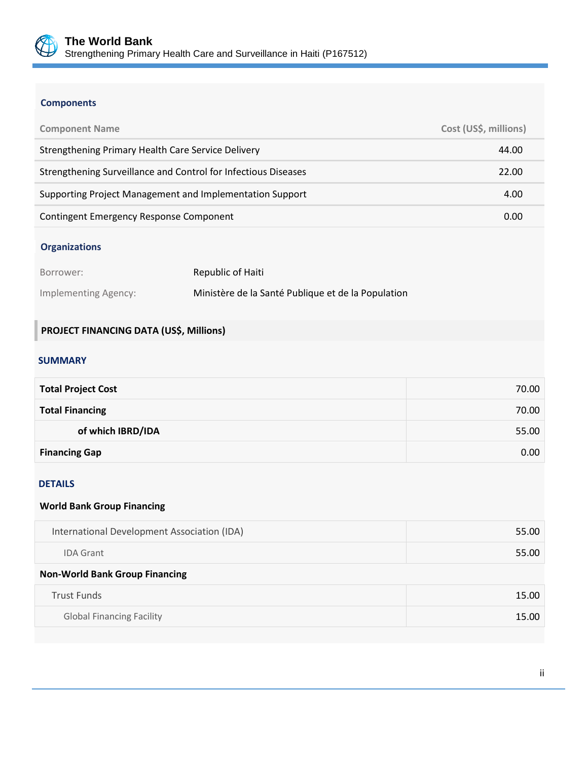### Components

| Component Name | Cost (US$, millions) |
|---|---|
| Strengthening Primary Health Care Service Delivery | 44.00 |
| Strengthening Surveillance and Control for Infectious Diseases | 22.00 |
| Supporting Project Management and Implementation Support | 4.00 |
| Contingent Emergency Response Component | 0.00 |

### Organizations

| | |
|---|---|
| Borrower: | Republic of Haiti |
| Implementing Agency: | Ministère de la Santé Publique et de la Population |

## PROJECT FINANCING DATA (US$, Millions)

### SUMMARY

| | |
|---|---|
| **Total Project Cost** | 70.00 |
| **Total Financing** | 70.00 |
| **of which IBRD/IDA** | 55.00 |
| **Financing Gap** | 0.00 |

### DETAILS

**World Bank Group Financing**

| | |
|---|---|
| International Development Association (IDA) | 55.00 |
| IDA Grant | 55.00 |

**Non-World Bank Group Financing**

| | |
|---|---|
| Trust Funds | 15.00 |
| Global Financing Facility | 15.00 |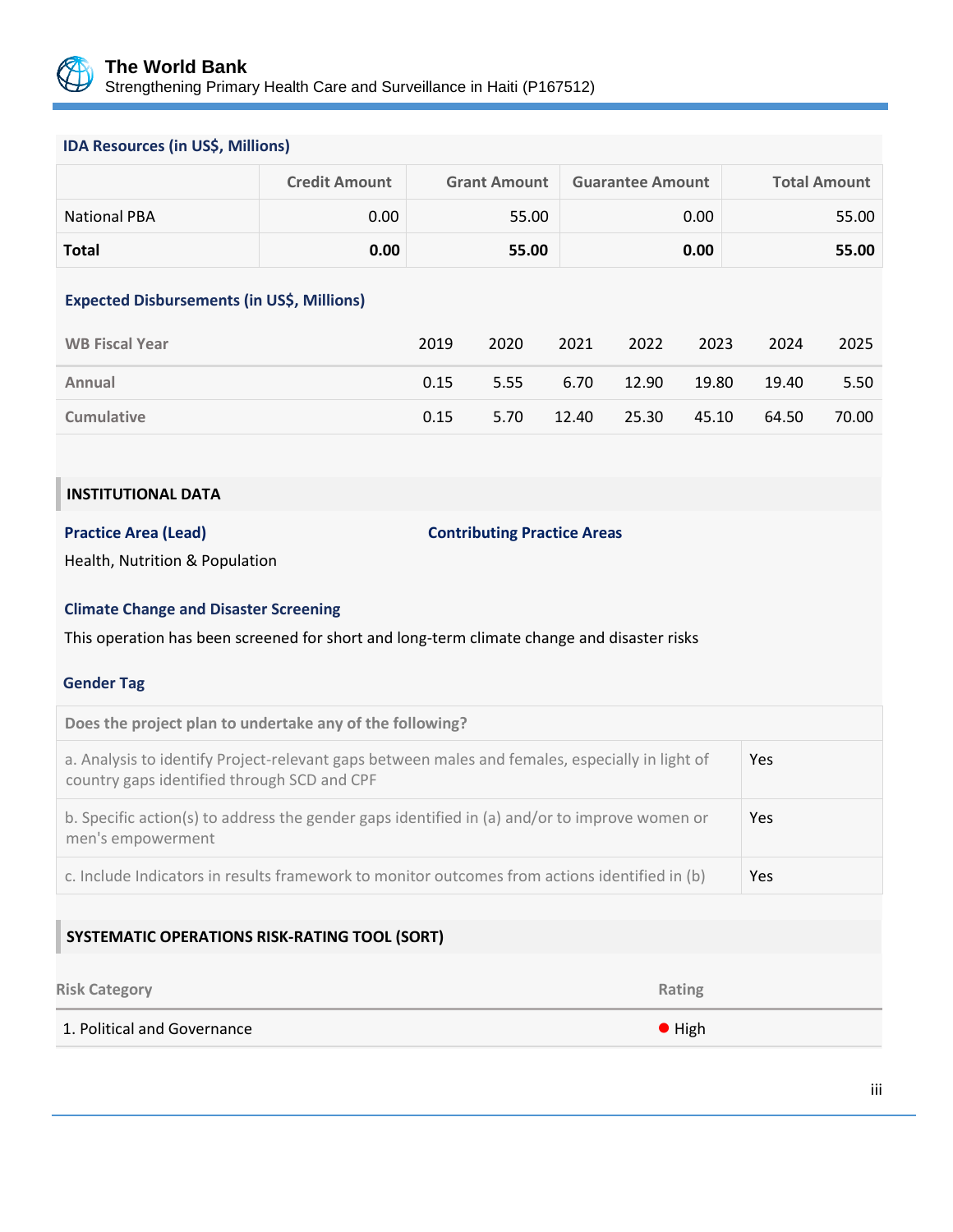**IDA Resources (in US$, Millions)**

| | Credit Amount | Grant Amount | Guarantee Amount | Total Amount |
|---|---|---|---|---|
| National PBA | 0.00 | 55.00 | 0.00 | 55.00 |
| **Total** | **0.00** | **55.00** | **0.00** | **55.00** |

**Expected Disbursements (in US$, Millions)**

| WB Fiscal Year | 2019 | 2020 | 2021 | 2022 | 2023 | 2024 | 2025 |
|---|---|---|---|---|---|---|---|
| Annual | 0.15 | 5.55 | 6.70 | 12.90 | 19.80 | 19.40 | 5.50 |
| Cumulative | 0.15 | 5.70 | 12.40 | 25.30 | 45.10 | 64.50 | 70.00 |

## INSTITUTIONAL DATA

**Practice Area (Lead)**

Health, Nutrition & Population

**Contributing Practice Areas**

**Climate Change and Disaster Screening**

This operation has been screened for short and long-term climate change and disaster risks

**Gender Tag**

| Does the project plan to undertake any of the following? | |
|---|---|
| a. Analysis to identify Project-relevant gaps between males and females, especially in light of country gaps identified through SCD and CPF | Yes |
| b. Specific action(s) to address the gender gaps identified in (a) and/or to improve women or men's empowerment | Yes |
| c. Include Indicators in results framework to monitor outcomes from actions identified in (b) | Yes |

## SYSTEMATIC OPERATIONS RISK-RATING TOOL (SORT)

| Risk Category | Rating |
|---|---|
| 1. Political and Governance | ● High |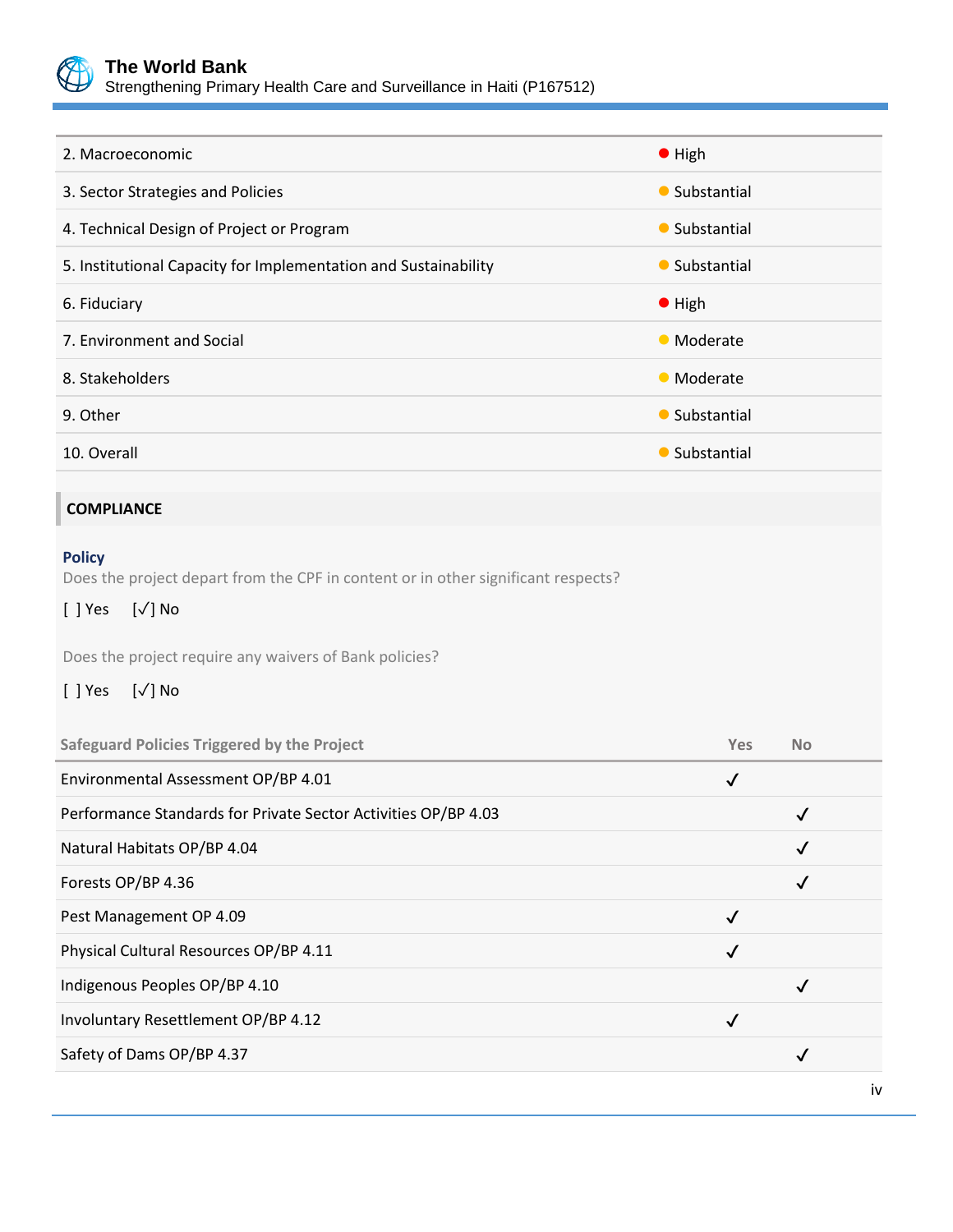| | |
|---|---|
| 2. Macroeconomic | High |
| 3. Sector Strategies and Policies | Substantial |
| 4. Technical Design of Project or Program | Substantial |
| 5. Institutional Capacity for Implementation and Sustainability | Substantial |
| 6. Fiduciary | High |
| 7. Environment and Social | Moderate |
| 8. Stakeholders | Moderate |
| 9. Other | Substantial |
| 10. Overall | Substantial |

## COMPLIANCE

### Policy

Does the project depart from the CPF in content or in other significant respects?

[ ] Yes [✓] No

Does the project require any waivers of Bank policies?

[ ] Yes [✓] No

| Safeguard Policies Triggered by the Project | Yes | No |
|---|---|---|
| Environmental Assessment OP/BP 4.01 | ✓ | |
| Performance Standards for Private Sector Activities OP/BP 4.03 | | ✓ |
| Natural Habitats OP/BP 4.04 | | ✓ |
| Forests OP/BP 4.36 | | ✓ |
| Pest Management OP 4.09 | ✓ | |
| Physical Cultural Resources OP/BP 4.11 | ✓ | |
| Indigenous Peoples OP/BP 4.10 | | ✓ |
| Involuntary Resettlement OP/BP 4.12 | ✓ | |
| Safety of Dams OP/BP 4.37 | | ✓ |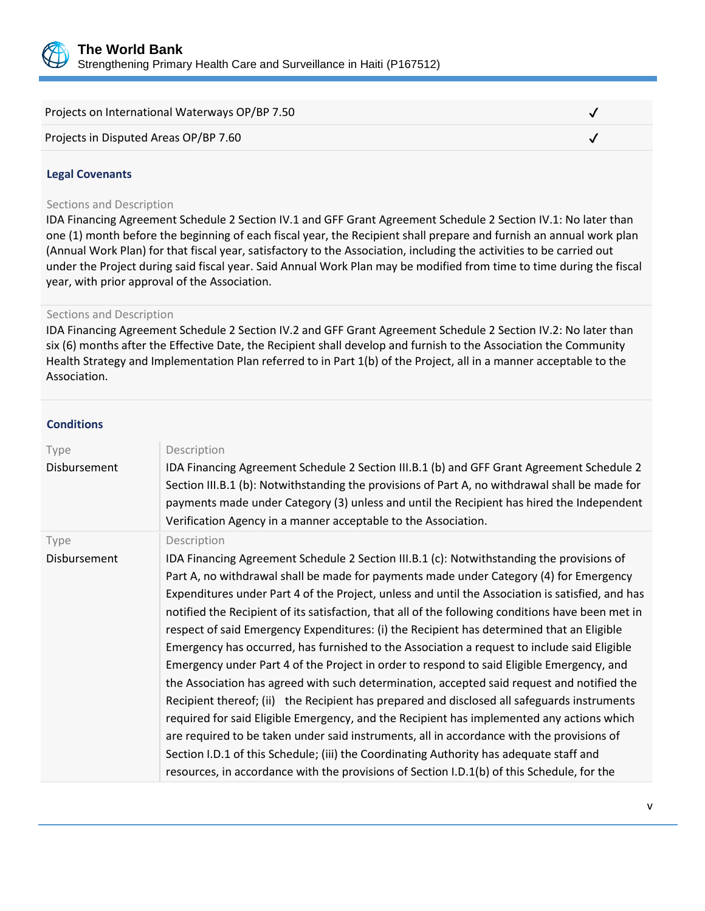| | |
|---|---|
| Projects on International Waterways OP/BP 7.50 | ✔ |
| Projects in Disputed Areas OP/BP 7.60 | ✔ |

### Legal Covenants

Sections and Description
IDA Financing Agreement Schedule 2 Section IV.1 and GFF Grant Agreement Schedule 2 Section IV.1: No later than one (1) month before the beginning of each fiscal year, the Recipient shall prepare and furnish an annual work plan (Annual Work Plan) for that fiscal year, satisfactory to the Association, including the activities to be carried out under the Project during said fiscal year. Said Annual Work Plan may be modified from time to time during the fiscal year, with prior approval of the Association.

Sections and Description
IDA Financing Agreement Schedule 2 Section IV.2 and GFF Grant Agreement Schedule 2 Section IV.2: No later than six (6) months after the Effective Date, the Recipient shall develop and furnish to the Association the Community Health Strategy and Implementation Plan referred to in Part 1(b) of the Project, all in a manner acceptable to the Association.

### Conditions

| Type | Description |
|---|---|
| Disbursement | IDA Financing Agreement Schedule 2 Section III.B.1 (b) and GFF Grant Agreement Schedule 2 Section III.B.1 (b): Notwithstanding the provisions of Part A, no withdrawal shall be made for payments made under Category (3) unless and until the Recipient has hired the Independent Verification Agency in a manner acceptable to the Association. |
| Disbursement | IDA Financing Agreement Schedule 2 Section III.B.1 (c): Notwithstanding the provisions of Part A, no withdrawal shall be made for payments made under Category (4) for Emergency Expenditures under Part 4 of the Project, unless and until the Association is satisfied, and has notified the Recipient of its satisfaction, that all of the following conditions have been met in respect of said Emergency Expenditures: (i) the Recipient has determined that an Eligible Emergency has occurred, has furnished to the Association a request to include said Eligible Emergency under Part 4 of the Project in order to respond to said Eligible Emergency, and the Association has agreed with such determination, accepted said request and notified the Recipient thereof; (ii) the Recipient has prepared and disclosed all safeguards instruments required for said Eligible Emergency, and the Recipient has implemented any actions which are required to be taken under said instruments, all in accordance with the provisions of Section I.D.1 of this Schedule; (iii) the Coordinating Authority has adequate staff and resources, in accordance with the provisions of Section I.D.1(b) of this Schedule, for the |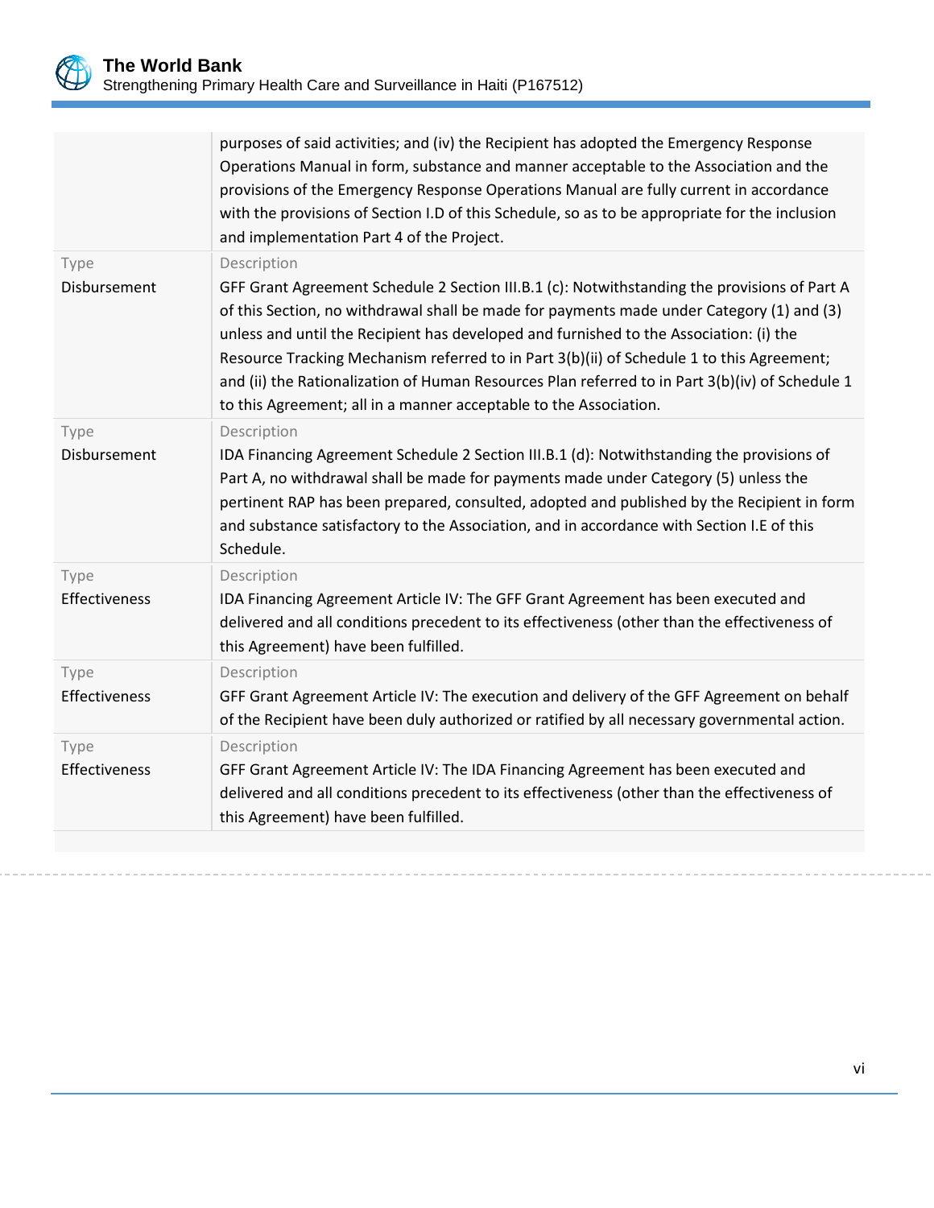| | |
|---|---|
| | purposes of said activities; and (iv) the Recipient has adopted the Emergency Response Operations Manual in form, substance and manner acceptable to the Association and the provisions of the Emergency Response Operations Manual are fully current in accordance with the provisions of Section I.D of this Schedule, so as to be appropriate for the inclusion and implementation Part 4 of the Project. |
| Type<br>Disbursement | Description<br>GFF Grant Agreement Schedule 2 Section III.B.1 (c): Notwithstanding the provisions of Part A of this Section, no withdrawal shall be made for payments made under Category (1) and (3) unless and until the Recipient has developed and furnished to the Association: (i) the Resource Tracking Mechanism referred to in Part 3(b)(ii) of Schedule 1 to this Agreement; and (ii) the Rationalization of Human Resources Plan referred to in Part 3(b)(iv) of Schedule 1 to this Agreement; all in a manner acceptable to the Association. |
| Type<br>Disbursement | Description<br>IDA Financing Agreement Schedule 2 Section III.B.1 (d): Notwithstanding the provisions of Part A, no withdrawal shall be made for payments made under Category (5) unless the pertinent RAP has been prepared, consulted, adopted and published by the Recipient in form and substance satisfactory to the Association, and in accordance with Section I.E of this Schedule. |
| Type<br>Effectiveness | Description<br>IDA Financing Agreement Article IV: The GFF Grant Agreement has been executed and delivered and all conditions precedent to its effectiveness (other than the effectiveness of this Agreement) have been fulfilled. |
| Type<br>Effectiveness | Description<br>GFF Grant Agreement Article IV: The execution and delivery of the GFF Agreement on behalf of the Recipient have been duly authorized or ratified by all necessary governmental action. |
| Type<br>Effectiveness | Description<br>GFF Grant Agreement Article IV: The IDA Financing Agreement has been executed and delivered and all conditions precedent to its effectiveness (other than the effectiveness of this Agreement) have been fulfilled. |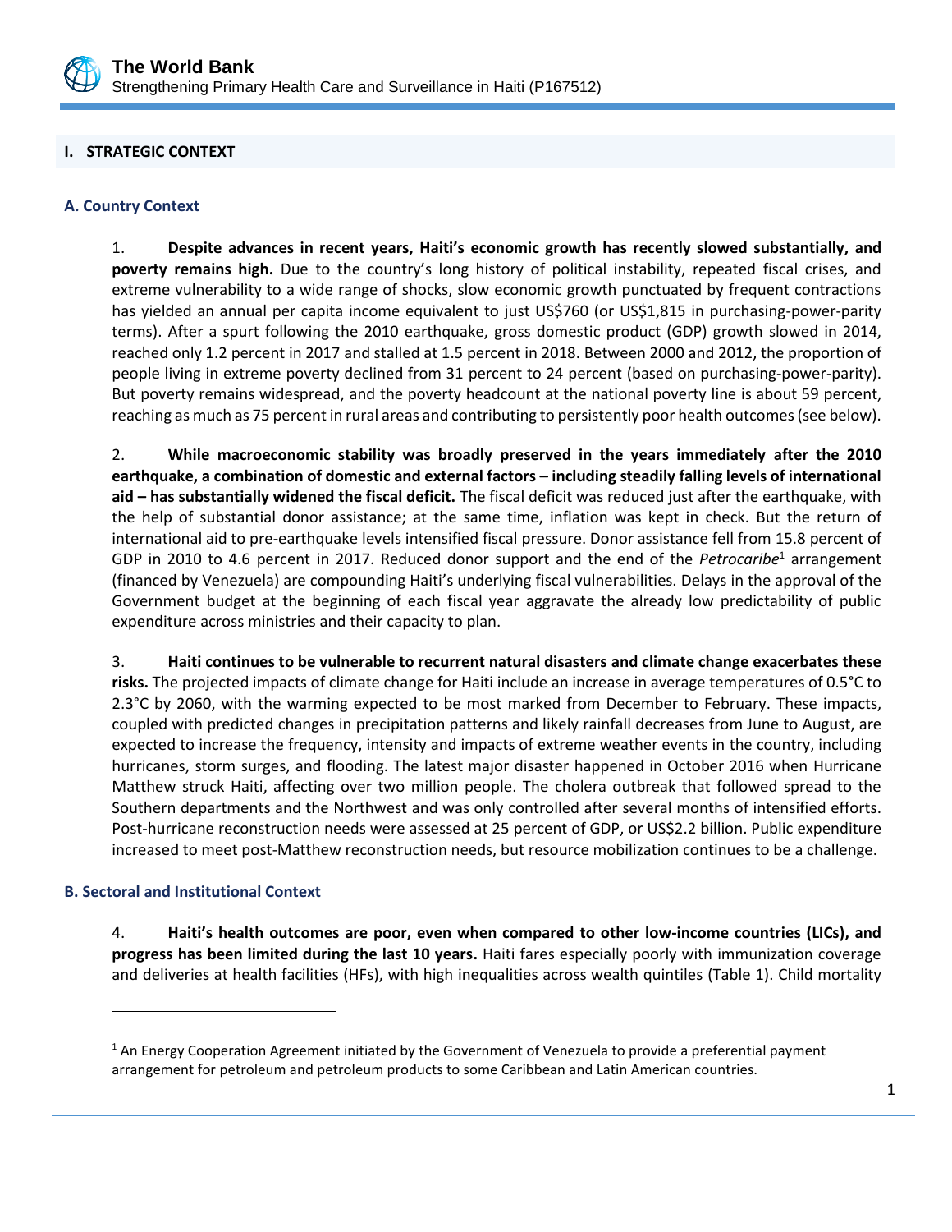## I. STRATEGIC CONTEXT

### A. Country Context

1. **Despite advances in recent years, Haiti's economic growth has recently slowed substantially, and poverty remains high.** Due to the country's long history of political instability, repeated fiscal crises, and extreme vulnerability to a wide range of shocks, slow economic growth punctuated by frequent contractions has yielded an annual per capita income equivalent to just US$760 (or US$1,815 in purchasing-power-parity terms). After a spurt following the 2010 earthquake, gross domestic product (GDP) growth slowed in 2014, reached only 1.2 percent in 2017 and stalled at 1.5 percent in 2018. Between 2000 and 2012, the proportion of people living in extreme poverty declined from 31 percent to 24 percent (based on purchasing-power-parity). But poverty remains widespread, and the poverty headcount at the national poverty line is about 59 percent, reaching as much as 75 percent in rural areas and contributing to persistently poor health outcomes (see below).

2. **While macroeconomic stability was broadly preserved in the years immediately after the 2010 earthquake, a combination of domestic and external factors – including steadily falling levels of international aid – has substantially widened the fiscal deficit.** The fiscal deficit was reduced just after the earthquake, with the help of substantial donor assistance; at the same time, inflation was kept in check. But the return of international aid to pre-earthquake levels intensified fiscal pressure. Donor assistance fell from 15.8 percent of GDP in 2010 to 4.6 percent in 2017. Reduced donor support and the end of the *Petrocaribe*[1] arrangement (financed by Venezuela) are compounding Haiti's underlying fiscal vulnerabilities. Delays in the approval of the Government budget at the beginning of each fiscal year aggravate the already low predictability of public expenditure across ministries and their capacity to plan.

3. **Haiti continues to be vulnerable to recurrent natural disasters and climate change exacerbates these risks.** The projected impacts of climate change for Haiti include an increase in average temperatures of 0.5°C to 2.3°C by 2060, with the warming expected to be most marked from December to February. These impacts, coupled with predicted changes in precipitation patterns and likely rainfall decreases from June to August, are expected to increase the frequency, intensity and impacts of extreme weather events in the country, including hurricanes, storm surges, and flooding. The latest major disaster happened in October 2016 when Hurricane Matthew struck Haiti, affecting over two million people. The cholera outbreak that followed spread to the Southern departments and the Northwest and was only controlled after several months of intensified efforts. Post-hurricane reconstruction needs were assessed at 25 percent of GDP, or US$2.2 billion. Public expenditure increased to meet post-Matthew reconstruction needs, but resource mobilization continues to be a challenge.

### B. Sectoral and Institutional Context

4. **Haiti's health outcomes are poor, even when compared to other low-income countries (LICs), and progress has been limited during the last 10 years.** Haiti fares especially poorly with immunization coverage and deliveries at health facilities (HFs), with high inequalities across wealth quintiles (Table 1). Child mortality

[1] An Energy Cooperation Agreement initiated by the Government of Venezuela to provide a preferential payment arrangement for petroleum and petroleum products to some Caribbean and Latin American countries.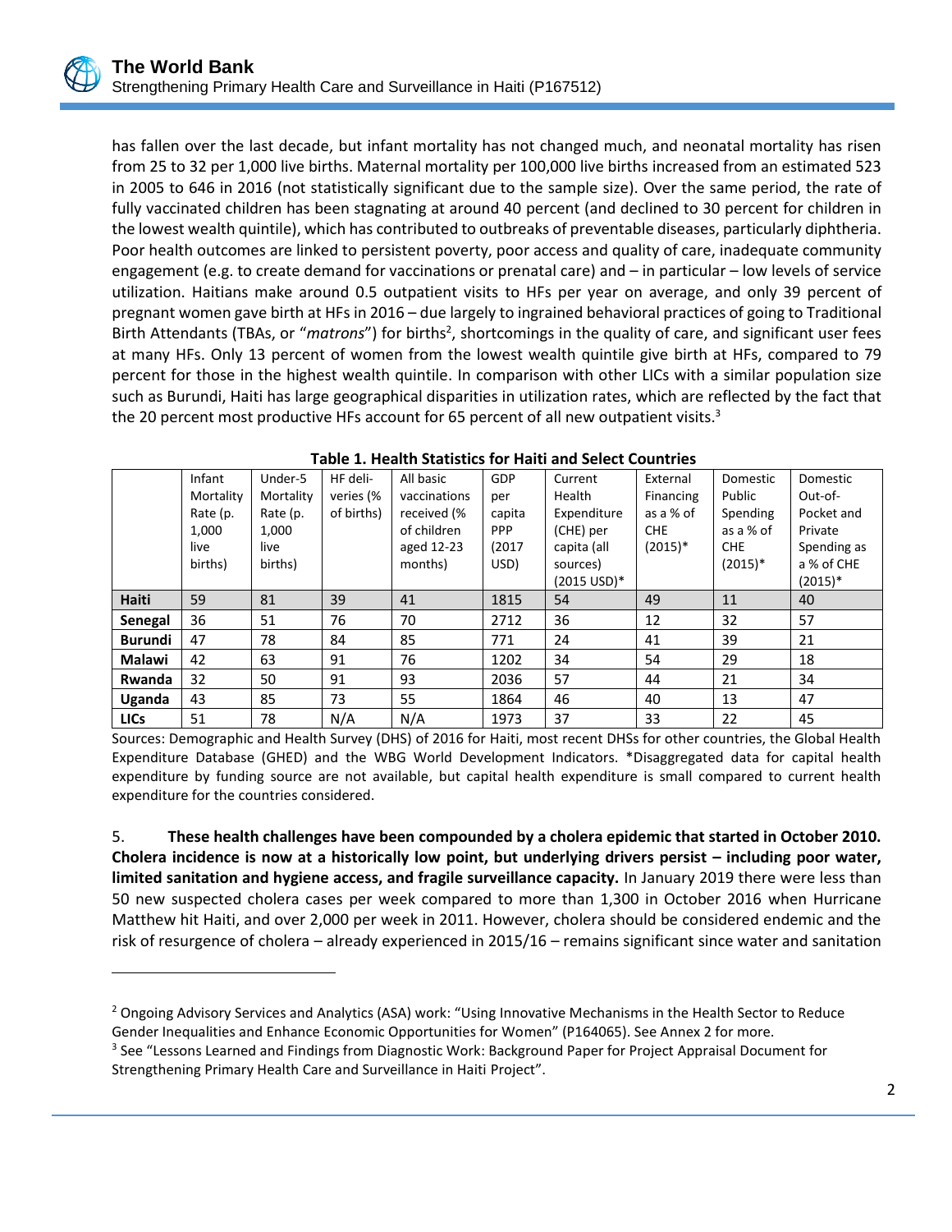has fallen over the last decade, but infant mortality has not changed much, and neonatal mortality has risen from 25 to 32 per 1,000 live births. Maternal mortality per 100,000 live births increased from an estimated 523 in 2005 to 646 in 2016 (not statistically significant due to the sample size). Over the same period, the rate of fully vaccinated children has been stagnating at around 40 percent (and declined to 30 percent for children in the lowest wealth quintile), which has contributed to outbreaks of preventable diseases, particularly diphtheria. Poor health outcomes are linked to persistent poverty, poor access and quality of care, inadequate community engagement (e.g. to create demand for vaccinations or prenatal care) and – in particular – low levels of service utilization. Haitians make around 0.5 outpatient visits to HFs per year on average, and only 39 percent of pregnant women gave birth at HFs in 2016 – due largely to ingrained behavioral practices of going to Traditional Birth Attendants (TBAs, or "*matrons*") for births[2], shortcomings in the quality of care, and significant user fees at many HFs. Only 13 percent of women from the lowest wealth quintile give birth at HFs, compared to 79 percent for those in the highest wealth quintile. In comparison with other LICs with a similar population size such as Burundi, Haiti has large geographical disparities in utilization rates, which are reflected by the fact that the 20 percent most productive HFs account for 65 percent of all new outpatient visits.[3]

**Table 1. Health Statistics for Haiti and Select Countries**

| | Infant Mortality Rate (p. 1,000 live births) | Under-5 Mortality Rate (p. 1,000 live births) | HF deliveries (% of births) | All basic vaccinations received (% of children aged 12-23 months) | GDP per capita PPP (2017 USD) | Current Health Expenditure (CHE) per capita (all sources) (2015 USD)* | External Financing as a % of CHE (2015)* | Domestic Public Spending as a % of CHE (2015)* | Domestic Out-of-Pocket and Private Spending as a % of CHE (2015)* |
|---|---|---|---|---|---|---|---|---|---|
| **Haiti** | 59 | 81 | 39 | 41 | 1815 | 54 | 49 | 11 | 40 |
| **Senegal** | 36 | 51 | 76 | 70 | 2712 | 36 | 12 | 32 | 57 |
| **Burundi** | 47 | 78 | 84 | 85 | 771 | 24 | 41 | 39 | 21 |
| **Malawi** | 42 | 63 | 91 | 76 | 1202 | 34 | 54 | 29 | 18 |
| **Rwanda** | 32 | 50 | 91 | 93 | 2036 | 57 | 44 | 21 | 34 |
| **Uganda** | 43 | 85 | 73 | 55 | 1864 | 46 | 40 | 13 | 47 |
| **LICs** | 51 | 78 | N/A | N/A | 1973 | 37 | 33 | 22 | 45 |

Sources: Demographic and Health Survey (DHS) of 2016 for Haiti, most recent DHSs for other countries, the Global Health Expenditure Database (GHED) and the WBG World Development Indicators. *Disaggregated data for capital health expenditure by funding source are not available, but capital health expenditure is small compared to current health expenditure for the countries considered.

5. **These health challenges have been compounded by a cholera epidemic that started in October 2010. Cholera incidence is now at a historically low point, but underlying drivers persist – including poor water, limited sanitation and hygiene access, and fragile surveillance capacity.** In January 2019 there were less than 50 new suspected cholera cases per week compared to more than 1,300 in October 2016 when Hurricane Matthew hit Haiti, and over 2,000 per week in 2011. However, cholera should be considered endemic and the risk of resurgence of cholera – already experienced in 2015/16 – remains significant since water and sanitation

[2] Ongoing Advisory Services and Analytics (ASA) work: "Using Innovative Mechanisms in the Health Sector to Reduce Gender Inequalities and Enhance Economic Opportunities for Women" (P164065). See Annex 2 for more.

[3] See "Lessons Learned and Findings from Diagnostic Work: Background Paper for Project Appraisal Document for Strengthening Primary Health Care and Surveillance in Haiti Project".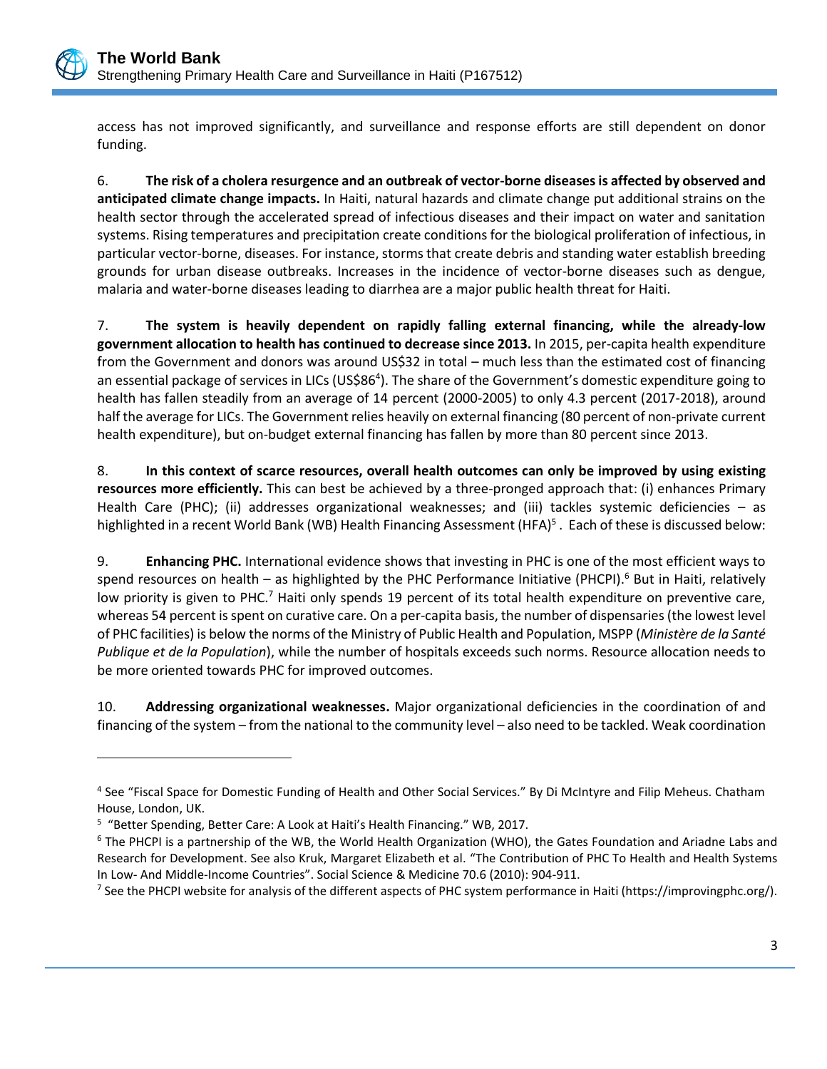access has not improved significantly, and surveillance and response efforts are still dependent on donor funding.

6. **The risk of a cholera resurgence and an outbreak of vector-borne diseases is affected by observed and anticipated climate change impacts.** In Haiti, natural hazards and climate change put additional strains on the health sector through the accelerated spread of infectious diseases and their impact on water and sanitation systems. Rising temperatures and precipitation create conditions for the biological proliferation of infectious, in particular vector-borne, diseases. For instance, storms that create debris and standing water establish breeding grounds for urban disease outbreaks. Increases in the incidence of vector-borne diseases such as dengue, malaria and water-borne diseases leading to diarrhea are a major public health threat for Haiti.

7. **The system is heavily dependent on rapidly falling external financing, while the already-low government allocation to health has continued to decrease since 2013.** In 2015, per-capita health expenditure from the Government and donors was around US$32 in total – much less than the estimated cost of financing an essential package of services in LICs (US$86[4]). The share of the Government's domestic expenditure going to health has fallen steadily from an average of 14 percent (2000-2005) to only 4.3 percent (2017-2018), around half the average for LICs. The Government relies heavily on external financing (80 percent of non-private current health expenditure), but on-budget external financing has fallen by more than 80 percent since 2013.

8. **In this context of scarce resources, overall health outcomes can only be improved by using existing resources more efficiently.** This can best be achieved by a three-pronged approach that: (i) enhances Primary Health Care (PHC); (ii) addresses organizational weaknesses; and (iii) tackles systemic deficiencies – as highlighted in a recent World Bank (WB) Health Financing Assessment (HFA)[5]. Each of these is discussed below:

9. **Enhancing PHC.** International evidence shows that investing in PHC is one of the most efficient ways to spend resources on health – as highlighted by the PHC Performance Initiative (PHCPI).[6] But in Haiti, relatively low priority is given to PHC.[7] Haiti only spends 19 percent of its total health expenditure on preventive care, whereas 54 percent is spent on curative care. On a per-capita basis, the number of dispensaries (the lowest level of PHC facilities) is below the norms of the Ministry of Public Health and Population, MSPP (*Ministère de la Santé Publique et de la Population*), while the number of hospitals exceeds such norms. Resource allocation needs to be more oriented towards PHC for improved outcomes.

10. **Addressing organizational weaknesses.** Major organizational deficiencies in the coordination of and financing of the system – from the national to the community level – also need to be tackled. Weak coordination

---

[4] See "Fiscal Space for Domestic Funding of Health and Other Social Services." By Di McIntyre and Filip Meheus. Chatham House, London, UK.

[5] "Better Spending, Better Care: A Look at Haiti's Health Financing." WB, 2017.

[6] The PHCPI is a partnership of the WB, the World Health Organization (WHO), the Gates Foundation and Ariadne Labs and Research for Development. See also Kruk, Margaret Elizabeth et al. "The Contribution of PHC To Health and Health Systems In Low- And Middle-Income Countries". Social Science & Medicine 70.6 (2010): 904-911.

[7] See the PHCPI website for analysis of the different aspects of PHC system performance in Haiti (https://improvingphc.org/).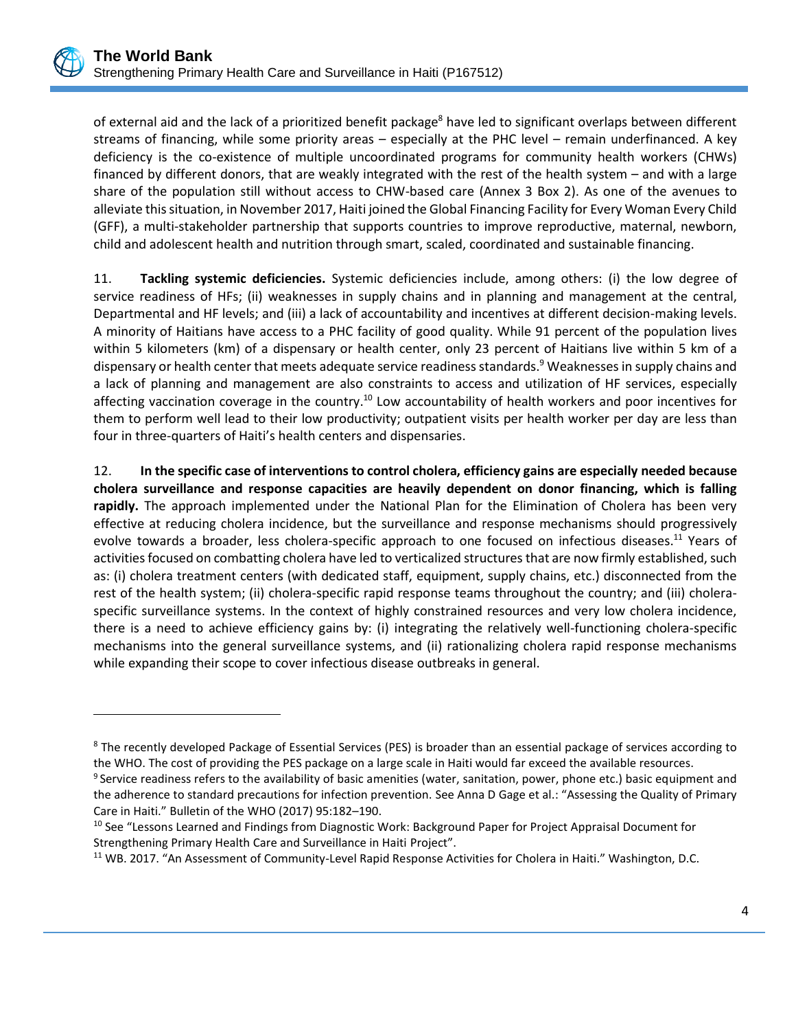of external aid and the lack of a prioritized benefit package[8] have led to significant overlaps between different streams of financing, while some priority areas – especially at the PHC level – remain underfinanced. A key deficiency is the co-existence of multiple uncoordinated programs for community health workers (CHWs) financed by different donors, that are weakly integrated with the rest of the health system – and with a large share of the population still without access to CHW-based care (Annex 3 Box 2). As one of the avenues to alleviate this situation, in November 2017, Haiti joined the Global Financing Facility for Every Woman Every Child (GFF), a multi-stakeholder partnership that supports countries to improve reproductive, maternal, newborn, child and adolescent health and nutrition through smart, scaled, coordinated and sustainable financing.

11. **Tackling systemic deficiencies.** Systemic deficiencies include, among others: (i) the low degree of service readiness of HFs; (ii) weaknesses in supply chains and in planning and management at the central, Departmental and HF levels; and (iii) a lack of accountability and incentives at different decision-making levels. A minority of Haitians have access to a PHC facility of good quality. While 91 percent of the population lives within 5 kilometers (km) of a dispensary or health center, only 23 percent of Haitians live within 5 km of a dispensary or health center that meets adequate service readiness standards.[9] Weaknesses in supply chains and a lack of planning and management are also constraints to access and utilization of HF services, especially affecting vaccination coverage in the country.[10] Low accountability of health workers and poor incentives for them to perform well lead to their low productivity; outpatient visits per health worker per day are less than four in three-quarters of Haiti's health centers and dispensaries.

12. **In the specific case of interventions to control cholera, efficiency gains are especially needed because cholera surveillance and response capacities are heavily dependent on donor financing, which is falling rapidly.** The approach implemented under the National Plan for the Elimination of Cholera has been very effective at reducing cholera incidence, but the surveillance and response mechanisms should progressively evolve towards a broader, less cholera-specific approach to one focused on infectious diseases.[11] Years of activities focused on combatting cholera have led to verticalized structures that are now firmly established, such as: (i) cholera treatment centers (with dedicated staff, equipment, supply chains, etc.) disconnected from the rest of the health system; (ii) cholera-specific rapid response teams throughout the country; and (iii) cholera-specific surveillance systems. In the context of highly constrained resources and very low cholera incidence, there is a need to achieve efficiency gains by: (i) integrating the relatively well-functioning cholera-specific mechanisms into the general surveillance systems, and (ii) rationalizing cholera rapid response mechanisms while expanding their scope to cover infectious disease outbreaks in general.

---

[8] The recently developed Package of Essential Services (PES) is broader than an essential package of services according to the WHO. The cost of providing the PES package on a large scale in Haiti would far exceed the available resources.

[9] Service readiness refers to the availability of basic amenities (water, sanitation, power, phone etc.) basic equipment and the adherence to standard precautions for infection prevention. See Anna D Gage et al.: "Assessing the Quality of Primary Care in Haiti." Bulletin of the WHO (2017) 95:182–190.

[10] See "Lessons Learned and Findings from Diagnostic Work: Background Paper for Project Appraisal Document for Strengthening Primary Health Care and Surveillance in Haiti Project".

[11] WB. 2017. "An Assessment of Community-Level Rapid Response Activities for Cholera in Haiti." Washington, D.C.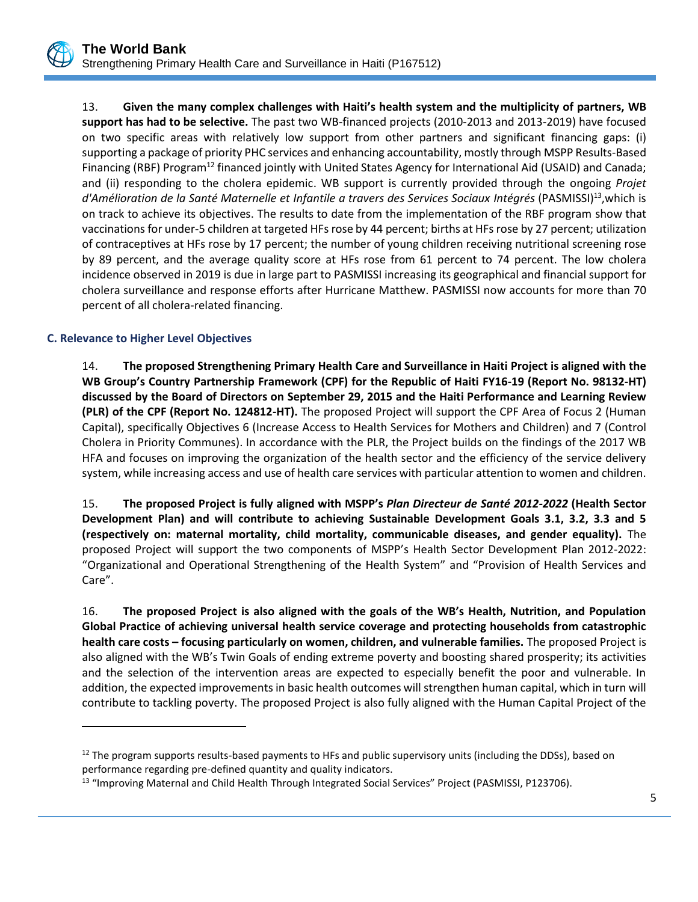13. **Given the many complex challenges with Haiti's health system and the multiplicity of partners, WB support has had to be selective.** The past two WB-financed projects (2010-2013 and 2013-2019) have focused on two specific areas with relatively low support from other partners and significant financing gaps: (i) supporting a package of priority PHC services and enhancing accountability, mostly through MSPP Results-Based Financing (RBF) Program[12] financed jointly with United States Agency for International Aid (USAID) and Canada; and (ii) responding to the cholera epidemic. WB support is currently provided through the ongoing *Projet d'Amélioration de la Santé Maternelle et Infantile a travers des Services Sociaux Intégrés* (PASMISSI)[13],which is on track to achieve its objectives. The results to date from the implementation of the RBF program show that vaccinations for under-5 children at targeted HFs rose by 44 percent; births at HFs rose by 27 percent; utilization of contraceptives at HFs rose by 17 percent; the number of young children receiving nutritional screening rose by 89 percent, and the average quality score at HFs rose from 61 percent to 74 percent. The low cholera incidence observed in 2019 is due in large part to PASMISSI increasing its geographical and financial support for cholera surveillance and response efforts after Hurricane Matthew. PASMISSI now accounts for more than 70 percent of all cholera-related financing.

### C. Relevance to Higher Level Objectives

14. **The proposed Strengthening Primary Health Care and Surveillance in Haiti Project is aligned with the WB Group's Country Partnership Framework (CPF) for the Republic of Haiti FY16-19 (Report No. 98132-HT) discussed by the Board of Directors on September 29, 2015 and the Haiti Performance and Learning Review (PLR) of the CPF (Report No. 124812-HT).** The proposed Project will support the CPF Area of Focus 2 (Human Capital), specifically Objectives 6 (Increase Access to Health Services for Mothers and Children) and 7 (Control Cholera in Priority Communes). In accordance with the PLR, the Project builds on the findings of the 2017 WB HFA and focuses on improving the organization of the health sector and the efficiency of the service delivery system, while increasing access and use of health care services with particular attention to women and children.

15. **The proposed Project is fully aligned with MSPP's *Plan Directeur de Santé 2012-2022* (Health Sector Development Plan) and will contribute to achieving Sustainable Development Goals 3.1, 3.2, 3.3 and 5 (respectively on: maternal mortality, child mortality, communicable diseases, and gender equality).** The proposed Project will support the two components of MSPP's Health Sector Development Plan 2012-2022: "Organizational and Operational Strengthening of the Health System" and "Provision of Health Services and Care".

16. **The proposed Project is also aligned with the goals of the WB's Health, Nutrition, and Population Global Practice of achieving universal health service coverage and protecting households from catastrophic health care costs – focusing particularly on women, children, and vulnerable families.** The proposed Project is also aligned with the WB's Twin Goals of ending extreme poverty and boosting shared prosperity; its activities and the selection of the intervention areas are expected to especially benefit the poor and vulnerable. In addition, the expected improvements in basic health outcomes will strengthen human capital, which in turn will contribute to tackling poverty. The proposed Project is also fully aligned with the Human Capital Project of the

---

[12] The program supports results-based payments to HFs and public supervisory units (including the DDSs), based on performance regarding pre-defined quantity and quality indicators.

[13] "Improving Maternal and Child Health Through Integrated Social Services" Project (PASMISSI, P123706).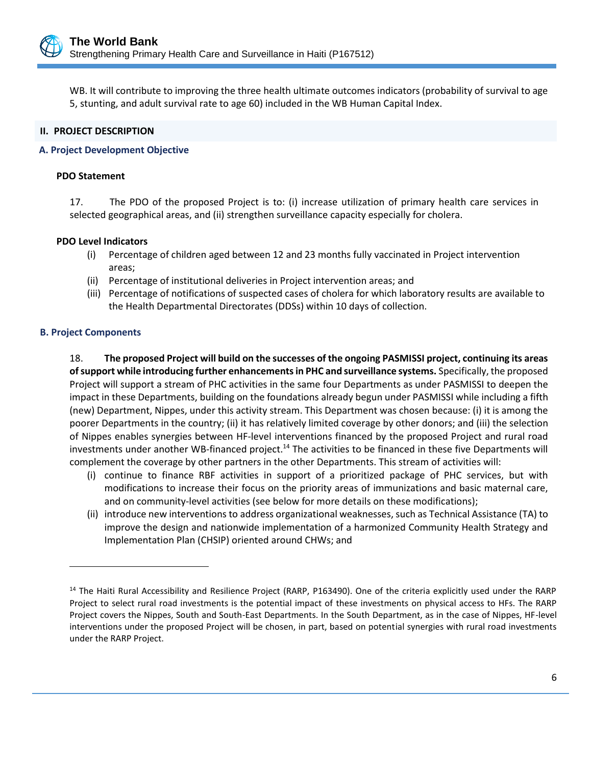WB. It will contribute to improving the three health ultimate outcomes indicators (probability of survival to age 5, stunting, and adult survival rate to age 60) included in the WB Human Capital Index.

## II. PROJECT DESCRIPTION

### A. Project Development Objective

#### PDO Statement

17. The PDO of the proposed Project is to: (i) increase utilization of primary health care services in selected geographical areas, and (ii) strengthen surveillance capacity especially for cholera.

#### PDO Level Indicators

(i) Percentage of children aged between 12 and 23 months fully vaccinated in Project intervention areas;
(ii) Percentage of institutional deliveries in Project intervention areas; and
(iii) Percentage of notifications of suspected cases of cholera for which laboratory results are available to the Health Departmental Directorates (DDSs) within 10 days of collection.

### B. Project Components

18. **The proposed Project will build on the successes of the ongoing PASMISSI project, continuing its areas of support while introducing further enhancements in PHC and surveillance systems.** Specifically, the proposed Project will support a stream of PHC activities in the same four Departments as under PASMISSI to deepen the impact in these Departments, building on the foundations already begun under PASMISSI while including a fifth (new) Department, Nippes, under this activity stream. This Department was chosen because: (i) it is among the poorer Departments in the country; (ii) it has relatively limited coverage by other donors; and (iii) the selection of Nippes enables synergies between HF-level interventions financed by the proposed Project and rural road investments under another WB-financed project.[14] The activities to be financed in these five Departments will complement the coverage by other partners in the other Departments. This stream of activities will:

(i) continue to finance RBF activities in support of a prioritized package of PHC services, but with modifications to increase their focus on the priority areas of immunizations and basic maternal care, and on community-level activities (see below for more details on these modifications);
(ii) introduce new interventions to address organizational weaknesses, such as Technical Assistance (TA) to improve the design and nationwide implementation of a harmonized Community Health Strategy and Implementation Plan (CHSIP) oriented around CHWs; and

---

[14] The Haiti Rural Accessibility and Resilience Project (RARP, P163490). One of the criteria explicitly used under the RARP Project to select rural road investments is the potential impact of these investments on physical access to HFs. The RARP Project covers the Nippes, South and South-East Departments. In the South Department, as in the case of Nippes, HF-level interventions under the proposed Project will be chosen, in part, based on potential synergies with rural road investments under the RARP Project.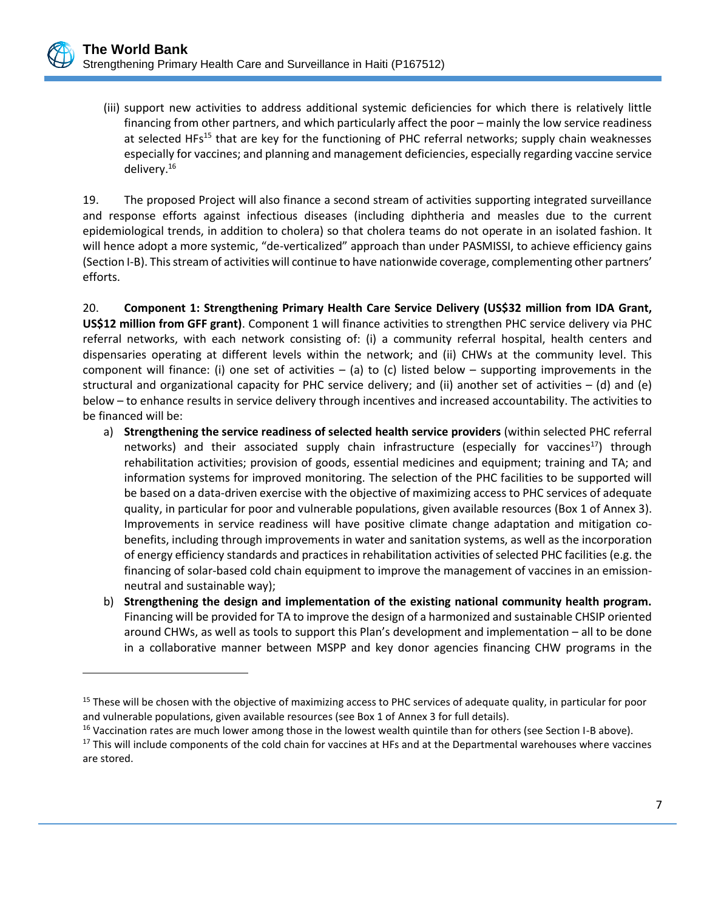(iii) support new activities to address additional systemic deficiencies for which there is relatively little financing from other partners, and which particularly affect the poor – mainly the low service readiness at selected HFs[15] that are key for the functioning of PHC referral networks; supply chain weaknesses especially for vaccines; and planning and management deficiencies, especially regarding vaccine service delivery.[16]

19. The proposed Project will also finance a second stream of activities supporting integrated surveillance and response efforts against infectious diseases (including diphtheria and measles due to the current epidemiological trends, in addition to cholera) so that cholera teams do not operate in an isolated fashion. It will hence adopt a more systemic, "de-verticalized" approach than under PASMISSI, to achieve efficiency gains (Section I-B). This stream of activities will continue to have nationwide coverage, complementing other partners' efforts.

20. **Component 1: Strengthening Primary Health Care Service Delivery (US$32 million from IDA Grant, US$12 million from GFF grant)**. Component 1 will finance activities to strengthen PHC service delivery via PHC referral networks, with each network consisting of: (i) a community referral hospital, health centers and dispensaries operating at different levels within the network; and (ii) CHWs at the community level. This component will finance: (i) one set of activities – (a) to (c) listed below – supporting improvements in the structural and organizational capacity for PHC service delivery; and (ii) another set of activities – (d) and (e) below – to enhance results in service delivery through incentives and increased accountability. The activities to be financed will be:

a) **Strengthening the service readiness of selected health service providers** (within selected PHC referral networks) and their associated supply chain infrastructure (especially for vaccines[17]) through rehabilitation activities; provision of goods, essential medicines and equipment; training and TA; and information systems for improved monitoring. The selection of the PHC facilities to be supported will be based on a data-driven exercise with the objective of maximizing access to PHC services of adequate quality, in particular for poor and vulnerable populations, given available resources (Box 1 of Annex 3). Improvements in service readiness will have positive climate change adaptation and mitigation co-benefits, including through improvements in water and sanitation systems, as well as the incorporation of energy efficiency standards and practices in rehabilitation activities of selected PHC facilities (e.g. the financing of solar-based cold chain equipment to improve the management of vaccines in an emission-neutral and sustainable way);
b) **Strengthening the design and implementation of the existing national community health program.** Financing will be provided for TA to improve the design of a harmonized and sustainable CHSIP oriented around CHWs, as well as tools to support this Plan's development and implementation – all to be done in a collaborative manner between MSPP and key donor agencies financing CHW programs in the

---

[15] These will be chosen with the objective of maximizing access to PHC services of adequate quality, in particular for poor and vulnerable populations, given available resources (see Box 1 of Annex 3 for full details).

[16] Vaccination rates are much lower among those in the lowest wealth quintile than for others (see Section I-B above).

[17] This will include components of the cold chain for vaccines at HFs and at the Departmental warehouses where vaccines are stored.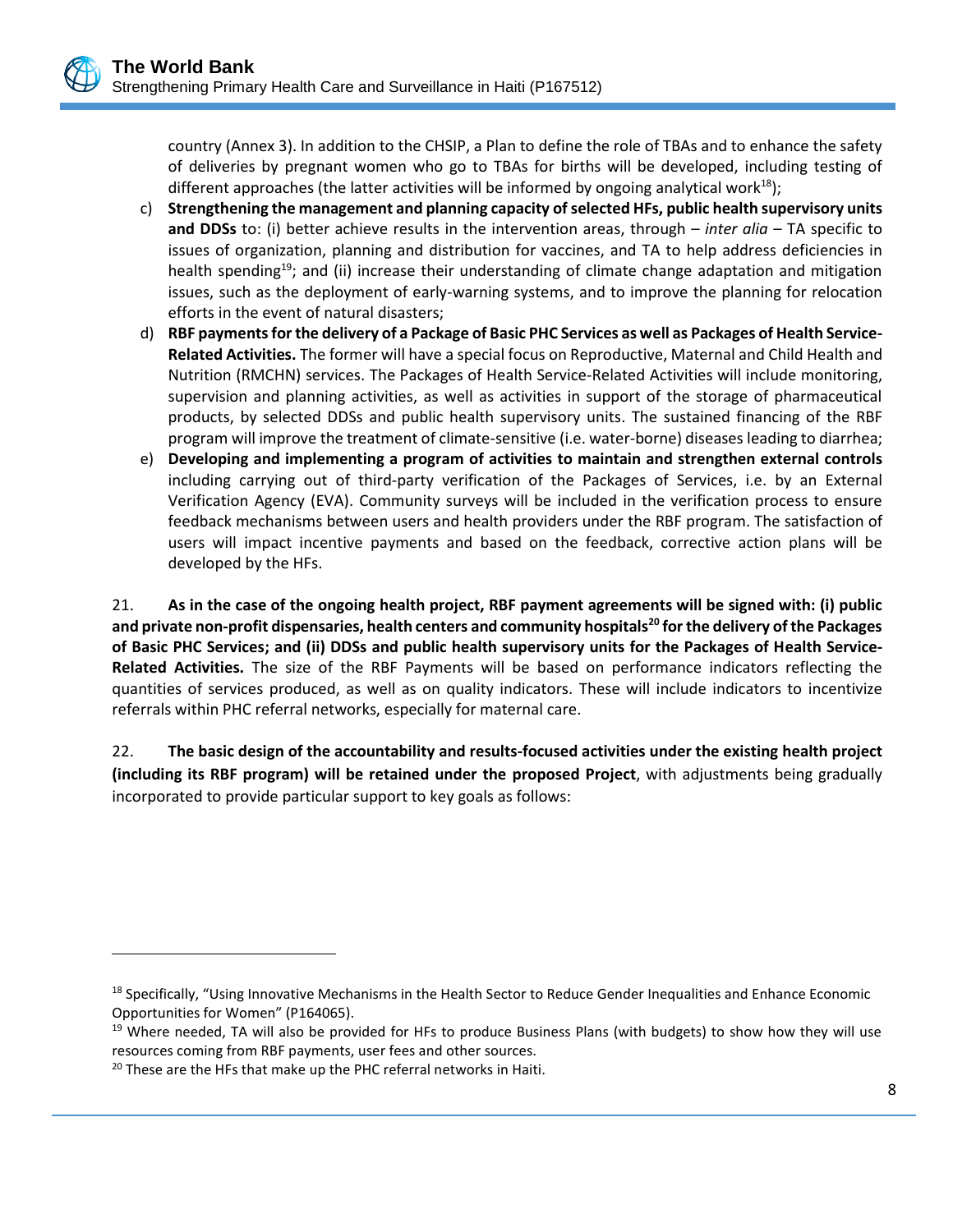country (Annex 3). In addition to the CHSIP, a Plan to define the role of TBAs and to enhance the safety of deliveries by pregnant women who go to TBAs for births will be developed, including testing of different approaches (the latter activities will be informed by ongoing analytical work[18]);

c) **Strengthening the management and planning capacity of selected HFs, public health supervisory units and DDSs** to: (i) better achieve results in the intervention areas, through – *inter alia* – TA specific to issues of organization, planning and distribution for vaccines, and TA to help address deficiencies in health spending[19]; and (ii) increase their understanding of climate change adaptation and mitigation issues, such as the deployment of early-warning systems, and to improve the planning for relocation efforts in the event of natural disasters;

d) **RBF payments for the delivery of a Package of Basic PHC Services as well as Packages of Health Service-Related Activities.** The former will have a special focus on Reproductive, Maternal and Child Health and Nutrition (RMCHN) services. The Packages of Health Service-Related Activities will include monitoring, supervision and planning activities, as well as activities in support of the storage of pharmaceutical products, by selected DDSs and public health supervisory units. The sustained financing of the RBF program will improve the treatment of climate-sensitive (i.e. water-borne) diseases leading to diarrhea;

e) **Developing and implementing a program of activities to maintain and strengthen external controls** including carrying out of third-party verification of the Packages of Services, i.e. by an External Verification Agency (EVA). Community surveys will be included in the verification process to ensure feedback mechanisms between users and health providers under the RBF program. The satisfaction of users will impact incentive payments and based on the feedback, corrective action plans will be developed by the HFs.

21. **As in the case of the ongoing health project, RBF payment agreements will be signed with: (i) public and private non-profit dispensaries, health centers and community hospitals[20] for the delivery of the Packages of Basic PHC Services; and (ii) DDSs and public health supervisory units for the Packages of Health Service-Related Activities.** The size of the RBF Payments will be based on performance indicators reflecting the quantities of services produced, as well as on quality indicators. These will include indicators to incentivize referrals within PHC referral networks, especially for maternal care.

22. **The basic design of the accountability and results-focused activities under the existing health project (including its RBF program) will be retained under the proposed Project**, with adjustments being gradually incorporated to provide particular support to key goals as follows:

---

[18] Specifically, "Using Innovative Mechanisms in the Health Sector to Reduce Gender Inequalities and Enhance Economic Opportunities for Women" (P164065).

[19] Where needed, TA will also be provided for HFs to produce Business Plans (with budgets) to show how they will use resources coming from RBF payments, user fees and other sources.

[20] These are the HFs that make up the PHC referral networks in Haiti.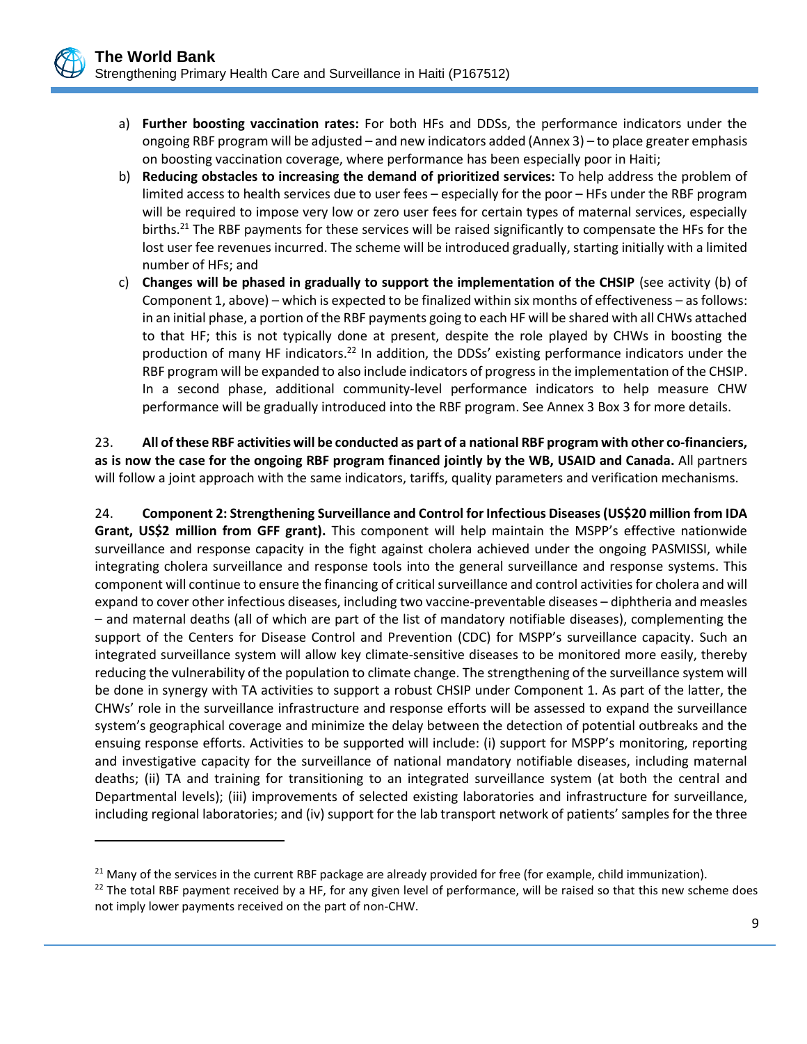a) **Further boosting vaccination rates:** For both HFs and DDSs, the performance indicators under the ongoing RBF program will be adjusted – and new indicators added (Annex 3) – to place greater emphasis on boosting vaccination coverage, where performance has been especially poor in Haiti;
b) **Reducing obstacles to increasing the demand of prioritized services:** To help address the problem of limited access to health services due to user fees – especially for the poor – HFs under the RBF program will be required to impose very low or zero user fees for certain types of maternal services, especially births.[21] The RBF payments for these services will be raised significantly to compensate the HFs for the lost user fee revenues incurred. The scheme will be introduced gradually, starting initially with a limited number of HFs; and
c) **Changes will be phased in gradually to support the implementation of the CHSIP** (see activity (b) of Component 1, above) – which is expected to be finalized within six months of effectiveness – as follows: in an initial phase, a portion of the RBF payments going to each HF will be shared with all CHWs attached to that HF; this is not typically done at present, despite the role played by CHWs in boosting the production of many HF indicators.[22] In addition, the DDSs' existing performance indicators under the RBF program will be expanded to also include indicators of progress in the implementation of the CHSIP. In a second phase, additional community-level performance indicators to help measure CHW performance will be gradually introduced into the RBF program. See Annex 3 Box 3 for more details.

23. **All of these RBF activities will be conducted as part of a national RBF program with other co-financiers, as is now the case for the ongoing RBF program financed jointly by the WB, USAID and Canada.** All partners will follow a joint approach with the same indicators, tariffs, quality parameters and verification mechanisms.

24. **Component 2: Strengthening Surveillance and Control for Infectious Diseases (US$20 million from IDA Grant, US$2 million from GFF grant).** This component will help maintain the MSPP's effective nationwide surveillance and response capacity in the fight against cholera achieved under the ongoing PASMISSI, while integrating cholera surveillance and response tools into the general surveillance and response systems. This component will continue to ensure the financing of critical surveillance and control activities for cholera and will expand to cover other infectious diseases, including two vaccine-preventable diseases – diphtheria and measles – and maternal deaths (all of which are part of the list of mandatory notifiable diseases), complementing the support of the Centers for Disease Control and Prevention (CDC) for MSPP's surveillance capacity. Such an integrated surveillance system will allow key climate-sensitive diseases to be monitored more easily, thereby reducing the vulnerability of the population to climate change. The strengthening of the surveillance system will be done in synergy with TA activities to support a robust CHSIP under Component 1. As part of the latter, the CHWs' role in the surveillance infrastructure and response efforts will be assessed to expand the surveillance system's geographical coverage and minimize the delay between the detection of potential outbreaks and the ensuing response efforts. Activities to be supported will include: (i) support for MSPP's monitoring, reporting and investigative capacity for the surveillance of national mandatory notifiable diseases, including maternal deaths; (ii) TA and training for transitioning to an integrated surveillance system (at both the central and Departmental levels); (iii) improvements of selected existing laboratories and infrastructure for surveillance, including regional laboratories; and (iv) support for the lab transport network of patients' samples for the three

---

[21] Many of the services in the current RBF package are already provided for free (for example, child immunization).

[22] The total RBF payment received by a HF, for any given level of performance, will be raised so that this new scheme does not imply lower payments received on the part of non-CHW.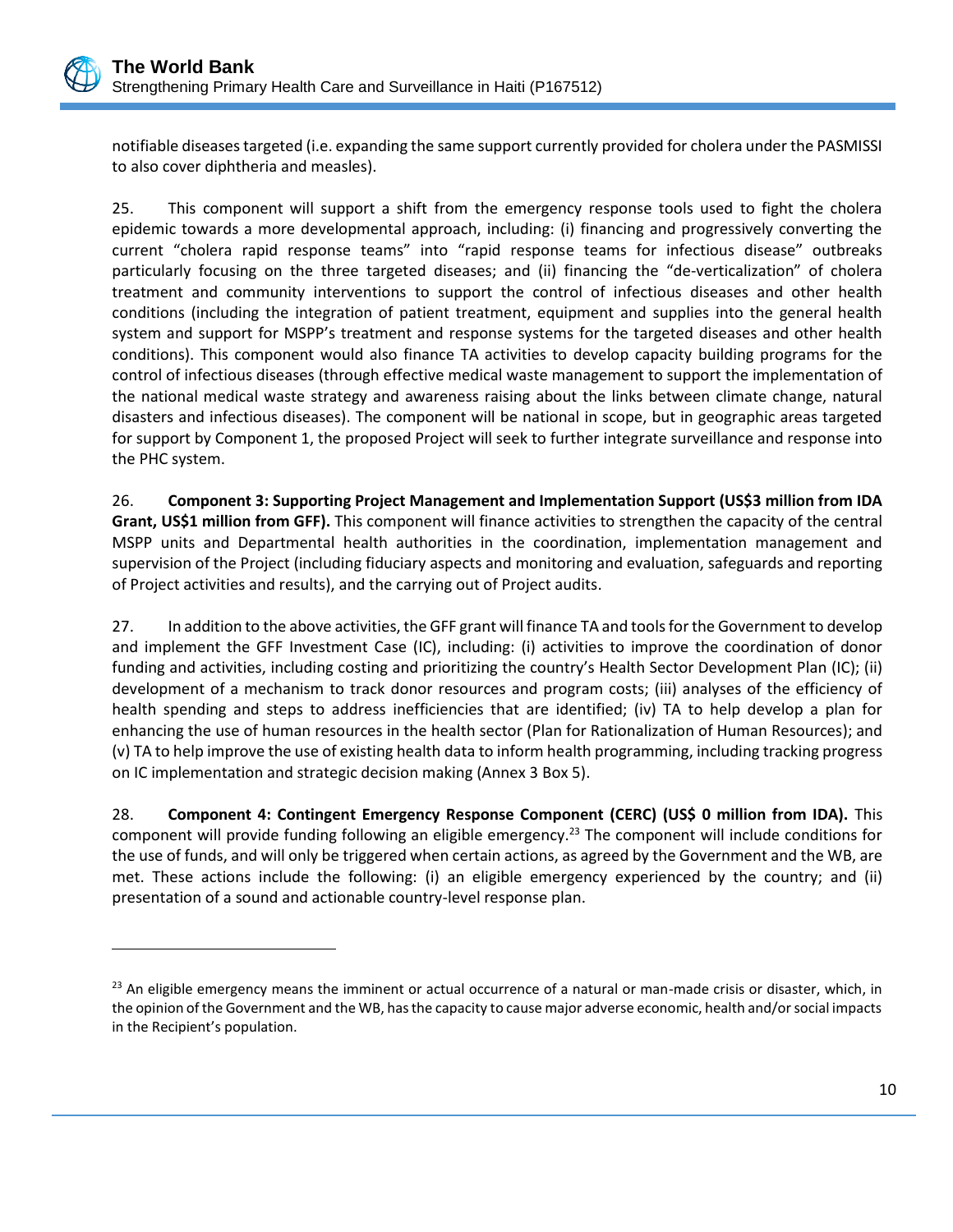notifiable diseases targeted (i.e. expanding the same support currently provided for cholera under the PASMISSI to also cover diphtheria and measles).

25. This component will support a shift from the emergency response tools used to fight the cholera epidemic towards a more developmental approach, including: (i) financing and progressively converting the current "cholera rapid response teams" into "rapid response teams for infectious disease" outbreaks particularly focusing on the three targeted diseases; and (ii) financing the "de-verticalization" of cholera treatment and community interventions to support the control of infectious diseases and other health conditions (including the integration of patient treatment, equipment and supplies into the general health system and support for MSPP's treatment and response systems for the targeted diseases and other health conditions). This component would also finance TA activities to develop capacity building programs for the control of infectious diseases (through effective medical waste management to support the implementation of the national medical waste strategy and awareness raising about the links between climate change, natural disasters and infectious diseases). The component will be national in scope, but in geographic areas targeted for support by Component 1, the proposed Project will seek to further integrate surveillance and response into the PHC system.

26. **Component 3: Supporting Project Management and Implementation Support (US$3 million from IDA Grant, US$1 million from GFF).** This component will finance activities to strengthen the capacity of the central MSPP units and Departmental health authorities in the coordination, implementation management and supervision of the Project (including fiduciary aspects and monitoring and evaluation, safeguards and reporting of Project activities and results), and the carrying out of Project audits.

27. In addition to the above activities, the GFF grant will finance TA and tools for the Government to develop and implement the GFF Investment Case (IC), including: (i) activities to improve the coordination of donor funding and activities, including costing and prioritizing the country's Health Sector Development Plan (IC); (ii) development of a mechanism to track donor resources and program costs; (iii) analyses of the efficiency of health spending and steps to address inefficiencies that are identified; (iv) TA to help develop a plan for enhancing the use of human resources in the health sector (Plan for Rationalization of Human Resources); and (v) TA to help improve the use of existing health data to inform health programming, including tracking progress on IC implementation and strategic decision making (Annex 3 Box 5).

28. **Component 4: Contingent Emergency Response Component (CERC) (US$ 0 million from IDA).** This component will provide funding following an eligible emergency.[23] The component will include conditions for the use of funds, and will only be triggered when certain actions, as agreed by the Government and the WB, are met. These actions include the following: (i) an eligible emergency experienced by the country; and (ii) presentation of a sound and actionable country-level response plan.

[23] An eligible emergency means the imminent or actual occurrence of a natural or man-made crisis or disaster, which, in the opinion of the Government and the WB, has the capacity to cause major adverse economic, health and/or social impacts in the Recipient's population.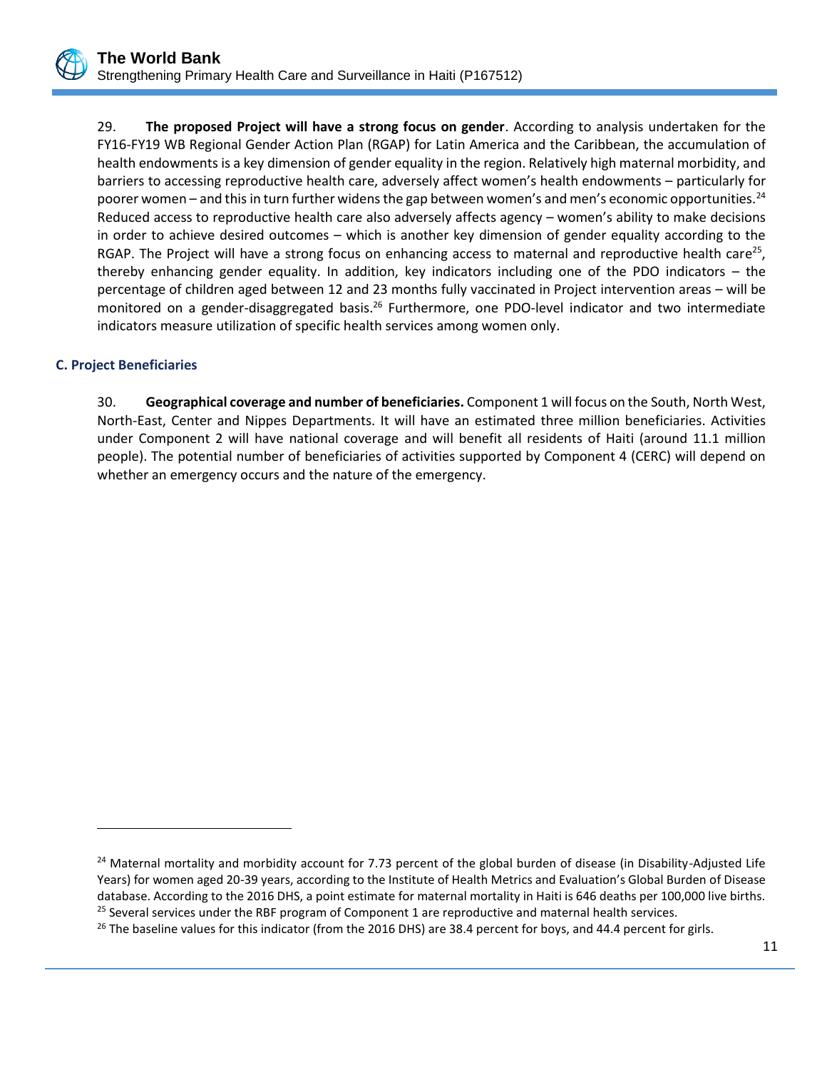29. **The proposed Project will have a strong focus on gender**. According to analysis undertaken for the FY16-FY19 WB Regional Gender Action Plan (RGAP) for Latin America and the Caribbean, the accumulation of health endowments is a key dimension of gender equality in the region. Relatively high maternal morbidity, and barriers to accessing reproductive health care, adversely affect women's health endowments – particularly for poorer women – and this in turn further widens the gap between women's and men's economic opportunities.[24] Reduced access to reproductive health care also adversely affects agency – women's ability to make decisions in order to achieve desired outcomes – which is another key dimension of gender equality according to the RGAP. The Project will have a strong focus on enhancing access to maternal and reproductive health care[25], thereby enhancing gender equality. In addition, key indicators including one of the PDO indicators – the percentage of children aged between 12 and 23 months fully vaccinated in Project intervention areas – will be monitored on a gender-disaggregated basis.[26] Furthermore, one PDO-level indicator and two intermediate indicators measure utilization of specific health services among women only.

### C. Project Beneficiaries

30. **Geographical coverage and number of beneficiaries.** Component 1 will focus on the South, North West, North-East, Center and Nippes Departments. It will have an estimated three million beneficiaries. Activities under Component 2 will have national coverage and will benefit all residents of Haiti (around 11.1 million people). The potential number of beneficiaries of activities supported by Component 4 (CERC) will depend on whether an emergency occurs and the nature of the emergency.

---

[24] Maternal mortality and morbidity account for 7.73 percent of the global burden of disease (in Disability-Adjusted Life Years) for women aged 20-39 years, according to the Institute of Health Metrics and Evaluation's Global Burden of Disease database. According to the 2016 DHS, a point estimate for maternal mortality in Haiti is 646 deaths per 100,000 live births.

[25] Several services under the RBF program of Component 1 are reproductive and maternal health services.

[26] The baseline values for this indicator (from the 2016 DHS) are 38.4 percent for boys, and 44.4 percent for girls.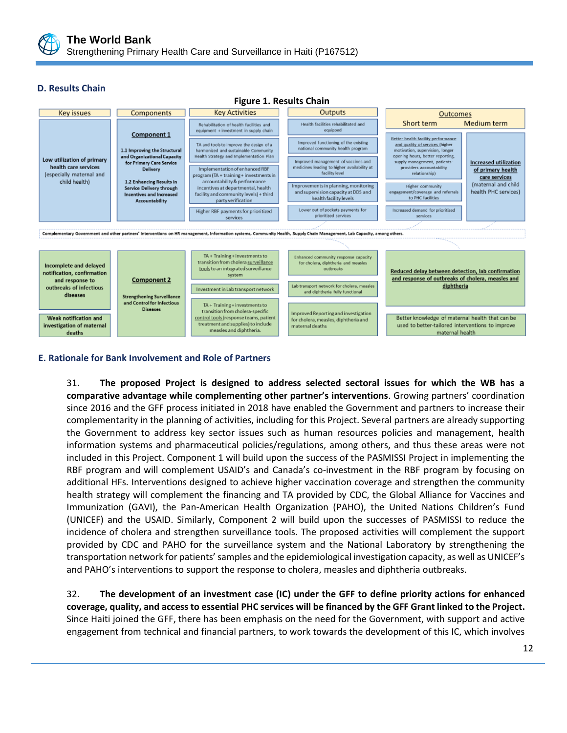### D. Results Chain

**Figure 1. Results Chain**

| Key issues | Components | Key Activities | Outputs | Outcomes – Short term | Outcomes – Medium term |
|---|---|---|---|---|---|
| Low utilization of primary health care services (especially maternal and child health) | **Component 1** 1.1 Improving the Structural and Organizational Capacity for Primary Care Service Delivery; 1.2 Enhancing Results in Service Delivery through Incentives and Increased Accountability | Rehabilitation of health facilities and equipment + investment in supply chain | Health facilities rehabilitated and equipped | Better health facility performance and quality of services (higher motivation, supervision, longer opening hours, better reporting, supply management, patients-providers accountability relationship) | Increased utilization of primary health care services (maternal and child health PHC services) |
| | | TA and tools to improve the design of a harmonized and sustainable Community Health Strategy and Implementation Plan | Improved functioning of the existing national community health program | Higher community engagement/coverage and referrals to PHC facilities | |
| | | Implementation of enhanced RBF program (TA + training + investments in accountability & performance incentives at departmental, health facility and community levels) + third party verification | Improved management of vaccines and medicines leading to higher availability at facility level | | |
| | | | Improvements in planning, monitoring and supervision capacity at DDS and health facility levels | | |
| | | Higher RBF payments for prioritized services | Lower out of pockets payments for prioritized services | Increased demand for prioritized services | |

Complementary Government and other partners' interventions on HR management, Information systems, Community Health, Supply Chain Management, Lab Capacity, among others.

| Key issues | Components | Key Activities | Outputs | Outcomes |
|---|---|---|---|---|
| Incomplete and delayed notification, confirmation and response to outbreaks of infectious diseases | **Component 2** Strengthening Surveillance and Control for Infectious Diseases | TA + Training + investments to transition from cholera surveillance tools to an integrated surveillance system | Enhanced community response capacity for cholera, diphtheria and measles outbreaks | Reduced delay between detection, lab confirmation and response of outbreaks of cholera, measles and diphtheria |
| | | Investment in Lab transport network | Lab transport network for cholera, measles and diphtheria fully functional | |
| Weak notification and investigation of maternal deaths | | TA + Training + investments to transition from cholera-specific control tools (response teams, patient treatment and supplies) to include measles and diphtheria. | Improved Reporting and investigation for cholera, measles, diphtheria and maternal deaths | Better knowledge of maternal health that can be used to better-tailored interventions to improve maternal health |

### E. Rationale for Bank Involvement and Role of Partners

31. **The proposed Project is designed to address selected sectoral issues for which the WB has a comparative advantage while complementing other partner's interventions**. Growing partners' coordination since 2016 and the GFF process initiated in 2018 have enabled the Government and partners to increase their complementarity in the planning of activities, including for this Project. Several partners are already supporting the Government to address key sector issues such as human resources policies and management, health information systems and pharmaceutical policies/regulations, among others, and thus these areas were not included in this Project. Component 1 will build upon the success of the PASMISSI Project in implementing the RBF program and will complement USAID's and Canada's co-investment in the RBF program by focusing on additional HFs. Interventions designed to achieve higher vaccination coverage and strengthen the community health strategy will complement the financing and TA provided by CDC, the Global Alliance for Vaccines and Immunization (GAVI), the Pan-American Health Organization (PAHO), the United Nations Children's Fund (UNICEF) and the USAID. Similarly, Component 2 will build upon the successes of PASMISSI to reduce the incidence of cholera and strengthen surveillance tools. The proposed activities will complement the support provided by CDC and PAHO for the surveillance system and the National Laboratory by strengthening the transportation network for patients' samples and the epidemiological investigation capacity, as well as UNICEF's and PAHO's interventions to support the response to cholera, measles and diphtheria outbreaks.

32. **The development of an investment case (IC) under the GFF to define priority actions for enhanced coverage, quality, and access to essential PHC services will be financed by the GFF Grant linked to the Project.** Since Haiti joined the GFF, there has been emphasis on the need for the Government, with support and active engagement from technical and financial partners, to work towards the development of this IC, which involves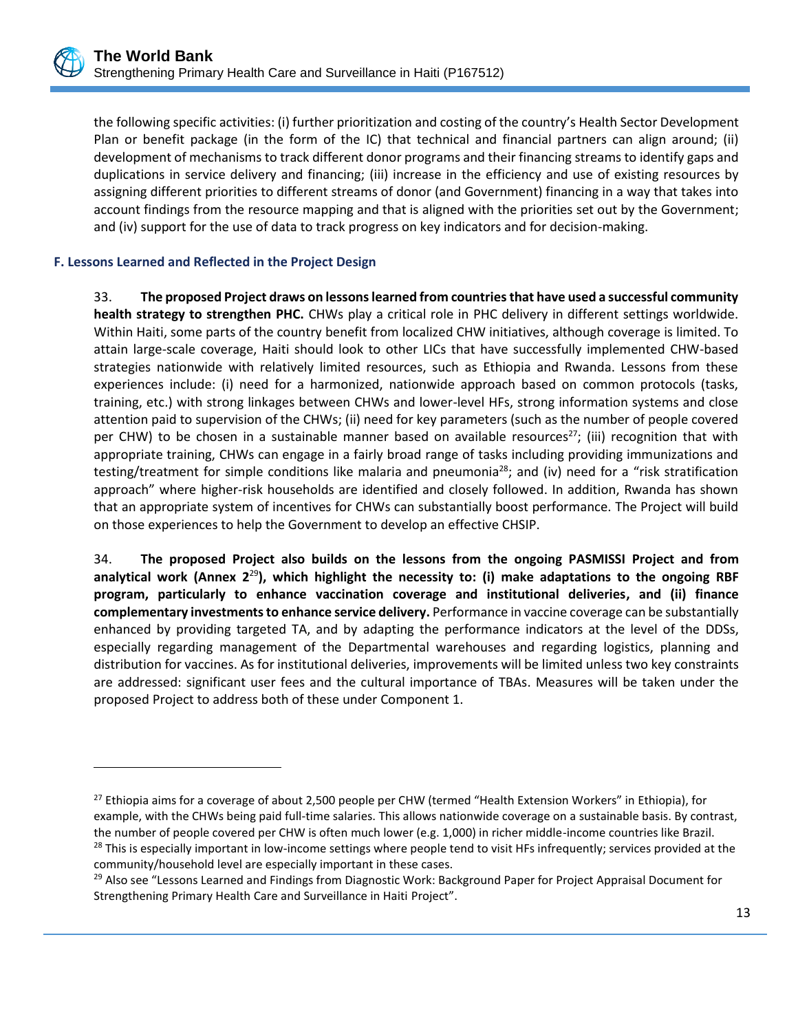the following specific activities: (i) further prioritization and costing of the country's Health Sector Development Plan or benefit package (in the form of the IC) that technical and financial partners can align around; (ii) development of mechanisms to track different donor programs and their financing streams to identify gaps and duplications in service delivery and financing; (iii) increase in the efficiency and use of existing resources by assigning different priorities to different streams of donor (and Government) financing in a way that takes into account findings from the resource mapping and that is aligned with the priorities set out by the Government; and (iv) support for the use of data to track progress on key indicators and for decision-making.

### F. Lessons Learned and Reflected in the Project Design

33. **The proposed Project draws on lessons learned from countries that have used a successful community health strategy to strengthen PHC.** CHWs play a critical role in PHC delivery in different settings worldwide. Within Haiti, some parts of the country benefit from localized CHW initiatives, although coverage is limited. To attain large-scale coverage, Haiti should look to other LICs that have successfully implemented CHW-based strategies nationwide with relatively limited resources, such as Ethiopia and Rwanda. Lessons from these experiences include: (i) need for a harmonized, nationwide approach based on common protocols (tasks, training, etc.) with strong linkages between CHWs and lower-level HFs, strong information systems and close attention paid to supervision of the CHWs; (ii) need for key parameters (such as the number of people covered per CHW) to be chosen in a sustainable manner based on available resources[27]; (iii) recognition that with appropriate training, CHWs can engage in a fairly broad range of tasks including providing immunizations and testing/treatment for simple conditions like malaria and pneumonia[28]; and (iv) need for a "risk stratification approach" where higher-risk households are identified and closely followed. In addition, Rwanda has shown that an appropriate system of incentives for CHWs can substantially boost performance. The Project will build on those experiences to help the Government to develop an effective CHSIP.

34. **The proposed Project also builds on the lessons from the ongoing PASMISSI Project and from analytical work (Annex 2[29]), which highlight the necessity to: (i) make adaptations to the ongoing RBF program, particularly to enhance vaccination coverage and institutional deliveries, and (ii) finance complementary investments to enhance service delivery.** Performance in vaccine coverage can be substantially enhanced by providing targeted TA, and by adapting the performance indicators at the level of the DDSs, especially regarding management of the Departmental warehouses and regarding logistics, planning and distribution for vaccines. As for institutional deliveries, improvements will be limited unless two key constraints are addressed: significant user fees and the cultural importance of TBAs. Measures will be taken under the proposed Project to address both of these under Component 1.

---

[27] Ethiopia aims for a coverage of about 2,500 people per CHW (termed "Health Extension Workers" in Ethiopia), for example, with the CHWs being paid full-time salaries. This allows nationwide coverage on a sustainable basis. By contrast, the number of people covered per CHW is often much lower (e.g. 1,000) in richer middle-income countries like Brazil.

[28] This is especially important in low-income settings where people tend to visit HFs infrequently; services provided at the community/household level are especially important in these cases.

[29] Also see "Lessons Learned and Findings from Diagnostic Work: Background Paper for Project Appraisal Document for Strengthening Primary Health Care and Surveillance in Haiti Project".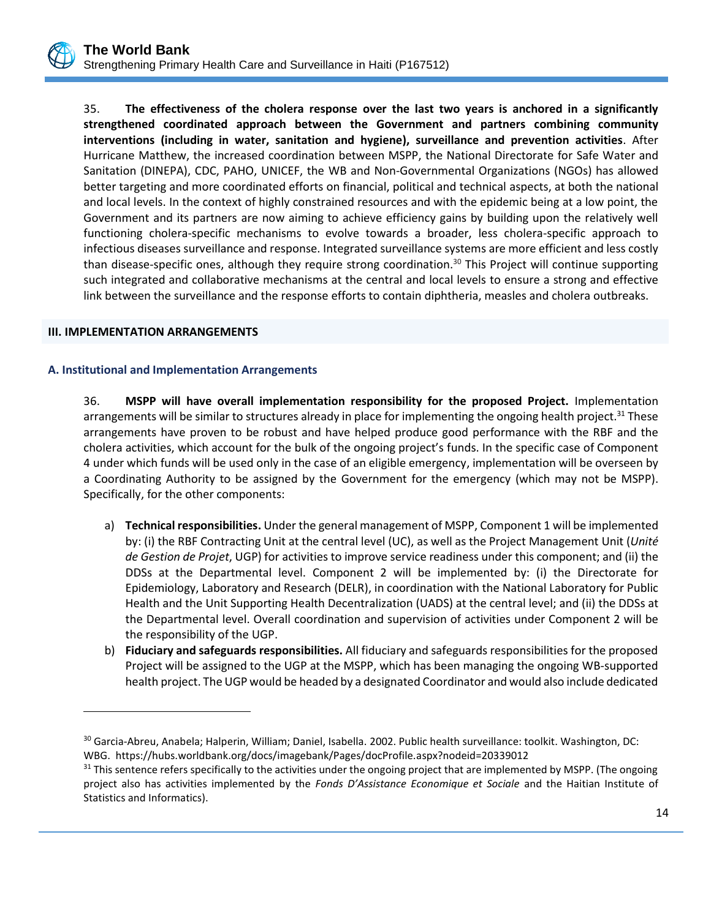35. **The effectiveness of the cholera response over the last two years is anchored in a significantly strengthened coordinated approach between the Government and partners combining community interventions (including in water, sanitation and hygiene), surveillance and prevention activities**. After Hurricane Matthew, the increased coordination between MSPP, the National Directorate for Safe Water and Sanitation (DINEPA), CDC, PAHO, UNICEF, the WB and Non-Governmental Organizations (NGOs) has allowed better targeting and more coordinated efforts on financial, political and technical aspects, at both the national and local levels. In the context of highly constrained resources and with the epidemic being at a low point, the Government and its partners are now aiming to achieve efficiency gains by building upon the relatively well functioning cholera-specific mechanisms to evolve towards a broader, less cholera-specific approach to infectious diseases surveillance and response. Integrated surveillance systems are more efficient and less costly than disease-specific ones, although they require strong coordination.[30] This Project will continue supporting such integrated and collaborative mechanisms at the central and local levels to ensure a strong and effective link between the surveillance and the response efforts to contain diphtheria, measles and cholera outbreaks.

## III. IMPLEMENTATION ARRANGEMENTS

### A. Institutional and Implementation Arrangements

36. **MSPP will have overall implementation responsibility for the proposed Project.** Implementation arrangements will be similar to structures already in place for implementing the ongoing health project.[31] These arrangements have proven to be robust and have helped produce good performance with the RBF and the cholera activities, which account for the bulk of the ongoing project's funds. In the specific case of Component 4 under which funds will be used only in the case of an eligible emergency, implementation will be overseen by a Coordinating Authority to be assigned by the Government for the emergency (which may not be MSPP). Specifically, for the other components:

a) **Technical responsibilities.** Under the general management of MSPP, Component 1 will be implemented by: (i) the RBF Contracting Unit at the central level (UC), as well as the Project Management Unit (*Unité de Gestion de Projet*, UGP) for activities to improve service readiness under this component; and (ii) the DDSs at the Departmental level. Component 2 will be implemented by: (i) the Directorate for Epidemiology, Laboratory and Research (DELR), in coordination with the National Laboratory for Public Health and the Unit Supporting Health Decentralization (UADS) at the central level; and (ii) the DDSs at the Departmental level. Overall coordination and supervision of activities under Component 2 will be the responsibility of the UGP.

b) **Fiduciary and safeguards responsibilities.** All fiduciary and safeguards responsibilities for the proposed Project will be assigned to the UGP at the MSPP, which has been managing the ongoing WB-supported health project. The UGP would be headed by a designated Coordinator and would also include dedicated

---

[30] Garcia-Abreu, Anabela; Halperin, William; Daniel, Isabella. 2002. Public health surveillance: toolkit. Washington, DC: WBG. https://hubs.worldbank.org/docs/imagebank/Pages/docProfile.aspx?nodeid=20339012

[31] This sentence refers specifically to the activities under the ongoing project that are implemented by MSPP. (The ongoing project also has activities implemented by the *Fonds D'Assistance Economique et Sociale* and the Haitian Institute of Statistics and Informatics).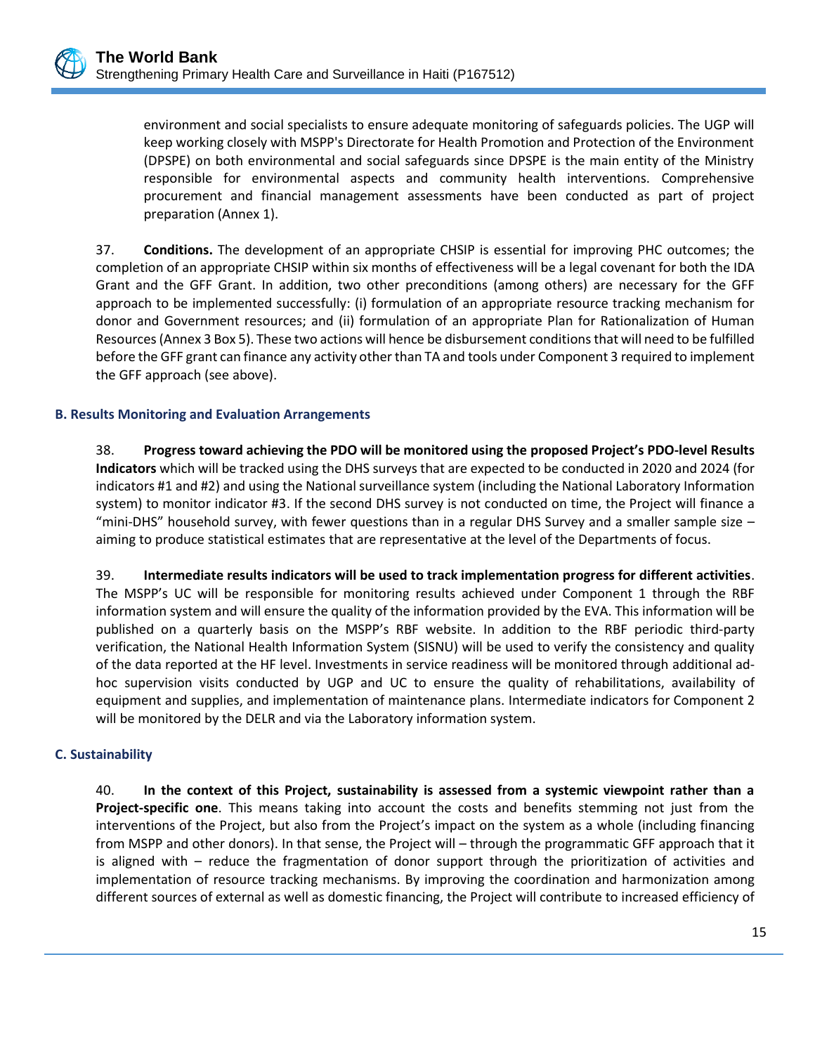environment and social specialists to ensure adequate monitoring of safeguards policies. The UGP will keep working closely with MSPP's Directorate for Health Promotion and Protection of the Environment (DPSPE) on both environmental and social safeguards since DPSPE is the main entity of the Ministry responsible for environmental aspects and community health interventions. Comprehensive procurement and financial management assessments have been conducted as part of project preparation (Annex 1).

37. **Conditions.** The development of an appropriate CHSIP is essential for improving PHC outcomes; the completion of an appropriate CHSIP within six months of effectiveness will be a legal covenant for both the IDA Grant and the GFF Grant. In addition, two other preconditions (among others) are necessary for the GFF approach to be implemented successfully: (i) formulation of an appropriate resource tracking mechanism for donor and Government resources; and (ii) formulation of an appropriate Plan for Rationalization of Human Resources (Annex 3 Box 5). These two actions will hence be disbursement conditions that will need to be fulfilled before the GFF grant can finance any activity other than TA and tools under Component 3 required to implement the GFF approach (see above).

### B. Results Monitoring and Evaluation Arrangements

38. **Progress toward achieving the PDO will be monitored using the proposed Project's PDO-level Results Indicators** which will be tracked using the DHS surveys that are expected to be conducted in 2020 and 2024 (for indicators #1 and #2) and using the National surveillance system (including the National Laboratory Information system) to monitor indicator #3. If the second DHS survey is not conducted on time, the Project will finance a "mini-DHS" household survey, with fewer questions than in a regular DHS Survey and a smaller sample size – aiming to produce statistical estimates that are representative at the level of the Departments of focus.

39. **Intermediate results indicators will be used to track implementation progress for different activities**. The MSPP's UC will be responsible for monitoring results achieved under Component 1 through the RBF information system and will ensure the quality of the information provided by the EVA. This information will be published on a quarterly basis on the MSPP's RBF website. In addition to the RBF periodic third-party verification, the National Health Information System (SISNU) will be used to verify the consistency and quality of the data reported at the HF level. Investments in service readiness will be monitored through additional ad-hoc supervision visits conducted by UGP and UC to ensure the quality of rehabilitations, availability of equipment and supplies, and implementation of maintenance plans. Intermediate indicators for Component 2 will be monitored by the DELR and via the Laboratory information system.

### C. Sustainability

40. **In the context of this Project, sustainability is assessed from a systemic viewpoint rather than a Project-specific one**. This means taking into account the costs and benefits stemming not just from the interventions of the Project, but also from the Project's impact on the system as a whole (including financing from MSPP and other donors). In that sense, the Project will – through the programmatic GFF approach that it is aligned with – reduce the fragmentation of donor support through the prioritization of activities and implementation of resource tracking mechanisms. By improving the coordination and harmonization among different sources of external as well as domestic financing, the Project will contribute to increased efficiency of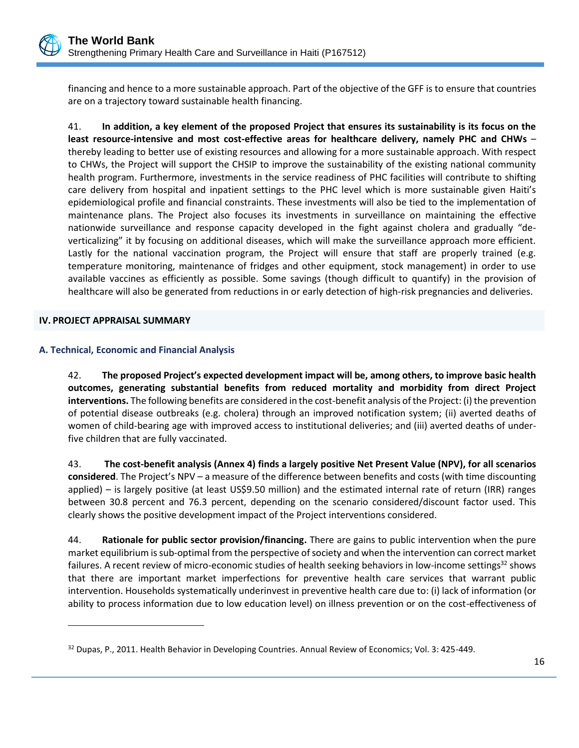financing and hence to a more sustainable approach. Part of the objective of the GFF is to ensure that countries are on a trajectory toward sustainable health financing.

41. **In addition, a key element of the proposed Project that ensures its sustainability is its focus on the least resource-intensive and most cost-effective areas for healthcare delivery, namely PHC and CHWs** – thereby leading to better use of existing resources and allowing for a more sustainable approach. With respect to CHWs, the Project will support the CHSIP to improve the sustainability of the existing national community health program. Furthermore, investments in the service readiness of PHC facilities will contribute to shifting care delivery from hospital and inpatient settings to the PHC level which is more sustainable given Haiti's epidemiological profile and financial constraints. These investments will also be tied to the implementation of maintenance plans. The Project also focuses its investments in surveillance on maintaining the effective nationwide surveillance and response capacity developed in the fight against cholera and gradually "de-verticalizing" it by focusing on additional diseases, which will make the surveillance approach more efficient. Lastly for the national vaccination program, the Project will ensure that staff are properly trained (e.g. temperature monitoring, maintenance of fridges and other equipment, stock management) in order to use available vaccines as efficiently as possible. Some savings (though difficult to quantify) in the provision of healthcare will also be generated from reductions in or early detection of high-risk pregnancies and deliveries.

## IV. PROJECT APPRAISAL SUMMARY

### A. Technical, Economic and Financial Analysis

42. **The proposed Project's expected development impact will be, among others, to improve basic health outcomes, generating substantial benefits from reduced mortality and morbidity from direct Project interventions.** The following benefits are considered in the cost-benefit analysis of the Project: (i) the prevention of potential disease outbreaks (e.g. cholera) through an improved notification system; (ii) averted deaths of women of child-bearing age with improved access to institutional deliveries; and (iii) averted deaths of under-five children that are fully vaccinated.

43. **The cost-benefit analysis (Annex 4) finds a largely positive Net Present Value (NPV), for all scenarios considered**. The Project's NPV – a measure of the difference between benefits and costs (with time discounting applied) – is largely positive (at least US$9.50 million) and the estimated internal rate of return (IRR) ranges between 30.8 percent and 76.3 percent, depending on the scenario considered/discount factor used. This clearly shows the positive development impact of the Project interventions considered.

44. **Rationale for public sector provision/financing.** There are gains to public intervention when the pure market equilibrium is sub-optimal from the perspective of society and when the intervention can correct market failures. A recent review of micro-economic studies of health seeking behaviors in low-income settings[32] shows that there are important market imperfections for preventive health care services that warrant public intervention. Households systematically underinvest in preventive health care due to: (i) lack of information (or ability to process information due to low education level) on illness prevention or on the cost-effectiveness of

---

[32] Dupas, P., 2011. Health Behavior in Developing Countries. Annual Review of Economics; Vol. 3: 425-449.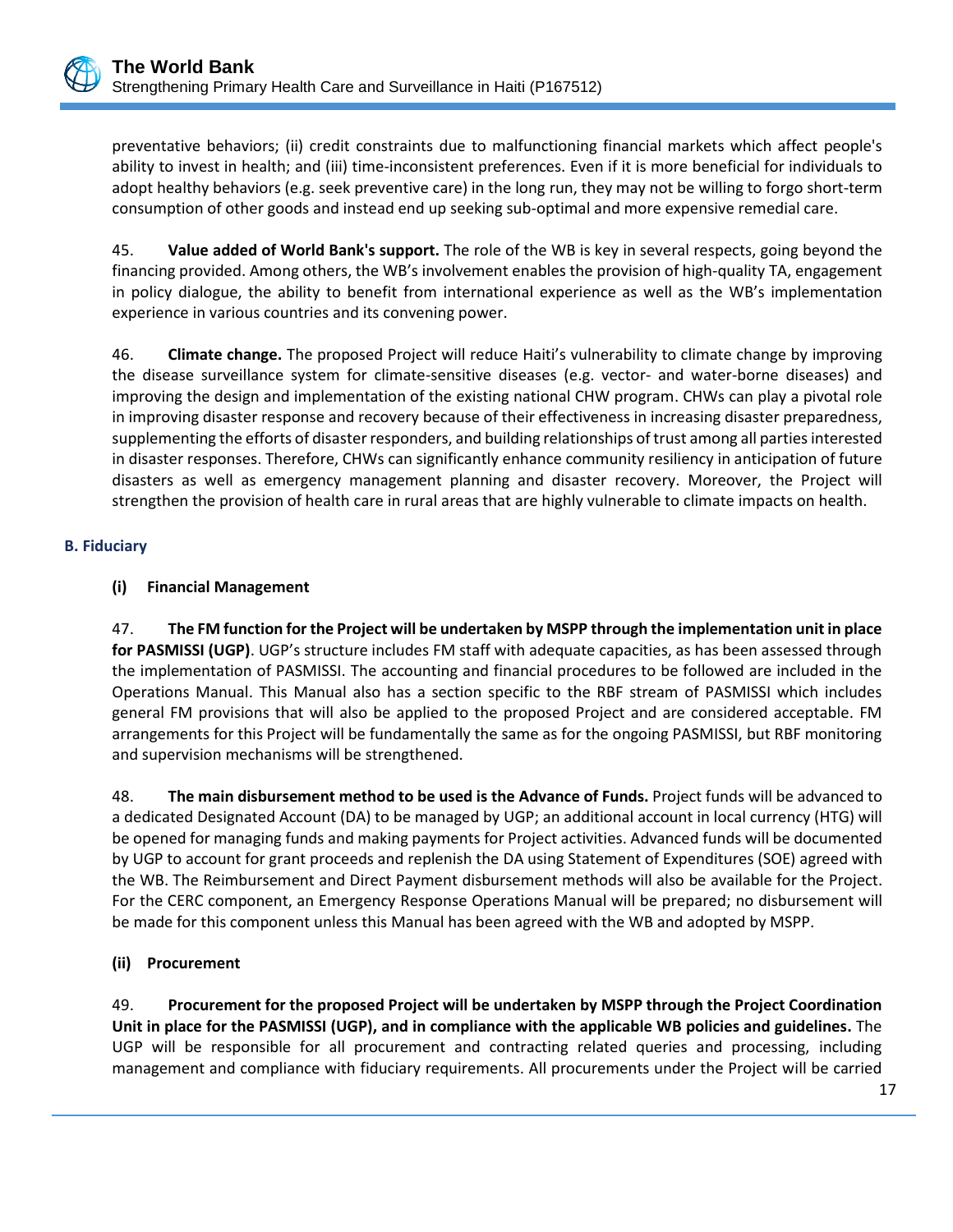preventative behaviors; (ii) credit constraints due to malfunctioning financial markets which affect people's ability to invest in health; and (iii) time-inconsistent preferences. Even if it is more beneficial for individuals to adopt healthy behaviors (e.g. seek preventive care) in the long run, they may not be willing to forgo short-term consumption of other goods and instead end up seeking sub-optimal and more expensive remedial care.

45. **Value added of World Bank's support.** The role of the WB is key in several respects, going beyond the financing provided. Among others, the WB's involvement enables the provision of high-quality TA, engagement in policy dialogue, the ability to benefit from international experience as well as the WB's implementation experience in various countries and its convening power.

46. **Climate change.** The proposed Project will reduce Haiti's vulnerability to climate change by improving the disease surveillance system for climate-sensitive diseases (e.g. vector- and water-borne diseases) and improving the design and implementation of the existing national CHW program. CHWs can play a pivotal role in improving disaster response and recovery because of their effectiveness in increasing disaster preparedness, supplementing the efforts of disaster responders, and building relationships of trust among all parties interested in disaster responses. Therefore, CHWs can significantly enhance community resiliency in anticipation of future disasters as well as emergency management planning and disaster recovery. Moreover, the Project will strengthen the provision of health care in rural areas that are highly vulnerable to climate impacts on health.

## B. Fiduciary

### (i) Financial Management

47. **The FM function for the Project will be undertaken by MSPP through the implementation unit in place for PASMISSI (UGP)**. UGP's structure includes FM staff with adequate capacities, as has been assessed through the implementation of PASMISSI. The accounting and financial procedures to be followed are included in the Operations Manual. This Manual also has a section specific to the RBF stream of PASMISSI which includes general FM provisions that will also be applied to the proposed Project and are considered acceptable. FM arrangements for this Project will be fundamentally the same as for the ongoing PASMISSI, but RBF monitoring and supervision mechanisms will be strengthened.

48. **The main disbursement method to be used is the Advance of Funds.** Project funds will be advanced to a dedicated Designated Account (DA) to be managed by UGP; an additional account in local currency (HTG) will be opened for managing funds and making payments for Project activities. Advanced funds will be documented by UGP to account for grant proceeds and replenish the DA using Statement of Expenditures (SOE) agreed with the WB. The Reimbursement and Direct Payment disbursement methods will also be available for the Project. For the CERC component, an Emergency Response Operations Manual will be prepared; no disbursement will be made for this component unless this Manual has been agreed with the WB and adopted by MSPP.

### (ii) Procurement

49. **Procurement for the proposed Project will be undertaken by MSPP through the Project Coordination Unit in place for the PASMISSI (UGP), and in compliance with the applicable WB policies and guidelines.** The UGP will be responsible for all procurement and contracting related queries and processing, including management and compliance with fiduciary requirements. All procurements under the Project will be carried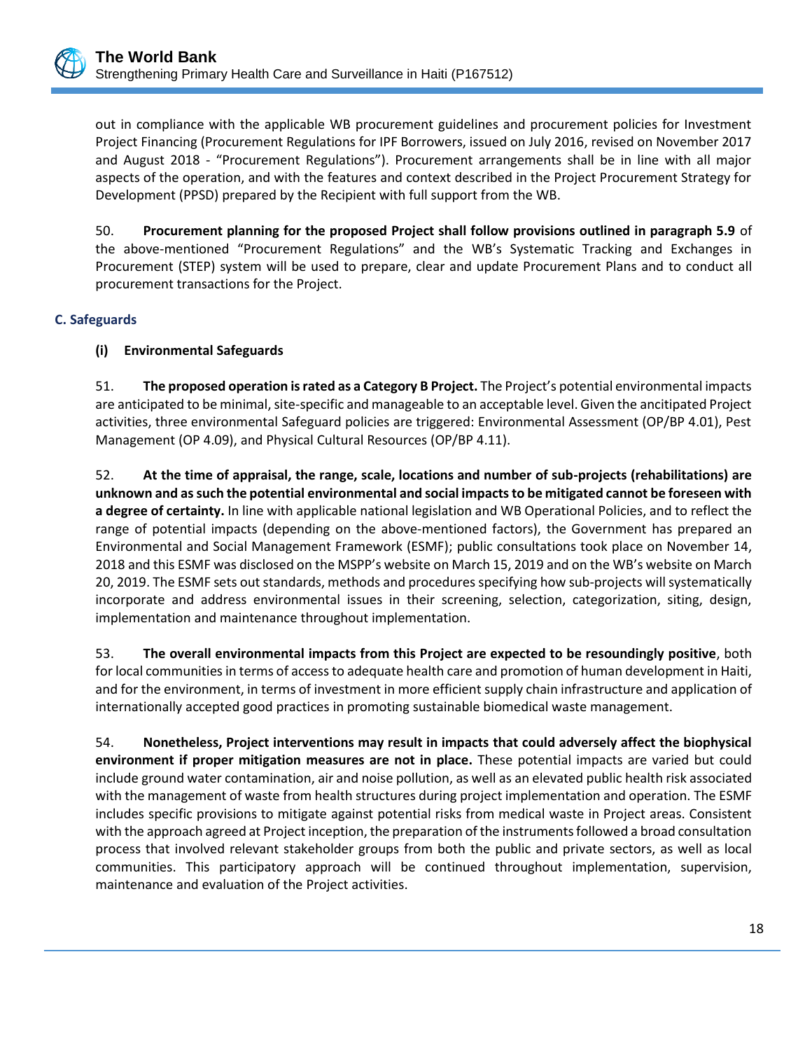out in compliance with the applicable WB procurement guidelines and procurement policies for Investment Project Financing (Procurement Regulations for IPF Borrowers, issued on July 2016, revised on November 2017 and August 2018 - "Procurement Regulations"). Procurement arrangements shall be in line with all major aspects of the operation, and with the features and context described in the Project Procurement Strategy for Development (PPSD) prepared by the Recipient with full support from the WB.

50. **Procurement planning for the proposed Project shall follow provisions outlined in paragraph 5.9** of the above-mentioned "Procurement Regulations" and the WB's Systematic Tracking and Exchanges in Procurement (STEP) system will be used to prepare, clear and update Procurement Plans and to conduct all procurement transactions for the Project.

### C. Safeguards

#### (i) Environmental Safeguards

51. **The proposed operation is rated as a Category B Project.** The Project's potential environmental impacts are anticipated to be minimal, site-specific and manageable to an acceptable level. Given the ancitipated Project activities, three environmental Safeguard policies are triggered: Environmental Assessment (OP/BP 4.01), Pest Management (OP 4.09), and Physical Cultural Resources (OP/BP 4.11).

52. **At the time of appraisal, the range, scale, locations and number of sub-projects (rehabilitations) are unknown and as such the potential environmental and social impacts to be mitigated cannot be foreseen with a degree of certainty.** In line with applicable national legislation and WB Operational Policies, and to reflect the range of potential impacts (depending on the above-mentioned factors), the Government has prepared an Environmental and Social Management Framework (ESMF); public consultations took place on November 14, 2018 and this ESMF was disclosed on the MSPP's website on March 15, 2019 and on the WB's website on March 20, 2019. The ESMF sets out standards, methods and procedures specifying how sub-projects will systematically incorporate and address environmental issues in their screening, selection, categorization, siting, design, implementation and maintenance throughout implementation.

53. **The overall environmental impacts from this Project are expected to be resoundingly positive**, both for local communities in terms of access to adequate health care and promotion of human development in Haiti, and for the environment, in terms of investment in more efficient supply chain infrastructure and application of internationally accepted good practices in promoting sustainable biomedical waste management.

54. **Nonetheless, Project interventions may result in impacts that could adversely affect the biophysical environment if proper mitigation measures are not in place.** These potential impacts are varied but could include ground water contamination, air and noise pollution, as well as an elevated public health risk associated with the management of waste from health structures during project implementation and operation. The ESMF includes specific provisions to mitigate against potential risks from medical waste in Project areas. Consistent with the approach agreed at Project inception, the preparation of the instruments followed a broad consultation process that involved relevant stakeholder groups from both the public and private sectors, as well as local communities. This participatory approach will be continued throughout implementation, supervision, maintenance and evaluation of the Project activities.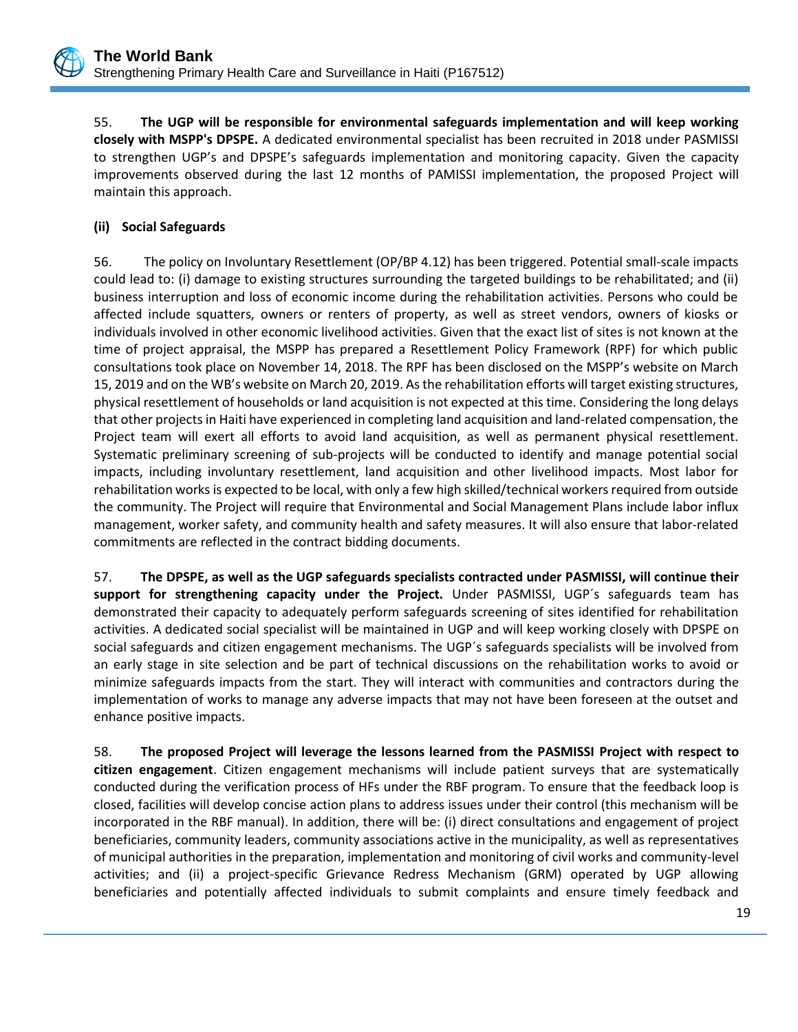55. **The UGP will be responsible for environmental safeguards implementation and will keep working closely with MSPP's DPSPE.** A dedicated environmental specialist has been recruited in 2018 under PASMISSI to strengthen UGP's and DPSPE's safeguards implementation and monitoring capacity. Given the capacity improvements observed during the last 12 months of PAMISSI implementation, the proposed Project will maintain this approach.

**(ii) Social Safeguards**

56. The policy on Involuntary Resettlement (OP/BP 4.12) has been triggered. Potential small-scale impacts could lead to: (i) damage to existing structures surrounding the targeted buildings to be rehabilitated; and (ii) business interruption and loss of economic income during the rehabilitation activities. Persons who could be affected include squatters, owners or renters of property, as well as street vendors, owners of kiosks or individuals involved in other economic livelihood activities. Given that the exact list of sites is not known at the time of project appraisal, the MSPP has prepared a Resettlement Policy Framework (RPF) for which public consultations took place on November 14, 2018. The RPF has been disclosed on the MSPP's website on March 15, 2019 and on the WB's website on March 20, 2019. As the rehabilitation efforts will target existing structures, physical resettlement of households or land acquisition is not expected at this time. Considering the long delays that other projects in Haiti have experienced in completing land acquisition and land-related compensation, the Project team will exert all efforts to avoid land acquisition, as well as permanent physical resettlement. Systematic preliminary screening of sub-projects will be conducted to identify and manage potential social impacts, including involuntary resettlement, land acquisition and other livelihood impacts. Most labor for rehabilitation works is expected to be local, with only a few high skilled/technical workers required from outside the community. The Project will require that Environmental and Social Management Plans include labor influx management, worker safety, and community health and safety measures. It will also ensure that labor-related commitments are reflected in the contract bidding documents.

57. **The DPSPE, as well as the UGP safeguards specialists contracted under PASMISSI, will continue their support for strengthening capacity under the Project.** Under PASMISSI, UGP´s safeguards team has demonstrated their capacity to adequately perform safeguards screening of sites identified for rehabilitation activities. A dedicated social specialist will be maintained in UGP and will keep working closely with DPSPE on social safeguards and citizen engagement mechanisms. The UGP´s safeguards specialists will be involved from an early stage in site selection and be part of technical discussions on the rehabilitation works to avoid or minimize safeguards impacts from the start. They will interact with communities and contractors during the implementation of works to manage any adverse impacts that may not have been foreseen at the outset and enhance positive impacts.

58. **The proposed Project will leverage the lessons learned from the PASMISSI Project with respect to citizen engagement**. Citizen engagement mechanisms will include patient surveys that are systematically conducted during the verification process of HFs under the RBF program. To ensure that the feedback loop is closed, facilities will develop concise action plans to address issues under their control (this mechanism will be incorporated in the RBF manual). In addition, there will be: (i) direct consultations and engagement of project beneficiaries, community leaders, community associations active in the municipality, as well as representatives of municipal authorities in the preparation, implementation and monitoring of civil works and community-level activities; and (ii) a project-specific Grievance Redress Mechanism (GRM) operated by UGP allowing beneficiaries and potentially affected individuals to submit complaints and ensure timely feedback and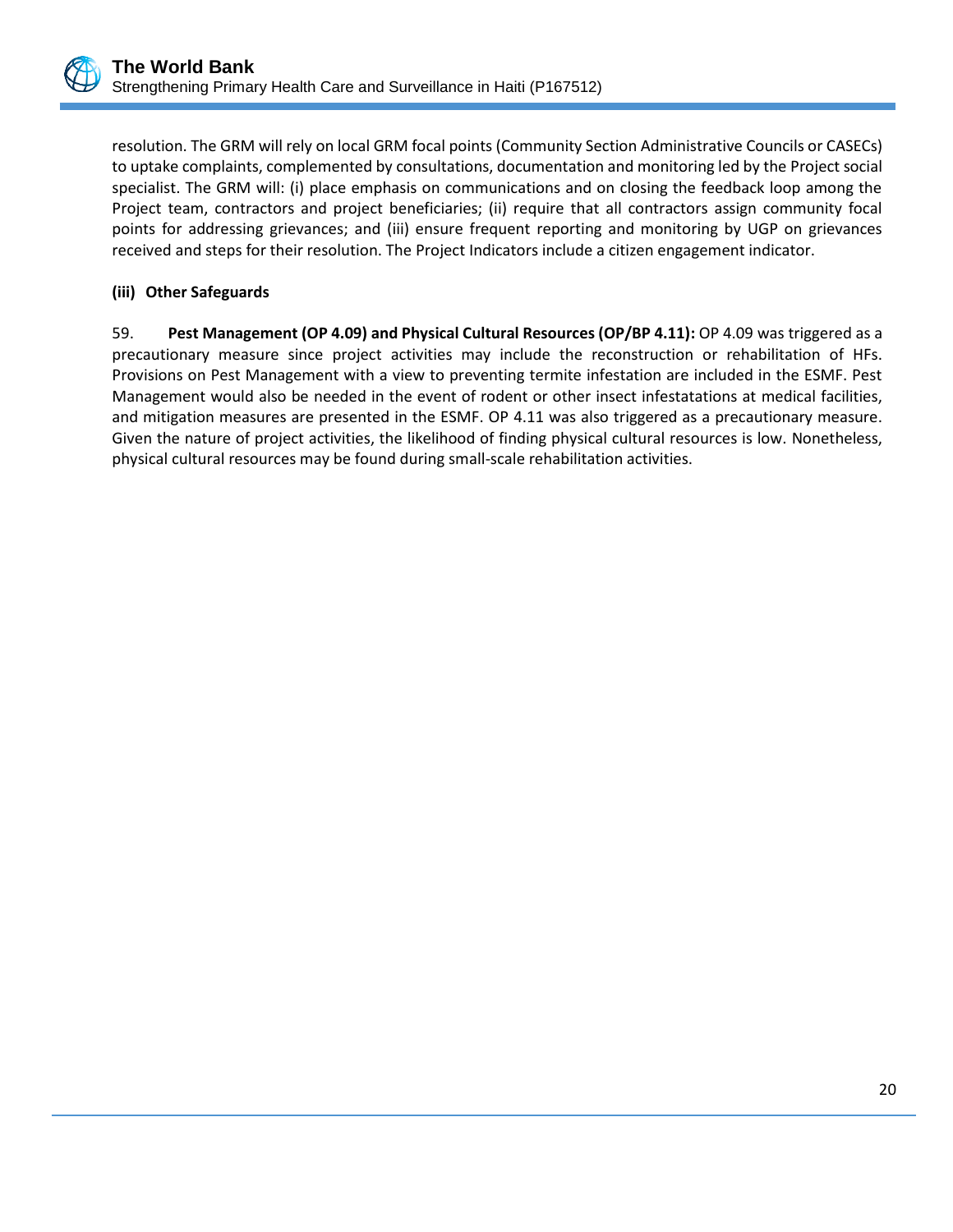resolution. The GRM will rely on local GRM focal points (Community Section Administrative Councils or CASECs) to uptake complaints, complemented by consultations, documentation and monitoring led by the Project social specialist. The GRM will: (i) place emphasis on communications and on closing the feedback loop among the Project team, contractors and project beneficiaries; (ii) require that all contractors assign community focal points for addressing grievances; and (iii) ensure frequent reporting and monitoring by UGP on grievances received and steps for their resolution. The Project Indicators include a citizen engagement indicator.

**(iii) Other Safeguards**

59. **Pest Management (OP 4.09) and Physical Cultural Resources (OP/BP 4.11):** OP 4.09 was triggered as a precautionary measure since project activities may include the reconstruction or rehabilitation of HFs. Provisions on Pest Management with a view to preventing termite infestation are included in the ESMF. Pest Management would also be needed in the event of rodent or other insect infestatations at medical facilities, and mitigation measures are presented in the ESMF. OP 4.11 was also triggered as a precautionary measure. Given the nature of project activities, the likelihood of finding physical cultural resources is low. Nonetheless, physical cultural resources may be found during small-scale rehabilitation activities.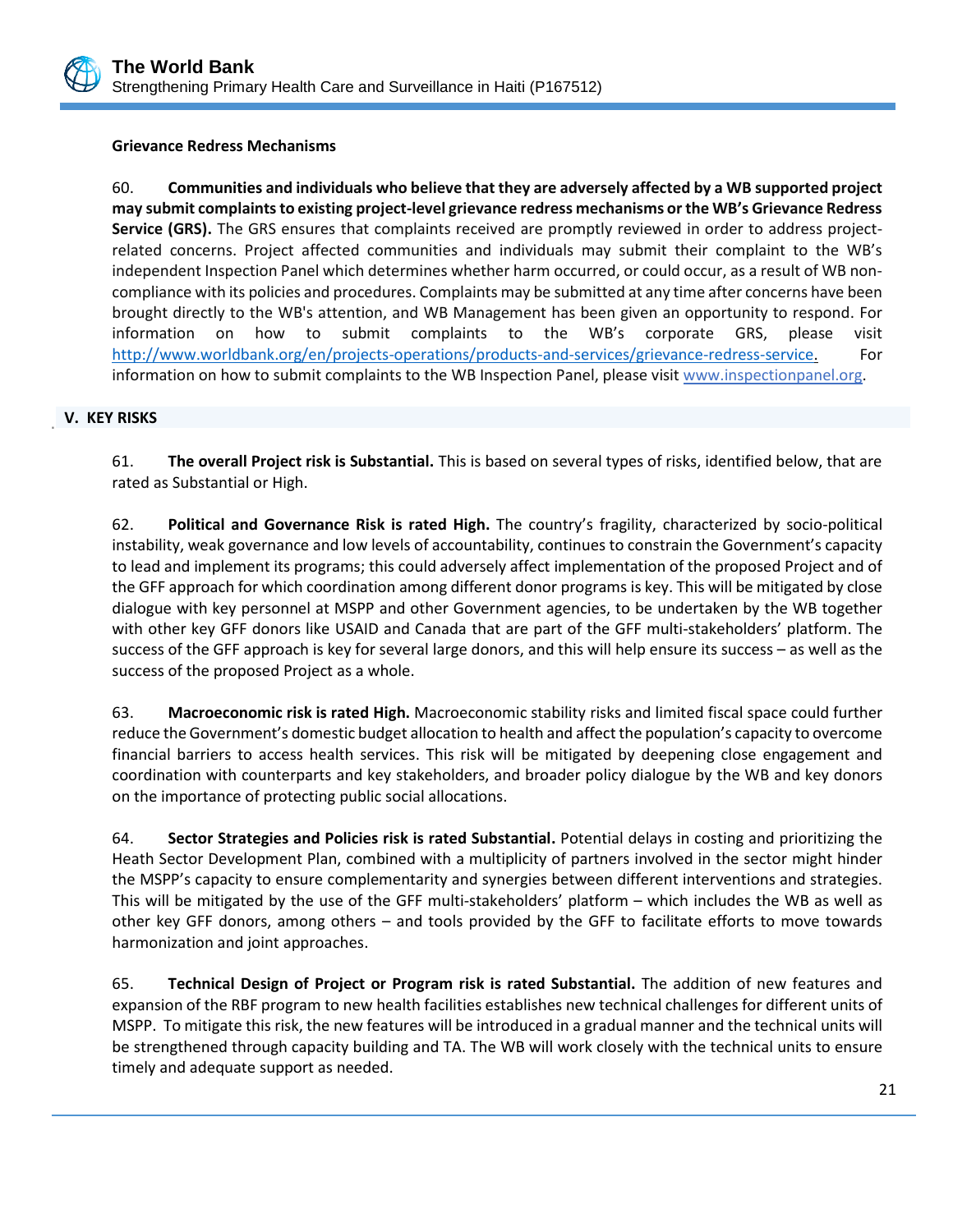**Grievance Redress Mechanisms**

60. **Communities and individuals who believe that they are adversely affected by a WB supported project may submit complaints to existing project-level grievance redress mechanisms or the WB's Grievance Redress Service (GRS).** The GRS ensures that complaints received are promptly reviewed in order to address project-related concerns. Project affected communities and individuals may submit their complaint to the WB's independent Inspection Panel which determines whether harm occurred, or could occur, as a result of WB non-compliance with its policies and procedures. Complaints may be submitted at any time after concerns have been brought directly to the WB's attention, and WB Management has been given an opportunity to respond. For information on how to submit complaints to the WB's corporate GRS, please visit http://www.worldbank.org/en/projects-operations/products-and-services/grievance-redress-service. For information on how to submit complaints to the WB Inspection Panel, please visit www.inspectionpanel.org.

## V. KEY RISKS

61. **The overall Project risk is Substantial.** This is based on several types of risks, identified below, that are rated as Substantial or High.

62. **Political and Governance Risk is rated High.** The country's fragility, characterized by socio-political instability, weak governance and low levels of accountability, continues to constrain the Government's capacity to lead and implement its programs; this could adversely affect implementation of the proposed Project and of the GFF approach for which coordination among different donor programs is key. This will be mitigated by close dialogue with key personnel at MSPP and other Government agencies, to be undertaken by the WB together with other key GFF donors like USAID and Canada that are part of the GFF multi-stakeholders' platform. The success of the GFF approach is key for several large donors, and this will help ensure its success – as well as the success of the proposed Project as a whole.

63. **Macroeconomic risk is rated High.** Macroeconomic stability risks and limited fiscal space could further reduce the Government's domestic budget allocation to health and affect the population's capacity to overcome financial barriers to access health services. This risk will be mitigated by deepening close engagement and coordination with counterparts and key stakeholders, and broader policy dialogue by the WB and key donors on the importance of protecting public social allocations.

64. **Sector Strategies and Policies risk is rated Substantial.** Potential delays in costing and prioritizing the Heath Sector Development Plan, combined with a multiplicity of partners involved in the sector might hinder the MSPP's capacity to ensure complementarity and synergies between different interventions and strategies. This will be mitigated by the use of the GFF multi-stakeholders' platform – which includes the WB as well as other key GFF donors, among others – and tools provided by the GFF to facilitate efforts to move towards harmonization and joint approaches.

65. **Technical Design of Project or Program risk is rated Substantial.** The addition of new features and expansion of the RBF program to new health facilities establishes new technical challenges for different units of MSPP. To mitigate this risk, the new features will be introduced in a gradual manner and the technical units will be strengthened through capacity building and TA. The WB will work closely with the technical units to ensure timely and adequate support as needed.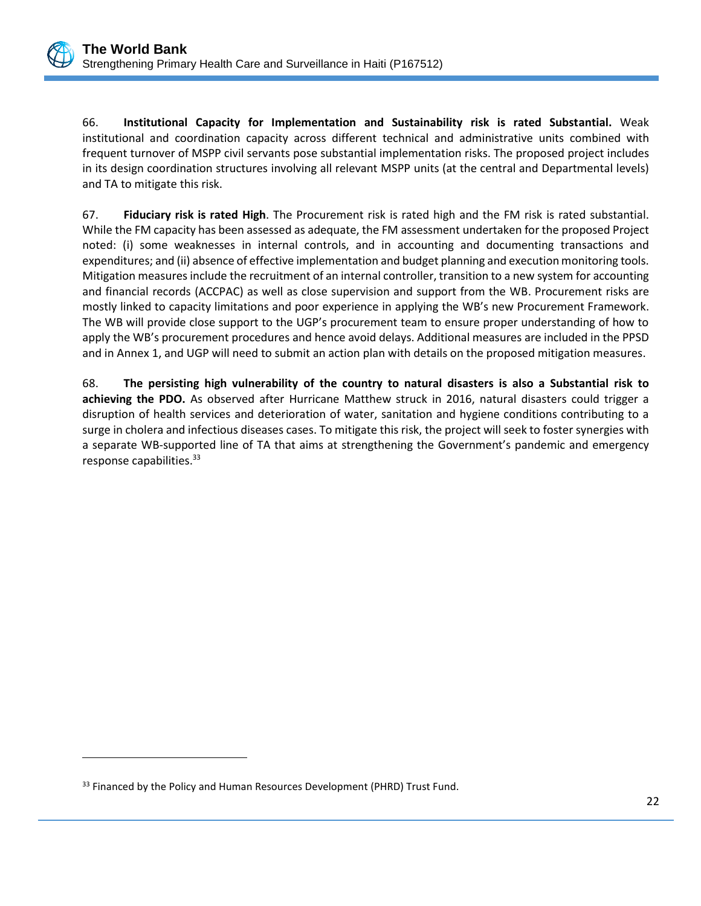66. **Institutional Capacity for Implementation and Sustainability risk is rated Substantial.** Weak institutional and coordination capacity across different technical and administrative units combined with frequent turnover of MSPP civil servants pose substantial implementation risks. The proposed project includes in its design coordination structures involving all relevant MSPP units (at the central and Departmental levels) and TA to mitigate this risk.

67. **Fiduciary risk is rated High**. The Procurement risk is rated high and the FM risk is rated substantial. While the FM capacity has been assessed as adequate, the FM assessment undertaken for the proposed Project noted: (i) some weaknesses in internal controls, and in accounting and documenting transactions and expenditures; and (ii) absence of effective implementation and budget planning and execution monitoring tools. Mitigation measures include the recruitment of an internal controller, transition to a new system for accounting and financial records (ACCPAC) as well as close supervision and support from the WB. Procurement risks are mostly linked to capacity limitations and poor experience in applying the WB's new Procurement Framework. The WB will provide close support to the UGP's procurement team to ensure proper understanding of how to apply the WB's procurement procedures and hence avoid delays. Additional measures are included in the PPSD and in Annex 1, and UGP will need to submit an action plan with details on the proposed mitigation measures.

68. **The persisting high vulnerability of the country to natural disasters is also a Substantial risk to achieving the PDO.** As observed after Hurricane Matthew struck in 2016, natural disasters could trigger a disruption of health services and deterioration of water, sanitation and hygiene conditions contributing to a surge in cholera and infectious diseases cases. To mitigate this risk, the project will seek to foster synergies with a separate WB-supported line of TA that aims at strengthening the Government's pandemic and emergency response capabilities.[33]

[33] Financed by the Policy and Human Resources Development (PHRD) Trust Fund.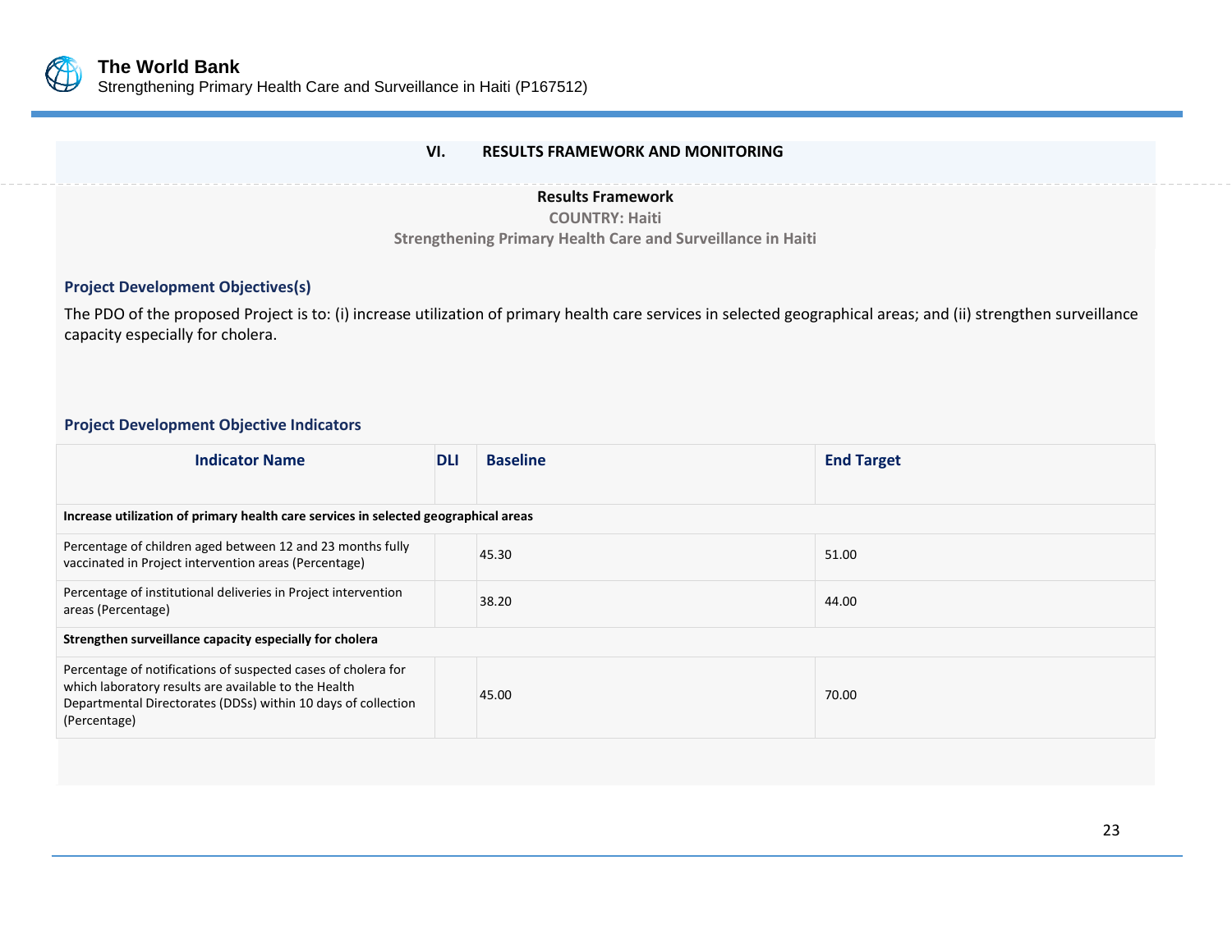## VI. RESULTS FRAMEWORK AND MONITORING

**Results Framework**

**COUNTRY: Haiti**

**Strengthening Primary Health Care and Surveillance in Haiti**

### Project Development Objectives(s)

The PDO of the proposed Project is to: (i) increase utilization of primary health care services in selected geographical areas; and (ii) strengthen surveillance capacity especially for cholera.

### Project Development Objective Indicators

| Indicator Name | DLI | Baseline | End Target |
| --- | --- | --- | --- |
| **Increase utilization of primary health care services in selected geographical areas** | | | |
| Percentage of children aged between 12 and 23 months fully vaccinated in Project intervention areas (Percentage) | | 45.30 | 51.00 |
| Percentage of institutional deliveries in Project intervention areas (Percentage) | | 38.20 | 44.00 |
| **Strengthen surveillance capacity especially for cholera** | | | |
| Percentage of notifications of suspected cases of cholera for which laboratory results are available to the Health Departmental Directorates (DDSs) within 10 days of collection (Percentage) | | 45.00 | 70.00 |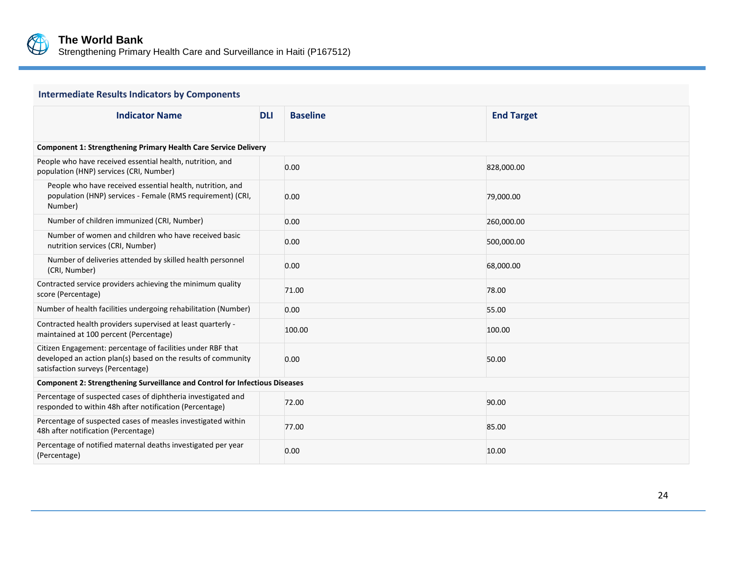## Intermediate Results Indicators by Components

| Indicator Name | DLI | Baseline | End Target |
|---|---|---|---|
| **Component 1: Strengthening Primary Health Care Service Delivery** | | | |
| People who have received essential health, nutrition, and population (HNP) services (CRI, Number) | | 0.00 | 828,000.00 |
| People who have received essential health, nutrition, and population (HNP) services - Female (RMS requirement) (CRI, Number) | | 0.00 | 79,000.00 |
| Number of children immunized (CRI, Number) | | 0.00 | 260,000.00 |
| Number of women and children who have received basic nutrition services (CRI, Number) | | 0.00 | 500,000.00 |
| Number of deliveries attended by skilled health personnel (CRI, Number) | | 0.00 | 68,000.00 |
| Contracted service providers achieving the minimum quality score (Percentage) | | 71.00 | 78.00 |
| Number of health facilities undergoing rehabilitation (Number) | | 0.00 | 55.00 |
| Contracted health providers supervised at least quarterly - maintained at 100 percent (Percentage) | | 100.00 | 100.00 |
| Citizen Engagement: percentage of facilities under RBF that developed an action plan(s) based on the results of community satisfaction surveys (Percentage) | | 0.00 | 50.00 |
| **Component 2: Strengthening Surveillance and Control for Infectious Diseases** | | | |
| Percentage of suspected cases of diphtheria investigated and responded to within 48h after notification (Percentage) | | 72.00 | 90.00 |
| Percentage of suspected cases of measles investigated within 48h after notification (Percentage) | | 77.00 | 85.00 |
| Percentage of notified maternal deaths investigated per year (Percentage) | | 0.00 | 10.00 |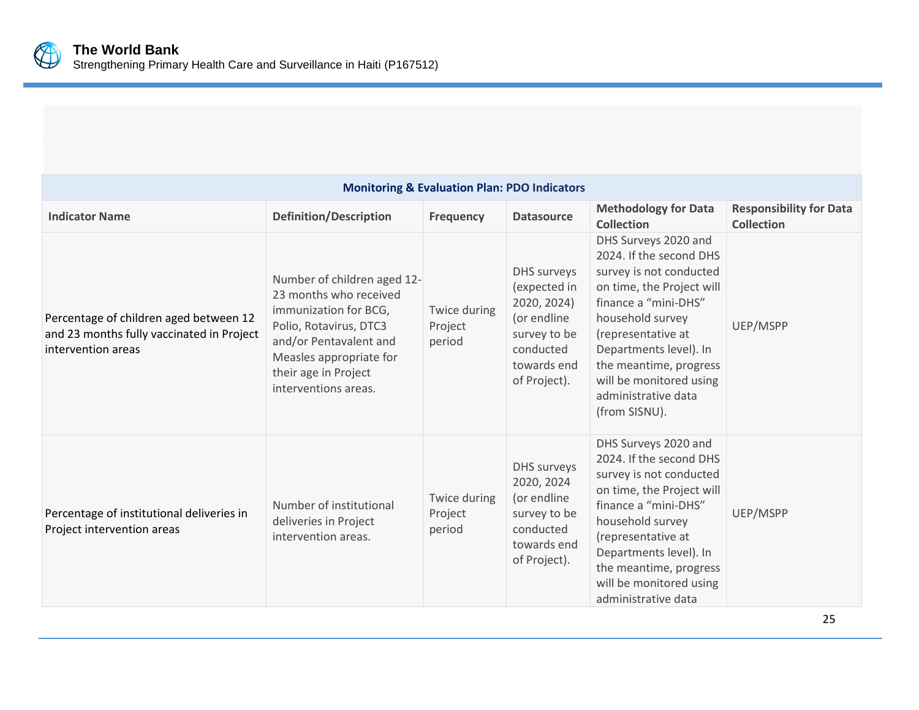| Monitoring & Evaluation Plan: PDO Indicators | | | | | |
|---|---|---|---|---|---|
| **Indicator Name** | **Definition/Description** | **Frequency** | **Datasource** | **Methodology for Data Collection** | **Responsibility for Data Collection** |
| Percentage of children aged between 12 and 23 months fully vaccinated in Project intervention areas | Number of children aged 12-23 months who received immunization for BCG, Polio, Rotavirus, DTC3 and/or Pentavalent and Measles appropriate for their age in Project interventions areas. | Twice during Project period | DHS surveys (expected in 2020, 2024) (or endline survey to be conducted towards end of Project). | DHS Surveys 2020 and 2024. If the second DHS survey is not conducted on time, the Project will finance a "mini-DHS" household survey (representative at Departments level). In the meantime, progress will be monitored using administrative data (from SISNU). | UEP/MSPP |
| Percentage of institutional deliveries in Project intervention areas | Number of institutional deliveries in Project intervention areas. | Twice during Project period | DHS surveys 2020, 2024 (or endline survey to be conducted towards end of Project). | DHS Surveys 2020 and 2024. If the second DHS survey is not conducted on time, the Project will finance a "mini-DHS" household survey (representative at Departments level). In the meantime, progress will be monitored using administrative data | UEP/MSPP |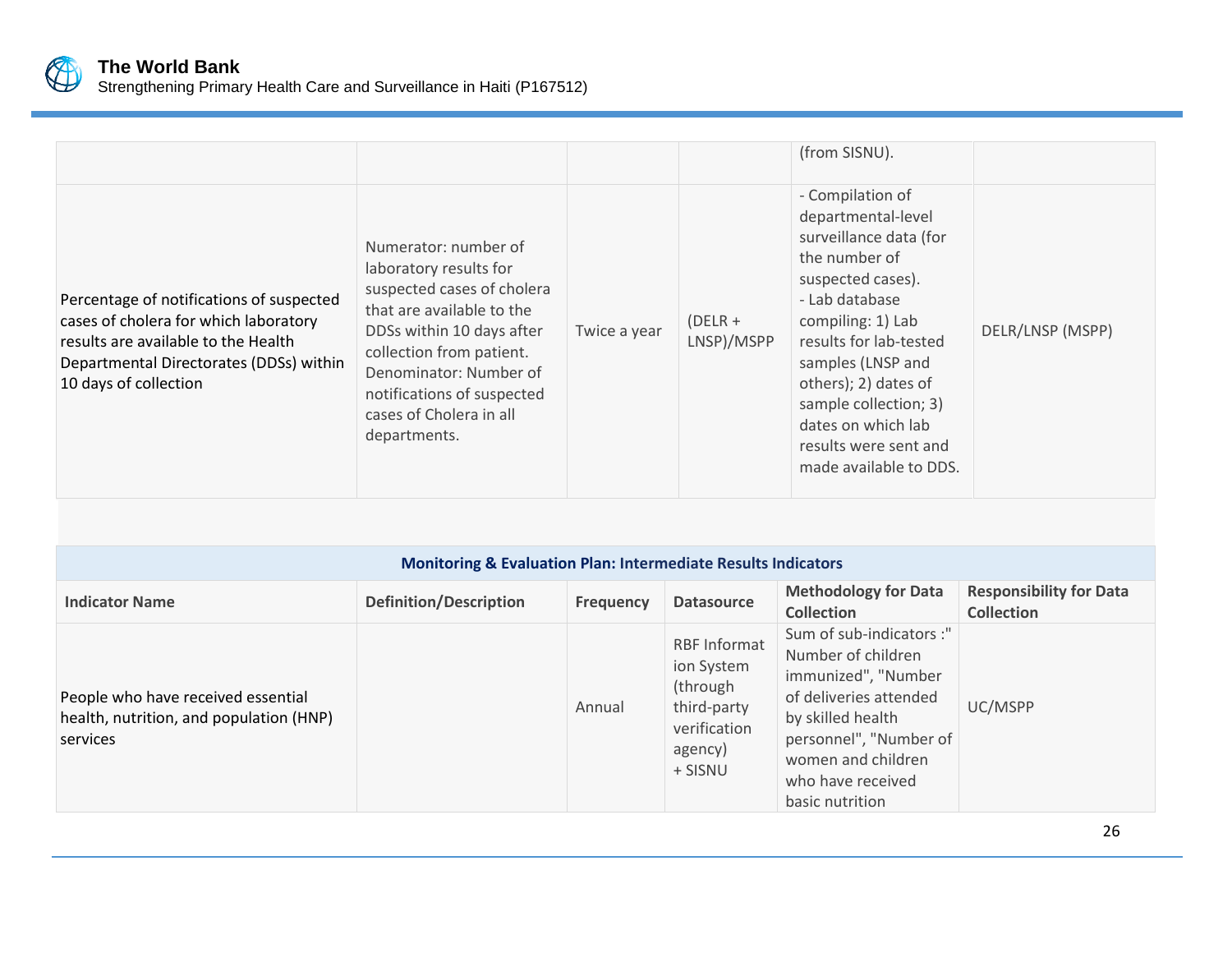| | | | | (from SISNU). | |
|---|---|---|---|---|---|
| Percentage of notifications of suspected cases of cholera for which laboratory results are available to the Health Departmental Directorates (DDSs) within 10 days of collection | Numerator: number of laboratory results for suspected cases of cholera that are available to the DDSs within 10 days after collection from patient. Denominator: Number of notifications of suspected cases of Cholera in all departments. | Twice a year | (DELR + LNSP)/MSPP | - Compilation of departmental-level surveillance data (for the number of suspected cases). - Lab database compiling: 1) Lab results for lab-tested samples (LNSP and others); 2) dates of sample collection; 3) dates on which lab results were sent and made available to DDS. | DELR/LNSP (MSPP) |

| **Monitoring & Evaluation Plan: Intermediate Results Indicators** | | | | | |
|---|---|---|---|---|---|
| **Indicator Name** | **Definition/Description** | **Frequency** | **Datasource** | **Methodology for Data Collection** | **Responsibility for Data Collection** |
| People who have received essential health, nutrition, and population (HNP) services | | Annual | RBF Information System (through third-party verification agency) + SISNU | Sum of sub-indicators :" Number of children immunized", "Number of deliveries attended by skilled health personnel", "Number of women and children who have received basic nutrition | UC/MSPP |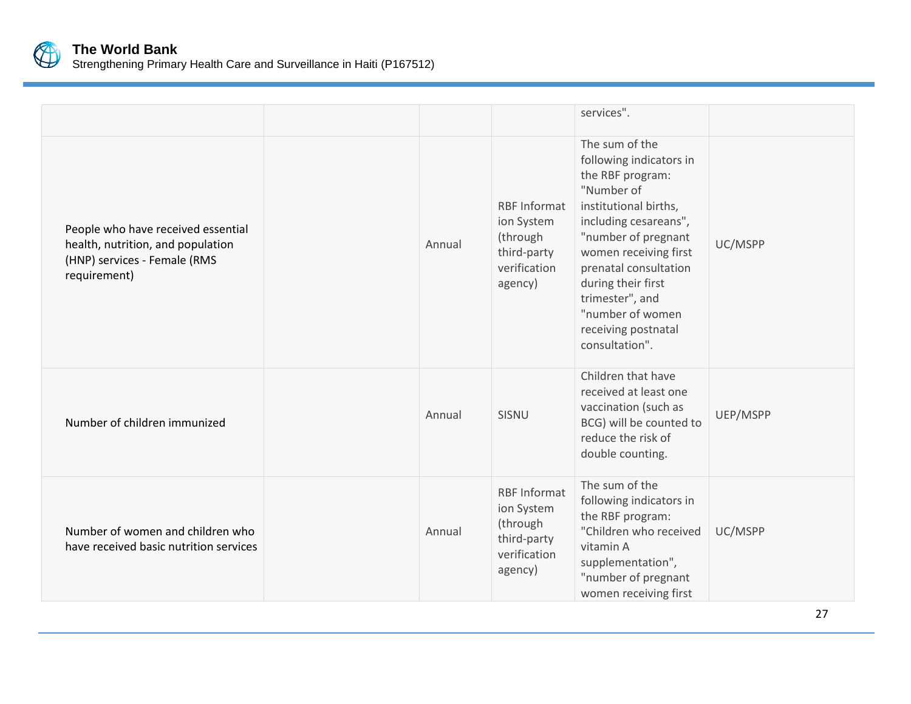| | | | | | |
|---|---|---|---|---|---|
| | | | | services". | |
| People who have received essential health, nutrition, and population (HNP) services - Female (RMS requirement) | | Annual | RBF Information System (through third-party verification agency) | The sum of the following indicators in the RBF program: "Number of institutional births, including cesareans", "number of pregnant women receiving first prenatal consultation during their first trimester", and "number of women receiving postnatal consultation". | UC/MSPP |
| Number of children immunized | | Annual | SISNU | Children that have received at least one vaccination (such as BCG) will be counted to reduce the risk of double counting. | UEP/MSPP |
| Number of women and children who have received basic nutrition services | | Annual | RBF Information System (through third-party verification agency) | The sum of the following indicators in the RBF program: "Children who received vitamin A supplementation", "number of pregnant women receiving first | UC/MSPP |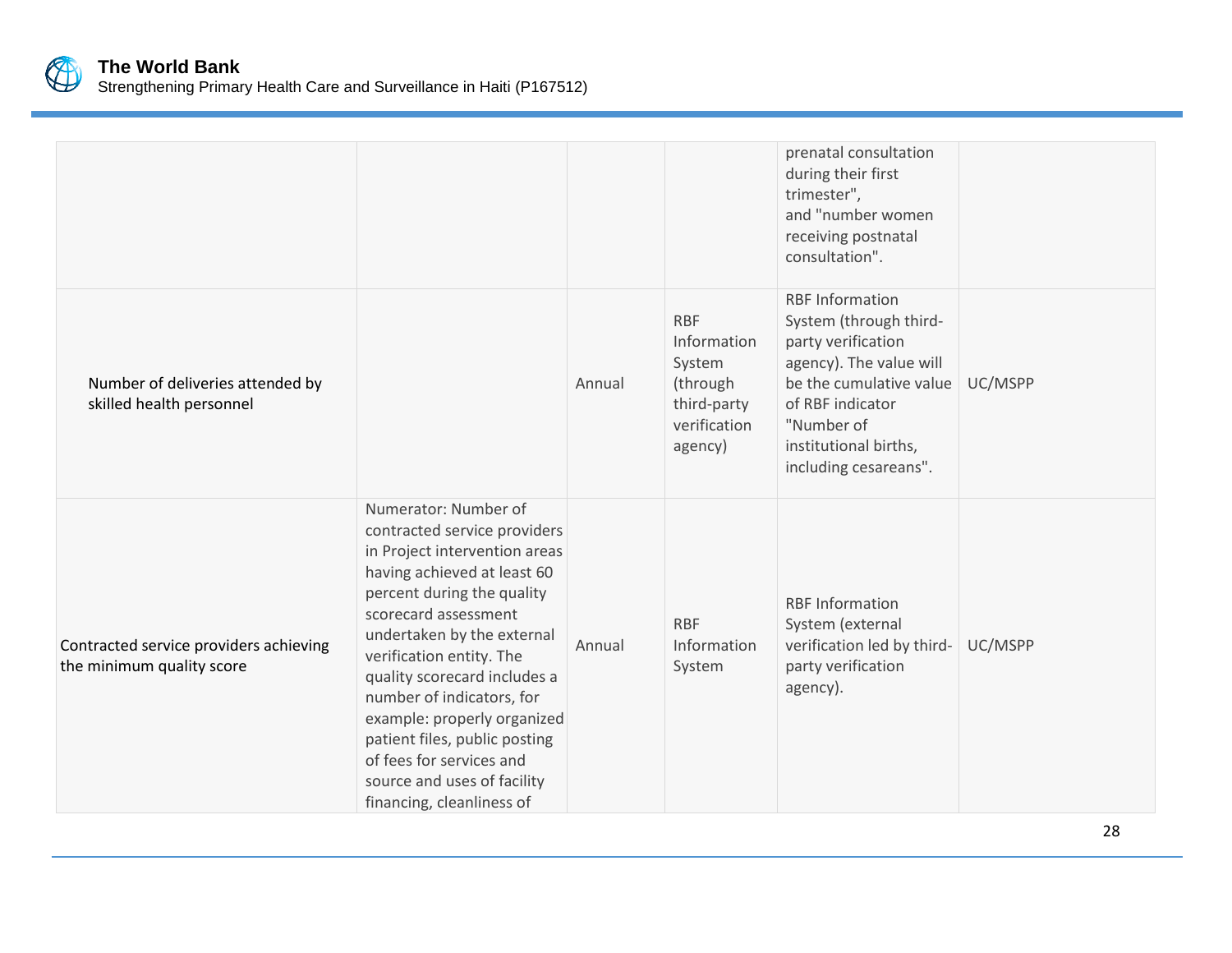| | | | | | |
|---|---|---|---|---|---|
| | | | | prenatal consultation during their first trimester", and "number women receiving postnatal consultation". | |
| Number of deliveries attended by skilled health personnel | | Annual | RBF Information System (through third-party verification agency) | RBF Information System (through third-party verification agency). The value will be the cumulative value of RBF indicator "Number of institutional births, including cesareans". | UC/MSPP |
| Contracted service providers achieving the minimum quality score | Numerator: Number of contracted service providers in Project intervention areas having achieved at least 60 percent during the quality scorecard assessment undertaken by the external verification entity. The quality scorecard includes a number of indicators, for example: properly organized patient files, public posting of fees for services and source and uses of facility financing, cleanliness of | Annual | RBF Information System | RBF Information System (external verification led by third-party verification agency). | UC/MSPP |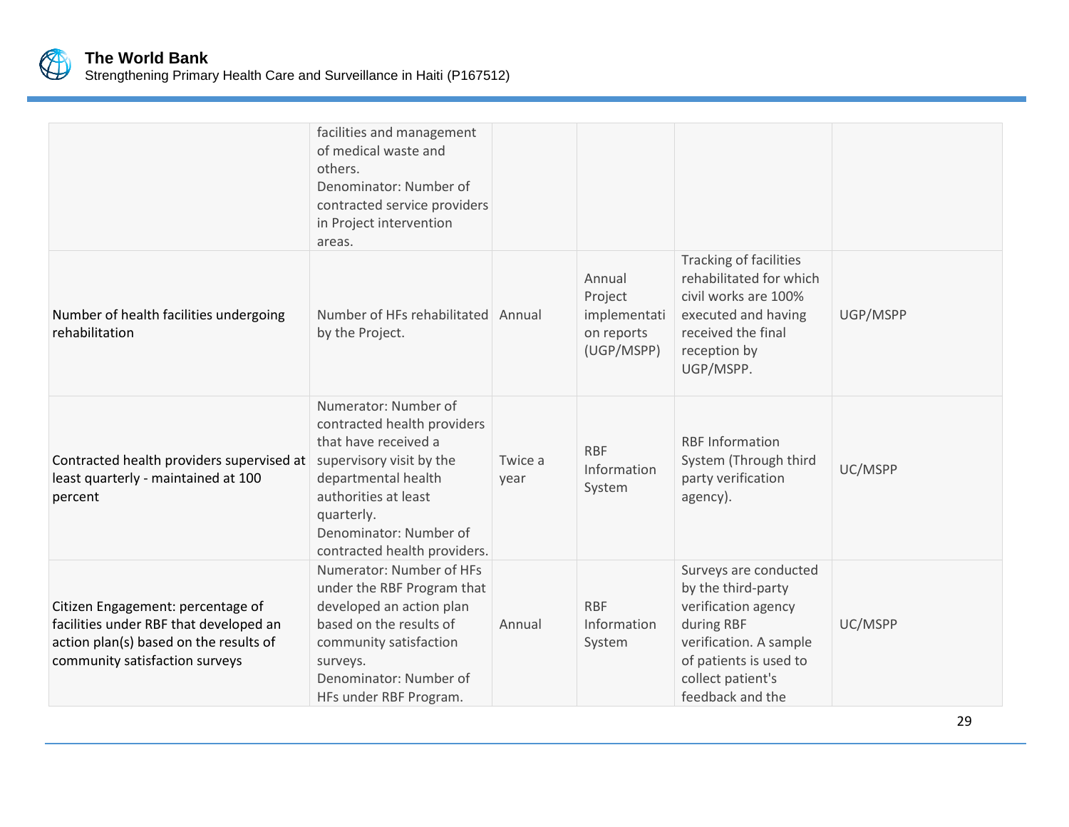| | | | | | |
|---|---|---|---|---|---|
| | facilities and management of medical waste and others.<br>Denominator: Number of contracted service providers in Project intervention areas. | | | | |
| Number of health facilities undergoing rehabilitation | Number of HFs rehabilitated by the Project. | Annual | Annual Project implementation reports (UGP/MSPP) | Tracking of facilities rehabilitated for which civil works are 100% executed and having received the final reception by UGP/MSPP. | UGP/MSPP |
| Contracted health providers supervised at least quarterly - maintained at 100 percent | Numerator: Number of contracted health providers that have received a supervisory visit by the departmental health authorities at least quarterly.<br>Denominator: Number of contracted health providers. | Twice a year | RBF Information System | RBF Information System (Through third party verification agency). | UC/MSPP |
| Citizen Engagement: percentage of facilities under RBF that developed an action plan(s) based on the results of community satisfaction surveys | Numerator: Number of HFs under the RBF Program that developed an action plan based on the results of community satisfaction surveys.<br>Denominator: Number of HFs under RBF Program. | Annual | RBF Information System | Surveys are conducted by the third-party verification agency during RBF verification. A sample of patients is used to collect patient's feedback and the | UC/MSPP |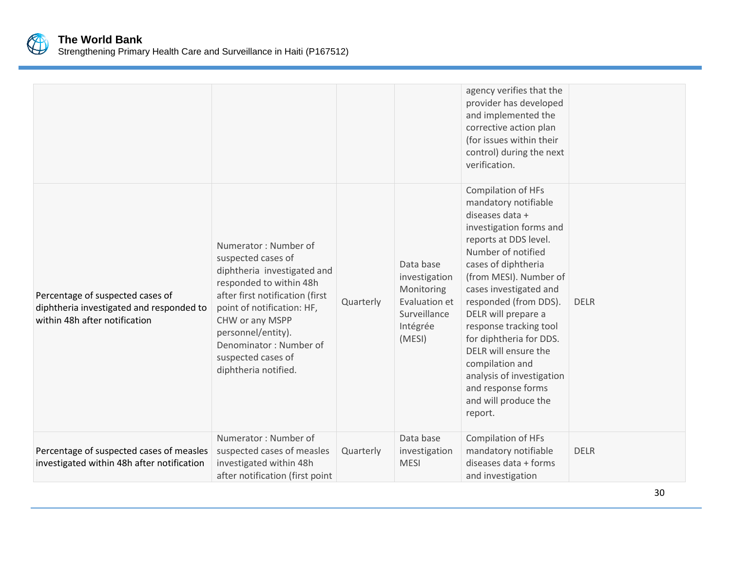| | | | | | |
|---|---|---|---|---|---|
| | | | | agency verifies that the provider has developed and implemented the corrective action plan (for issues within their control) during the next verification. | |
| Percentage of suspected cases of diphtheria investigated and responded to within 48h after notification | Numerator : Number of suspected cases of diphtheria investigated and responded to within 48h after first notification (first point of notification: HF, CHW or any MSPP personnel/entity). Denominator : Number of suspected cases of diphtheria notified. | Quarterly | Data base investigation Monitoring Evaluation et Surveillance Intégrée (MESI) | Compilation of HFs mandatory notifiable diseases data + investigation forms and reports at DDS level. Number of notified cases of diphtheria (from MESI). Number of cases investigated and responded (from DDS). DELR will prepare a response tracking tool for diphtheria for DDS. DELR will ensure the compilation and analysis of investigation and response forms and will produce the report. | DELR |
| Percentage of suspected cases of measles investigated within 48h after notification | Numerator : Number of suspected cases of measles investigated within 48h after notification (first point | Quarterly | Data base investigation MESI | Compilation of HFs mandatory notifiable diseases data + forms and investigation | DELR |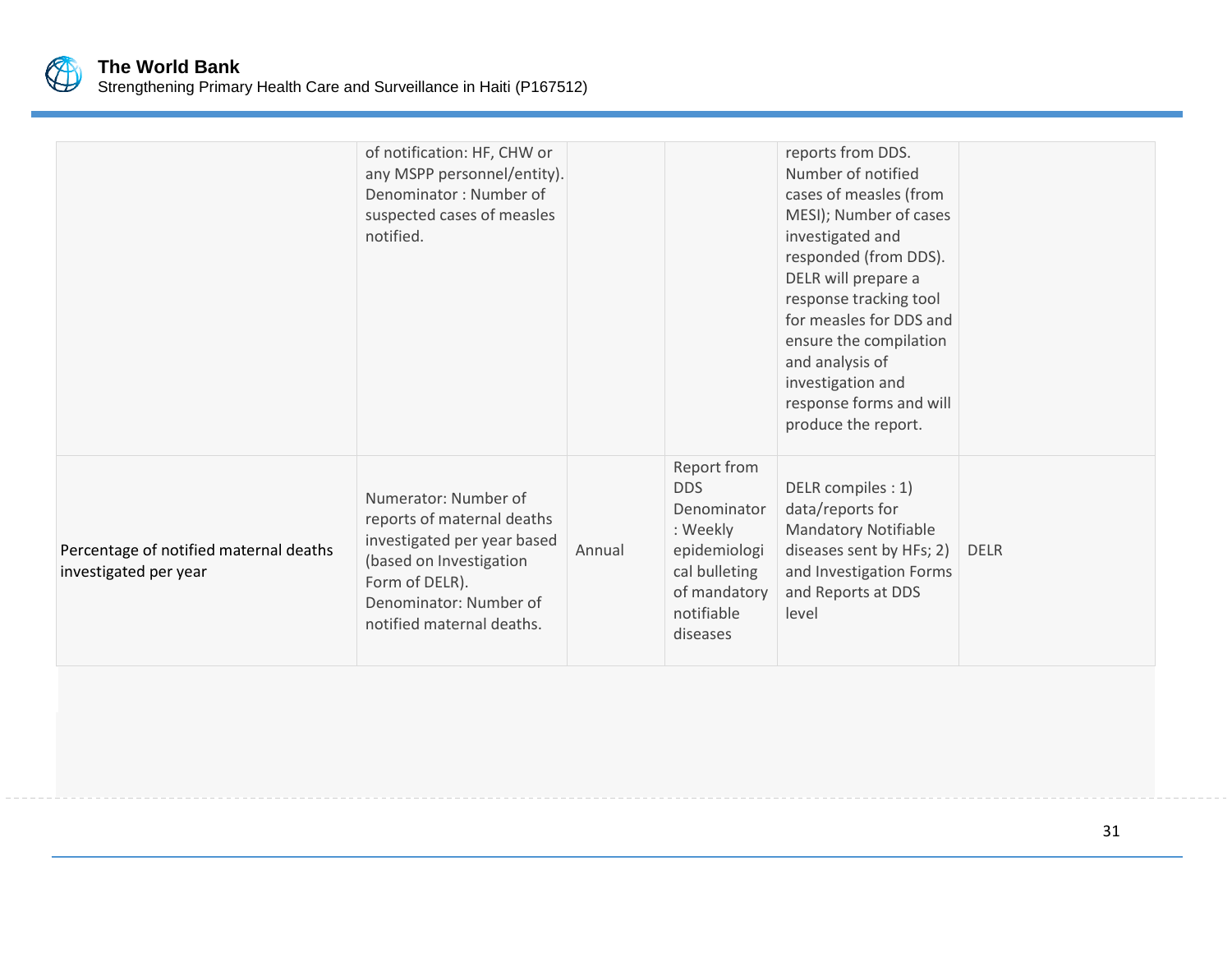| | | | | | |
|---|---|---|---|---|---|
| | of notification: HF, CHW or any MSPP personnel/entity). Denominator : Number of suspected cases of measles notified. | | | reports from DDS. Number of notified cases of measles (from MESI); Number of cases investigated and responded (from DDS). DELR will prepare a response tracking tool for measles for DDS and ensure the compilation and analysis of investigation and response forms and will produce the report. | |
| Percentage of notified maternal deaths investigated per year | Numerator: Number of reports of maternal deaths investigated per year based (based on Investigation Form of DELR). Denominator: Number of notified maternal deaths. | Annual | Report from DDS Denominator : Weekly epidemiological bulleting of mandatory notifiable diseases | DELR compiles : 1) data/reports for Mandatory Notifiable diseases sent by HFs; 2) and Investigation Forms and Reports at DDS level | DELR |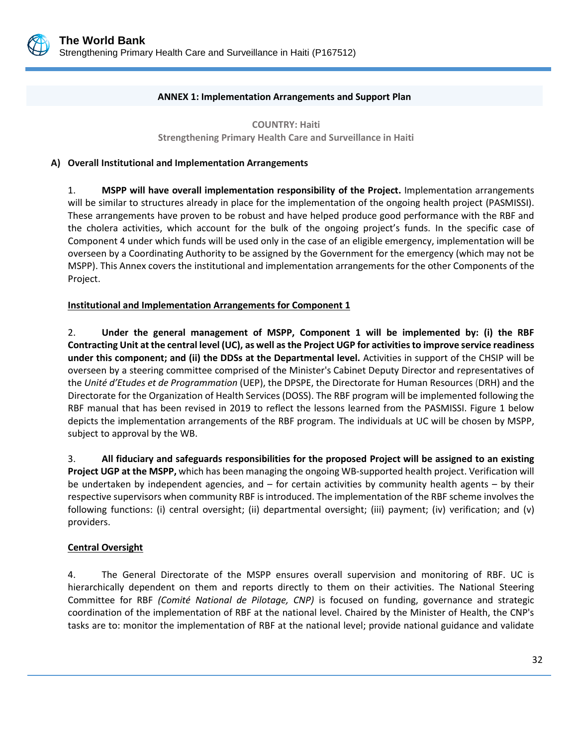## ANNEX 1: Implementation Arrangements and Support Plan

**COUNTRY: Haiti**
**Strengthening Primary Health Care and Surveillance in Haiti**

### A) Overall Institutional and Implementation Arrangements

1. **MSPP will have overall implementation responsibility of the Project.** Implementation arrangements will be similar to structures already in place for the implementation of the ongoing health project (PASMISSI). These arrangements have proven to be robust and have helped produce good performance with the RBF and the cholera activities, which account for the bulk of the ongoing project's funds. In the specific case of Component 4 under which funds will be used only in the case of an eligible emergency, implementation will be overseen by a Coordinating Authority to be assigned by the Government for the emergency (which may not be MSPP). This Annex covers the institutional and implementation arrangements for the other Components of the Project.

**Institutional and Implementation Arrangements for Component 1**

2. **Under the general management of MSPP, Component 1 will be implemented by: (i) the RBF Contracting Unit at the central level (UC), as well as the Project UGP for activities to improve service readiness under this component; and (ii) the DDSs at the Departmental level.** Activities in support of the CHSIP will be overseen by a steering committee comprised of the Minister's Cabinet Deputy Director and representatives of the *Unité d'Etudes et de Programmation* (UEP), the DPSPE, the Directorate for Human Resources (DRH) and the Directorate for the Organization of Health Services (DOSS). The RBF program will be implemented following the RBF manual that has been revised in 2019 to reflect the lessons learned from the PASMISSI. Figure 1 below depicts the implementation arrangements of the RBF program. The individuals at UC will be chosen by MSPP, subject to approval by the WB.

3. **All fiduciary and safeguards responsibilities for the proposed Project will be assigned to an existing Project UGP at the MSPP,** which has been managing the ongoing WB-supported health project. Verification will be undertaken by independent agencies, and – for certain activities by community health agents – by their respective supervisors when community RBF is introduced. The implementation of the RBF scheme involves the following functions: (i) central oversight; (ii) departmental oversight; (iii) payment; (iv) verification; and (v) providers.

**Central Oversight**

4. The General Directorate of the MSPP ensures overall supervision and monitoring of RBF. UC is hierarchically dependent on them and reports directly to them on their activities. The National Steering Committee for RBF *(Comité National de Pilotage, CNP)* is focused on funding, governance and strategic coordination of the implementation of RBF at the national level. Chaired by the Minister of Health, the CNP's tasks are to: monitor the implementation of RBF at the national level; provide national guidance and validate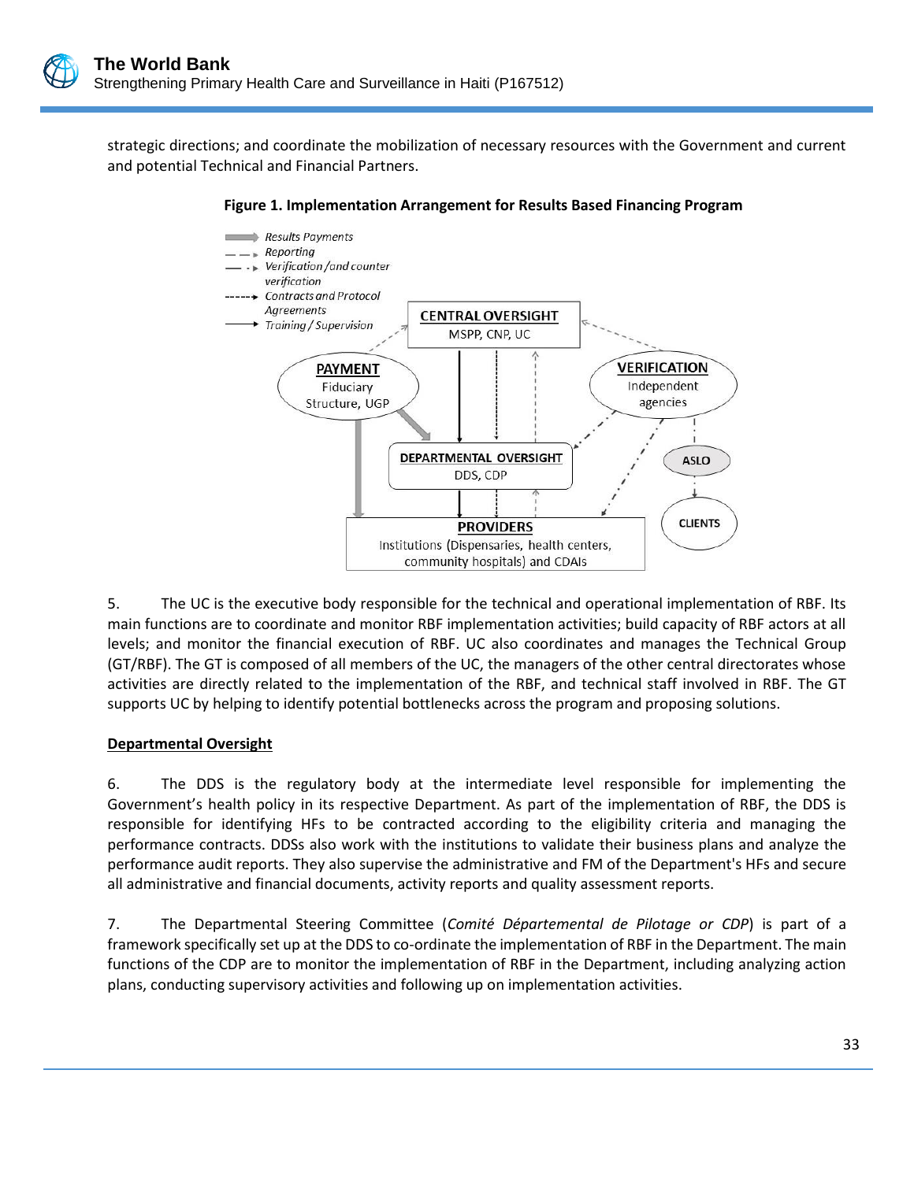strategic directions; and coordinate the mobilization of necessary resources with the Government and current and potential Technical and Financial Partners.

**Figure 1. Implementation Arrangement for Results Based Financing Program**

Results Payments
Reporting
Verification /and counter verification
Contracts and Protocol Agreements
Training / Supervision

CENTRAL OVERSIGHT
MSPP, CNP, UC

PAYMENT
Fiduciary Structure, UGP

VERIFICATION
Independent agencies

DEPARTMENTAL OVERSIGHT
DDS, CDP

ASLO

CLIENTS

PROVIDERS
Institutions (Dispensaries, health centers, community hospitals) and CDAIs

5. The UC is the executive body responsible for the technical and operational implementation of RBF. Its main functions are to coordinate and monitor RBF implementation activities; build capacity of RBF actors at all levels; and monitor the financial execution of RBF. UC also coordinates and manages the Technical Group (GT/RBF). The GT is composed of all members of the UC, the managers of the other central directorates whose activities are directly related to the implementation of the RBF, and technical staff involved in RBF. The GT supports UC by helping to identify potential bottlenecks across the program and proposing solutions.

**Departmental Oversight**

6. The DDS is the regulatory body at the intermediate level responsible for implementing the Government's health policy in its respective Department. As part of the implementation of RBF, the DDS is responsible for identifying HFs to be contracted according to the eligibility criteria and managing the performance contracts. DDSs also work with the institutions to validate their business plans and analyze the performance audit reports. They also supervise the administrative and FM of the Department's HFs and secure all administrative and financial documents, activity reports and quality assessment reports.

7. The Departmental Steering Committee (*Comité Départemental de Pilotage or CDP*) is part of a framework specifically set up at the DDS to co-ordinate the implementation of RBF in the Department. The main functions of the CDP are to monitor the implementation of RBF in the Department, including analyzing action plans, conducting supervisory activities and following up on implementation activities.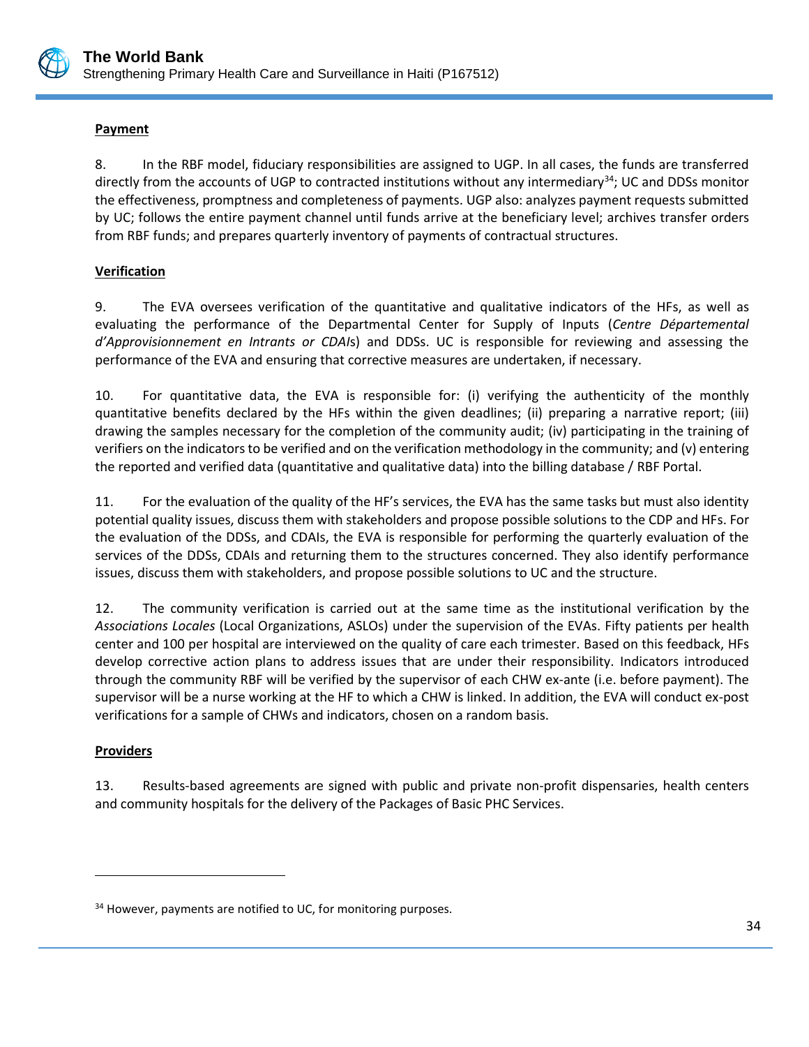**Payment**

8. In the RBF model, fiduciary responsibilities are assigned to UGP. In all cases, the funds are transferred directly from the accounts of UGP to contracted institutions without any intermediary[34]; UC and DDSs monitor the effectiveness, promptness and completeness of payments. UGP also: analyzes payment requests submitted by UC; follows the entire payment channel until funds arrive at the beneficiary level; archives transfer orders from RBF funds; and prepares quarterly inventory of payments of contractual structures.

**Verification**

9. The EVA oversees verification of the quantitative and qualitative indicators of the HFs, as well as evaluating the performance of the Departmental Center for Supply of Inputs (*Centre Départemental d'Approvisionnement en Intrants or CDAIs*) and DDSs. UC is responsible for reviewing and assessing the performance of the EVA and ensuring that corrective measures are undertaken, if necessary.

10. For quantitative data, the EVA is responsible for: (i) verifying the authenticity of the monthly quantitative benefits declared by the HFs within the given deadlines; (ii) preparing a narrative report; (iii) drawing the samples necessary for the completion of the community audit; (iv) participating in the training of verifiers on the indicators to be verified and on the verification methodology in the community; and (v) entering the reported and verified data (quantitative and qualitative data) into the billing database / RBF Portal.

11. For the evaluation of the quality of the HF's services, the EVA has the same tasks but must also identity potential quality issues, discuss them with stakeholders and propose possible solutions to the CDP and HFs. For the evaluation of the DDSs, and CDAIs, the EVA is responsible for performing the quarterly evaluation of the services of the DDSs, CDAIs and returning them to the structures concerned. They also identify performance issues, discuss them with stakeholders, and propose possible solutions to UC and the structure.

12. The community verification is carried out at the same time as the institutional verification by the *Associations Locales* (Local Organizations, ASLOs) under the supervision of the EVAs. Fifty patients per health center and 100 per hospital are interviewed on the quality of care each trimester. Based on this feedback, HFs develop corrective action plans to address issues that are under their responsibility. Indicators introduced through the community RBF will be verified by the supervisor of each CHW ex-ante (i.e. before payment). The supervisor will be a nurse working at the HF to which a CHW is linked. In addition, the EVA will conduct ex-post verifications for a sample of CHWs and indicators, chosen on a random basis.

**Providers**

13. Results-based agreements are signed with public and private non-profit dispensaries, health centers and community hospitals for the delivery of the Packages of Basic PHC Services.

---

[34] However, payments are notified to UC, for monitoring purposes.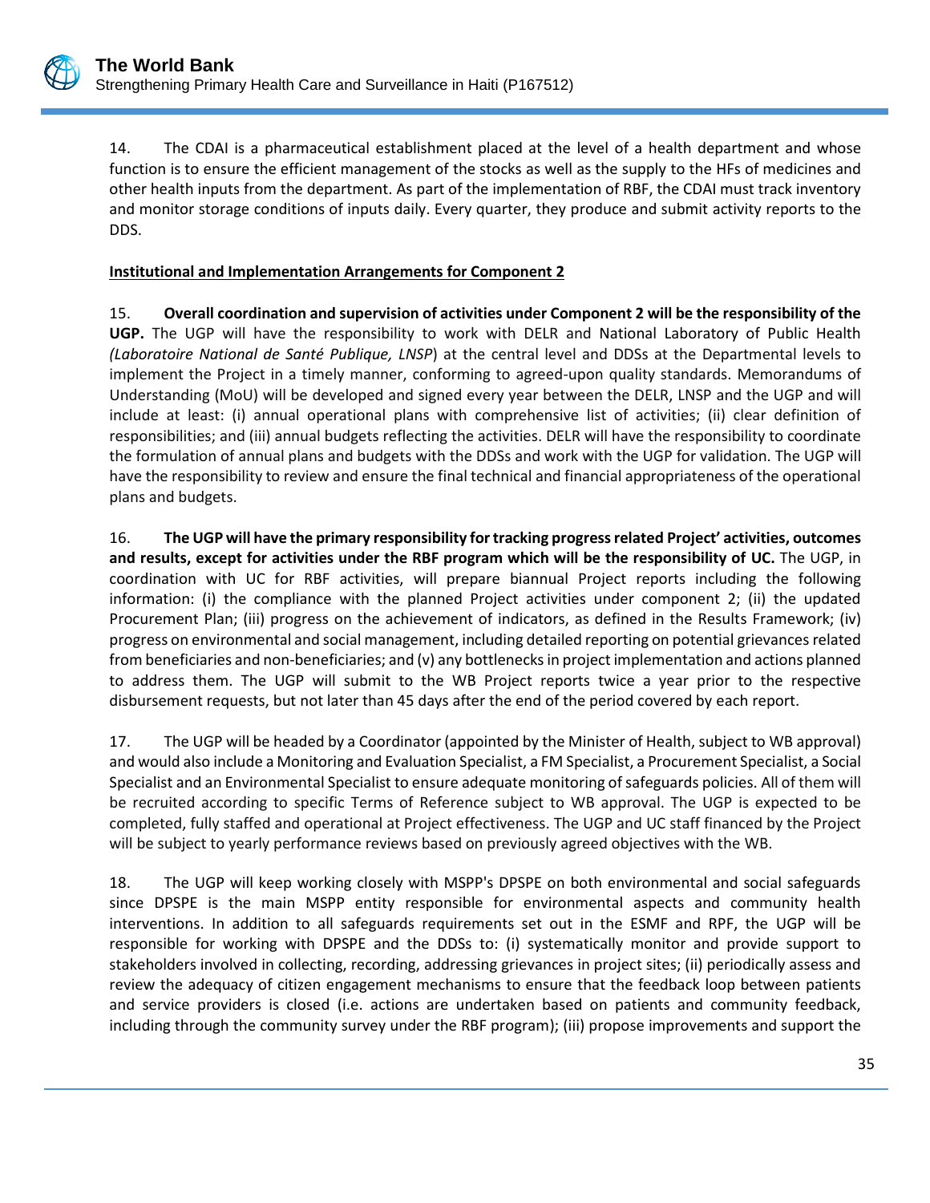14. The CDAI is a pharmaceutical establishment placed at the level of a health department and whose function is to ensure the efficient management of the stocks as well as the supply to the HFs of medicines and other health inputs from the department. As part of the implementation of RBF, the CDAI must track inventory and monitor storage conditions of inputs daily. Every quarter, they produce and submit activity reports to the DDS.

**Institutional and Implementation Arrangements for Component 2**

15. **Overall coordination and supervision of activities under Component 2 will be the responsibility of the UGP.** The UGP will have the responsibility to work with DELR and National Laboratory of Public Health *(Laboratoire National de Santé Publique, LNSP*) at the central level and DDSs at the Departmental levels to implement the Project in a timely manner, conforming to agreed-upon quality standards. Memorandums of Understanding (MoU) will be developed and signed every year between the DELR, LNSP and the UGP and will include at least: (i) annual operational plans with comprehensive list of activities; (ii) clear definition of responsibilities; and (iii) annual budgets reflecting the activities. DELR will have the responsibility to coordinate the formulation of annual plans and budgets with the DDSs and work with the UGP for validation. The UGP will have the responsibility to review and ensure the final technical and financial appropriateness of the operational plans and budgets.

16. **The UGP will have the primary responsibility for tracking progress related Project' activities, outcomes and results, except for activities under the RBF program which will be the responsibility of UC.** The UGP, in coordination with UC for RBF activities, will prepare biannual Project reports including the following information: (i) the compliance with the planned Project activities under component 2; (ii) the updated Procurement Plan; (iii) progress on the achievement of indicators, as defined in the Results Framework; (iv) progress on environmental and social management, including detailed reporting on potential grievances related from beneficiaries and non-beneficiaries; and (v) any bottlenecks in project implementation and actions planned to address them. The UGP will submit to the WB Project reports twice a year prior to the respective disbursement requests, but not later than 45 days after the end of the period covered by each report.

17. The UGP will be headed by a Coordinator (appointed by the Minister of Health, subject to WB approval) and would also include a Monitoring and Evaluation Specialist, a FM Specialist, a Procurement Specialist, a Social Specialist and an Environmental Specialist to ensure adequate monitoring of safeguards policies. All of them will be recruited according to specific Terms of Reference subject to WB approval. The UGP is expected to be completed, fully staffed and operational at Project effectiveness. The UGP and UC staff financed by the Project will be subject to yearly performance reviews based on previously agreed objectives with the WB.

18. The UGP will keep working closely with MSPP's DPSPE on both environmental and social safeguards since DPSPE is the main MSPP entity responsible for environmental aspects and community health interventions. In addition to all safeguards requirements set out in the ESMF and RPF, the UGP will be responsible for working with DPSPE and the DDSs to: (i) systematically monitor and provide support to stakeholders involved in collecting, recording, addressing grievances in project sites; (ii) periodically assess and review the adequacy of citizen engagement mechanisms to ensure that the feedback loop between patients and service providers is closed (i.e. actions are undertaken based on patients and community feedback, including through the community survey under the RBF program); (iii) propose improvements and support the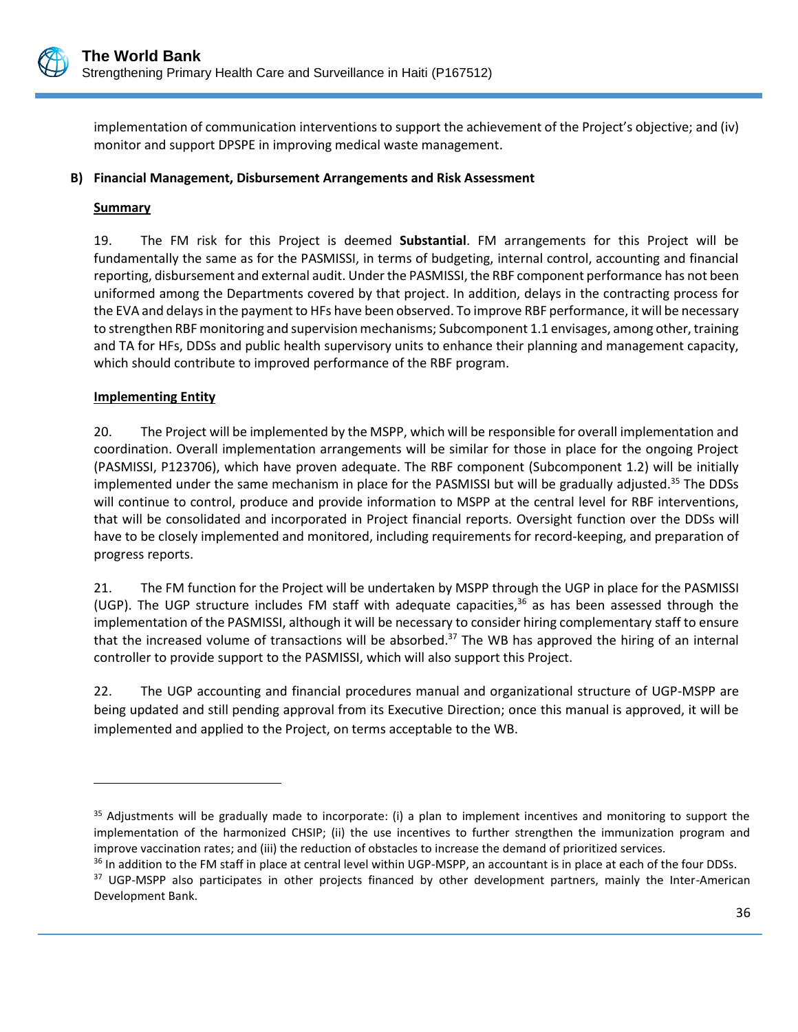implementation of communication interventions to support the achievement of the Project's objective; and (iv) monitor and support DPSPE in improving medical waste management.

### B) Financial Management, Disbursement Arrangements and Risk Assessment

**Summary**

19. The FM risk for this Project is deemed **Substantial**. FM arrangements for this Project will be fundamentally the same as for the PASMISSI, in terms of budgeting, internal control, accounting and financial reporting, disbursement and external audit. Under the PASMISSI, the RBF component performance has not been uniformed among the Departments covered by that project. In addition, delays in the contracting process for the EVA and delays in the payment to HFs have been observed. To improve RBF performance, it will be necessary to strengthen RBF monitoring and supervision mechanisms; Subcomponent 1.1 envisages, among other, training and TA for HFs, DDSs and public health supervisory units to enhance their planning and management capacity, which should contribute to improved performance of the RBF program.

**Implementing Entity**

20. The Project will be implemented by the MSPP, which will be responsible for overall implementation and coordination. Overall implementation arrangements will be similar for those in place for the ongoing Project (PASMISSI, P123706), which have proven adequate. The RBF component (Subcomponent 1.2) will be initially implemented under the same mechanism in place for the PASMISSI but will be gradually adjusted.[35] The DDSs will continue to control, produce and provide information to MSPP at the central level for RBF interventions, that will be consolidated and incorporated in Project financial reports. Oversight function over the DDSs will have to be closely implemented and monitored, including requirements for record-keeping, and preparation of progress reports.

21. The FM function for the Project will be undertaken by MSPP through the UGP in place for the PASMISSI (UGP). The UGP structure includes FM staff with adequate capacities,[36] as has been assessed through the implementation of the PASMISSI, although it will be necessary to consider hiring complementary staff to ensure that the increased volume of transactions will be absorbed.[37] The WB has approved the hiring of an internal controller to provide support to the PASMISSI, which will also support this Project.

22. The UGP accounting and financial procedures manual and organizational structure of UGP-MSPP are being updated and still pending approval from its Executive Direction; once this manual is approved, it will be implemented and applied to the Project, on terms acceptable to the WB.

---

[35] Adjustments will be gradually made to incorporate: (i) a plan to implement incentives and monitoring to support the implementation of the harmonized CHSIP; (ii) the use incentives to further strengthen the immunization program and improve vaccination rates; and (iii) the reduction of obstacles to increase the demand of prioritized services.

[36] In addition to the FM staff in place at central level within UGP-MSPP, an accountant is in place at each of the four DDSs.

[37] UGP-MSPP also participates in other projects financed by other development partners, mainly the Inter-American Development Bank.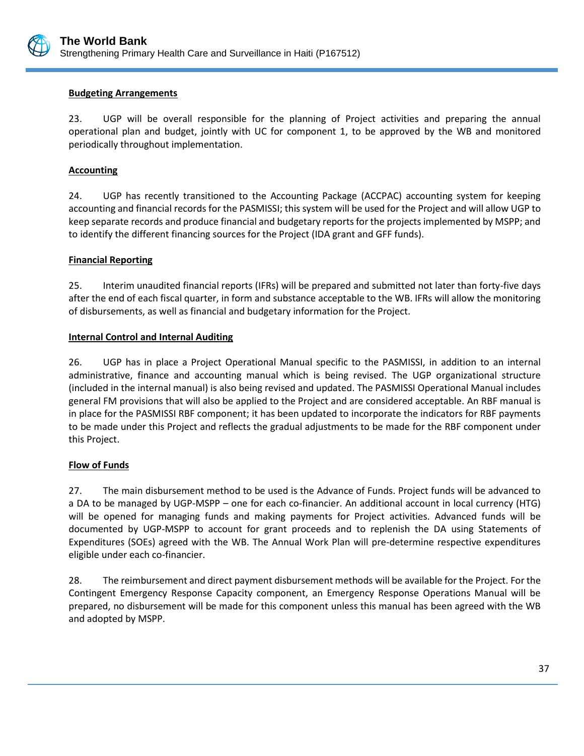**Budgeting Arrangements**

23. UGP will be overall responsible for the planning of Project activities and preparing the annual operational plan and budget, jointly with UC for component 1, to be approved by the WB and monitored periodically throughout implementation.

**Accounting**

24. UGP has recently transitioned to the Accounting Package (ACCPAC) accounting system for keeping accounting and financial records for the PASMISSI; this system will be used for the Project and will allow UGP to keep separate records and produce financial and budgetary reports for the projects implemented by MSPP; and to identify the different financing sources for the Project (IDA grant and GFF funds).

**Financial Reporting**

25. Interim unaudited financial reports (IFRs) will be prepared and submitted not later than forty-five days after the end of each fiscal quarter, in form and substance acceptable to the WB. IFRs will allow the monitoring of disbursements, as well as financial and budgetary information for the Project.

**Internal Control and Internal Auditing**

26. UGP has in place a Project Operational Manual specific to the PASMISSI, in addition to an internal administrative, finance and accounting manual which is being revised. The UGP organizational structure (included in the internal manual) is also being revised and updated. The PASMISSI Operational Manual includes general FM provisions that will also be applied to the Project and are considered acceptable. An RBF manual is in place for the PASMISSI RBF component; it has been updated to incorporate the indicators for RBF payments to be made under this Project and reflects the gradual adjustments to be made for the RBF component under this Project.

**Flow of Funds**

27. The main disbursement method to be used is the Advance of Funds. Project funds will be advanced to a DA to be managed by UGP-MSPP – one for each co-financier. An additional account in local currency (HTG) will be opened for managing funds and making payments for Project activities. Advanced funds will be documented by UGP-MSPP to account for grant proceeds and to replenish the DA using Statements of Expenditures (SOEs) agreed with the WB. The Annual Work Plan will pre-determine respective expenditures eligible under each co-financier.

28. The reimbursement and direct payment disbursement methods will be available for the Project. For the Contingent Emergency Response Capacity component, an Emergency Response Operations Manual will be prepared, no disbursement will be made for this component unless this manual has been agreed with the WB and adopted by MSPP.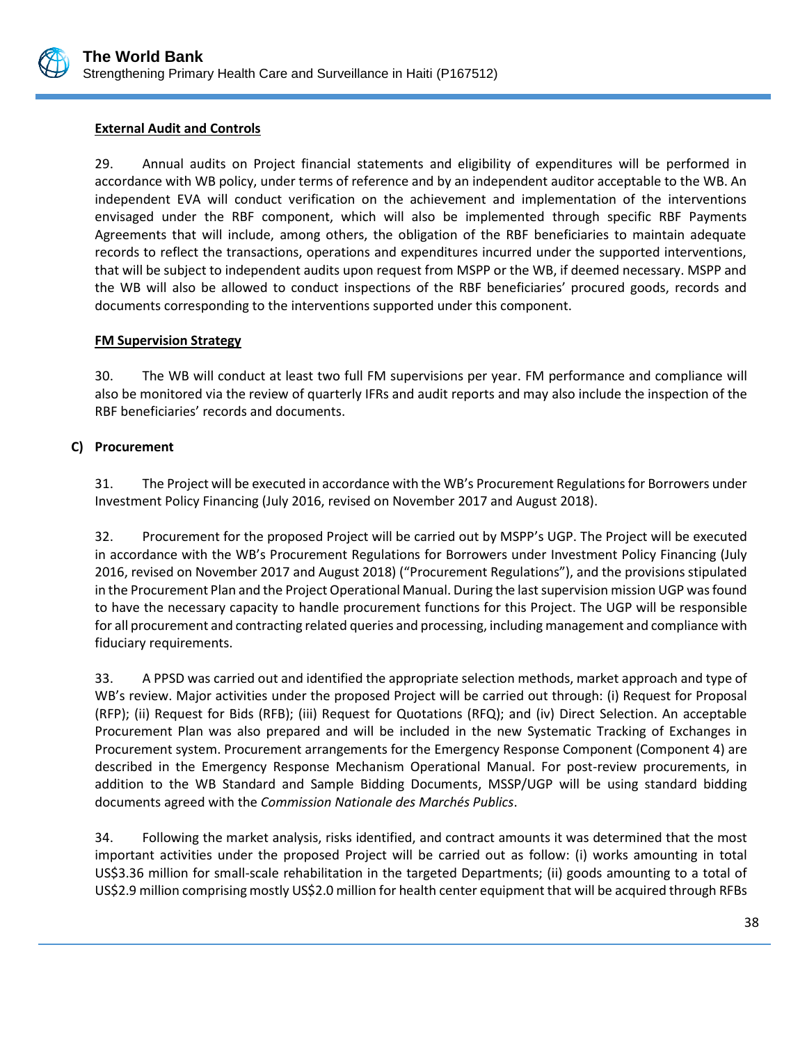**External Audit and Controls**

29. Annual audits on Project financial statements and eligibility of expenditures will be performed in accordance with WB policy, under terms of reference and by an independent auditor acceptable to the WB. An independent EVA will conduct verification on the achievement and implementation of the interventions envisaged under the RBF component, which will also be implemented through specific RBF Payments Agreements that will include, among others, the obligation of the RBF beneficiaries to maintain adequate records to reflect the transactions, operations and expenditures incurred under the supported interventions, that will be subject to independent audits upon request from MSPP or the WB, if deemed necessary. MSPP and the WB will also be allowed to conduct inspections of the RBF beneficiaries' procured goods, records and documents corresponding to the interventions supported under this component.

**FM Supervision Strategy**

30. The WB will conduct at least two full FM supervisions per year. FM performance and compliance will also be monitored via the review of quarterly IFRs and audit reports and may also include the inspection of the RBF beneficiaries' records and documents.

### C) Procurement

31. The Project will be executed in accordance with the WB's Procurement Regulations for Borrowers under Investment Policy Financing (July 2016, revised on November 2017 and August 2018).

32. Procurement for the proposed Project will be carried out by MSPP's UGP. The Project will be executed in accordance with the WB's Procurement Regulations for Borrowers under Investment Policy Financing (July 2016, revised on November 2017 and August 2018) ("Procurement Regulations"), and the provisions stipulated in the Procurement Plan and the Project Operational Manual. During the last supervision mission UGP was found to have the necessary capacity to handle procurement functions for this Project. The UGP will be responsible for all procurement and contracting related queries and processing, including management and compliance with fiduciary requirements.

33. A PPSD was carried out and identified the appropriate selection methods, market approach and type of WB's review. Major activities under the proposed Project will be carried out through: (i) Request for Proposal (RFP); (ii) Request for Bids (RFB); (iii) Request for Quotations (RFQ); and (iv) Direct Selection. An acceptable Procurement Plan was also prepared and will be included in the new Systematic Tracking of Exchanges in Procurement system. Procurement arrangements for the Emergency Response Component (Component 4) are described in the Emergency Response Mechanism Operational Manual. For post-review procurements, in addition to the WB Standard and Sample Bidding Documents, MSSP/UGP will be using standard bidding documents agreed with the *Commission Nationale des Marchés Publics*.

34. Following the market analysis, risks identified, and contract amounts it was determined that the most important activities under the proposed Project will be carried out as follow: (i) works amounting in total US$3.36 million for small-scale rehabilitation in the targeted Departments; (ii) goods amounting to a total of US$2.9 million comprising mostly US$2.0 million for health center equipment that will be acquired through RFBs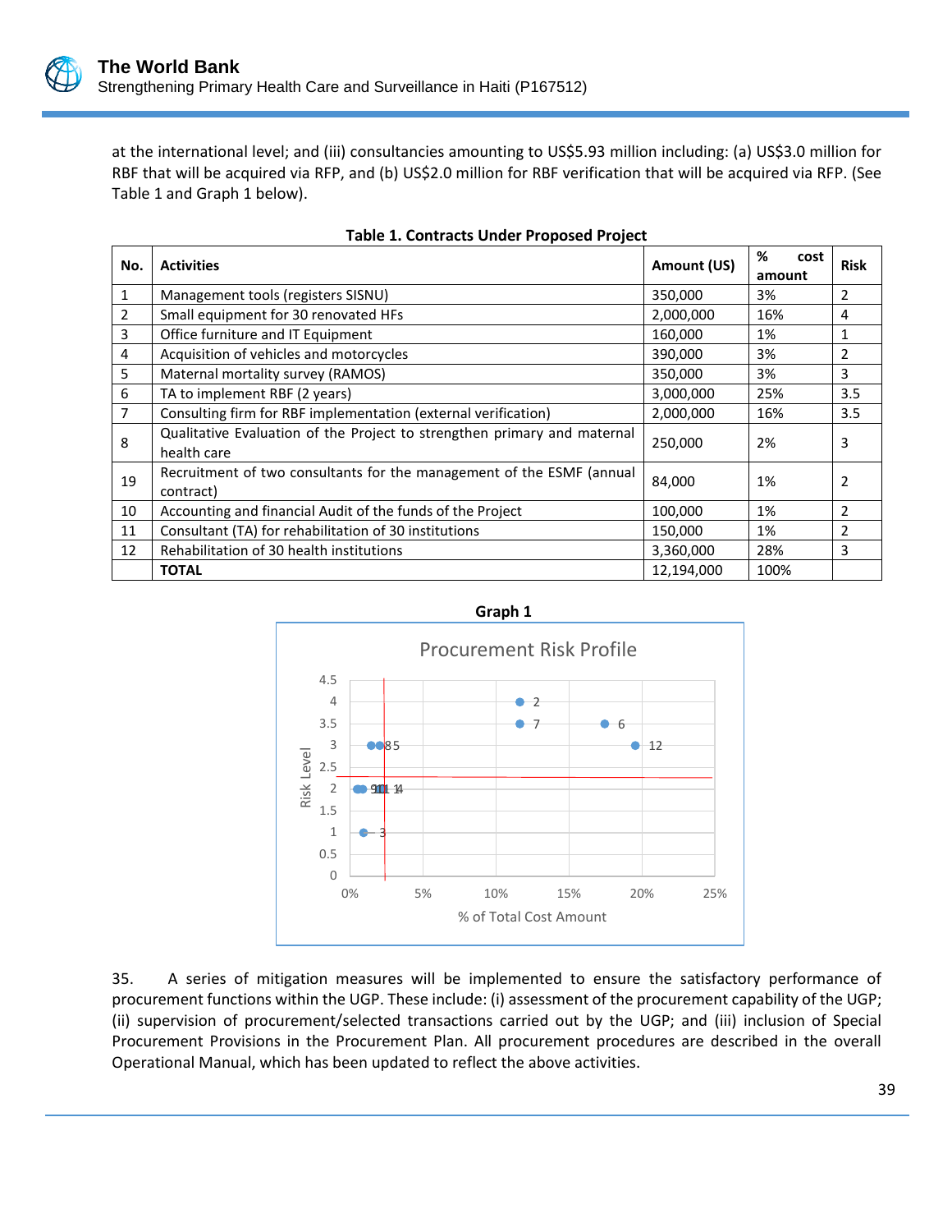at the international level; and (iii) consultancies amounting to US$5.93 million including: (a) US$3.0 million for RBF that will be acquired via RFP, and (b) US$2.0 million for RBF verification that will be acquired via RFP. (See Table 1 and Graph 1 below).

**Table 1. Contracts Under Proposed Project**

| No. | Activities | Amount (US) | % cost amount | Risk |
|---|---|---|---|---|
| 1 | Management tools (registers SISNU) | 350,000 | 3% | 2 |
| 2 | Small equipment for 30 renovated HFs | 2,000,000 | 16% | 4 |
| 3 | Office furniture and IT Equipment | 160,000 | 1% | 1 |
| 4 | Acquisition of vehicles and motorcycles | 390,000 | 3% | 2 |
| 5 | Maternal mortality survey (RAMOS) | 350,000 | 3% | 3 |
| 6 | TA to implement RBF (2 years) | 3,000,000 | 25% | 3.5 |
| 7 | Consulting firm for RBF implementation (external verification) | 2,000,000 | 16% | 3.5 |
| 8 | Qualitative Evaluation of the Project to strengthen primary and maternal health care | 250,000 | 2% | 3 |
| 19 | Recruitment of two consultants for the management of the ESMF (annual contract) | 84,000 | 1% | 2 |
| 10 | Accounting and financial Audit of the funds of the Project | 100,000 | 1% | 2 |
| 11 | Consultant (TA) for rehabilitation of 30 institutions | 150,000 | 1% | 2 |
| 12 | Rehabilitation of 30 health institutions | 3,360,000 | 28% | 3 |
| | **TOTAL** | 12,194,000 | 100% | |

**Graph 1**

Procurement Risk Profile

Risk Level

4.5
4
3.5
3
2.5
2
1.5
1
0.5
0

0% 5% 10% 15% 20% 25%

% of Total Cost Amount

2
7
6
85
12
9101 14
3

35. A series of mitigation measures will be implemented to ensure the satisfactory performance of procurement functions within the UGP. These include: (i) assessment of the procurement capability of the UGP; (ii) supervision of procurement/selected transactions carried out by the UGP; and (iii) inclusion of Special Procurement Provisions in the Procurement Plan. All procurement procedures are described in the overall Operational Manual, which has been updated to reflect the above activities.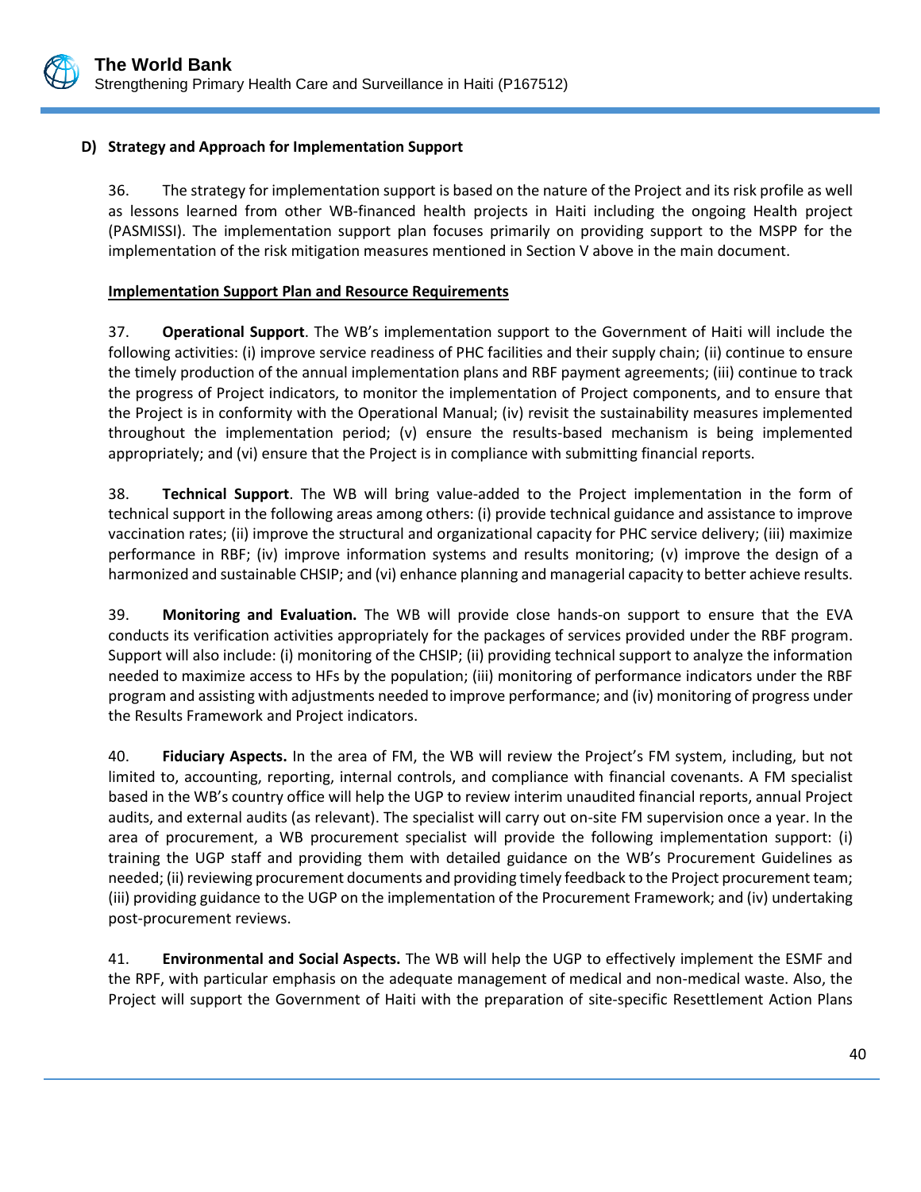### D) Strategy and Approach for Implementation Support

36. The strategy for implementation support is based on the nature of the Project and its risk profile as well as lessons learned from other WB-financed health projects in Haiti including the ongoing Health project (PASMISSI). The implementation support plan focuses primarily on providing support to the MSPP for the implementation of the risk mitigation measures mentioned in Section V above in the main document.

**Implementation Support Plan and Resource Requirements**

37. **Operational Support**. The WB's implementation support to the Government of Haiti will include the following activities: (i) improve service readiness of PHC facilities and their supply chain; (ii) continue to ensure the timely production of the annual implementation plans and RBF payment agreements; (iii) continue to track the progress of Project indicators, to monitor the implementation of Project components, and to ensure that the Project is in conformity with the Operational Manual; (iv) revisit the sustainability measures implemented throughout the implementation period; (v) ensure the results-based mechanism is being implemented appropriately; and (vi) ensure that the Project is in compliance with submitting financial reports.

38. **Technical Support**. The WB will bring value-added to the Project implementation in the form of technical support in the following areas among others: (i) provide technical guidance and assistance to improve vaccination rates; (ii) improve the structural and organizational capacity for PHC service delivery; (iii) maximize performance in RBF; (iv) improve information systems and results monitoring; (v) improve the design of a harmonized and sustainable CHSIP; and (vi) enhance planning and managerial capacity to better achieve results.

39. **Monitoring and Evaluation.** The WB will provide close hands-on support to ensure that the EVA conducts its verification activities appropriately for the packages of services provided under the RBF program. Support will also include: (i) monitoring of the CHSIP; (ii) providing technical support to analyze the information needed to maximize access to HFs by the population; (iii) monitoring of performance indicators under the RBF program and assisting with adjustments needed to improve performance; and (iv) monitoring of progress under the Results Framework and Project indicators.

40. **Fiduciary Aspects.** In the area of FM, the WB will review the Project's FM system, including, but not limited to, accounting, reporting, internal controls, and compliance with financial covenants. A FM specialist based in the WB's country office will help the UGP to review interim unaudited financial reports, annual Project audits, and external audits (as relevant). The specialist will carry out on-site FM supervision once a year. In the area of procurement, a WB procurement specialist will provide the following implementation support: (i) training the UGP staff and providing them with detailed guidance on the WB's Procurement Guidelines as needed; (ii) reviewing procurement documents and providing timely feedback to the Project procurement team; (iii) providing guidance to the UGP on the implementation of the Procurement Framework; and (iv) undertaking post-procurement reviews.

41. **Environmental and Social Aspects.** The WB will help the UGP to effectively implement the ESMF and the RPF, with particular emphasis on the adequate management of medical and non-medical waste. Also, the Project will support the Government of Haiti with the preparation of site-specific Resettlement Action Plans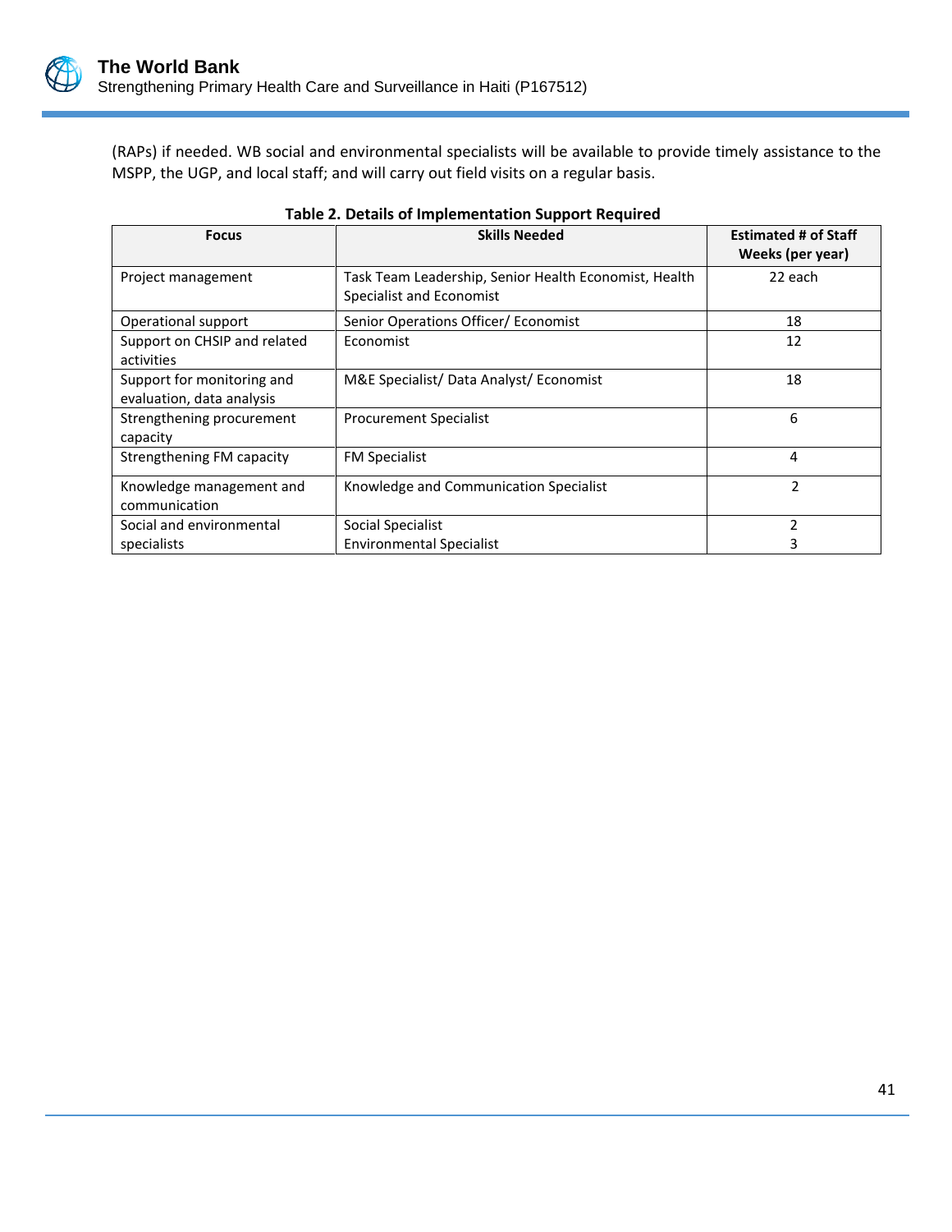(RAPs) if needed. WB social and environmental specialists will be available to provide timely assistance to the MSPP, the UGP, and local staff; and will carry out field visits on a regular basis.

**Table 2. Details of Implementation Support Required**

| Focus | Skills Needed | Estimated # of Staff Weeks (per year) |
|---|---|---|
| Project management | Task Team Leadership, Senior Health Economist, Health Specialist and Economist | 22 each |
| Operational support | Senior Operations Officer/ Economist | 18 |
| Support on CHSIP and related activities | Economist | 12 |
| Support for monitoring and evaluation, data analysis | M&E Specialist/ Data Analyst/ Economist | 18 |
| Strengthening procurement capacity | Procurement Specialist | 6 |
| Strengthening FM capacity | FM Specialist | 4 |
| Knowledge management and communication | Knowledge and Communication Specialist | 2 |
| Social and environmental specialists | Social Specialist<br>Environmental Specialist | 2<br>3 |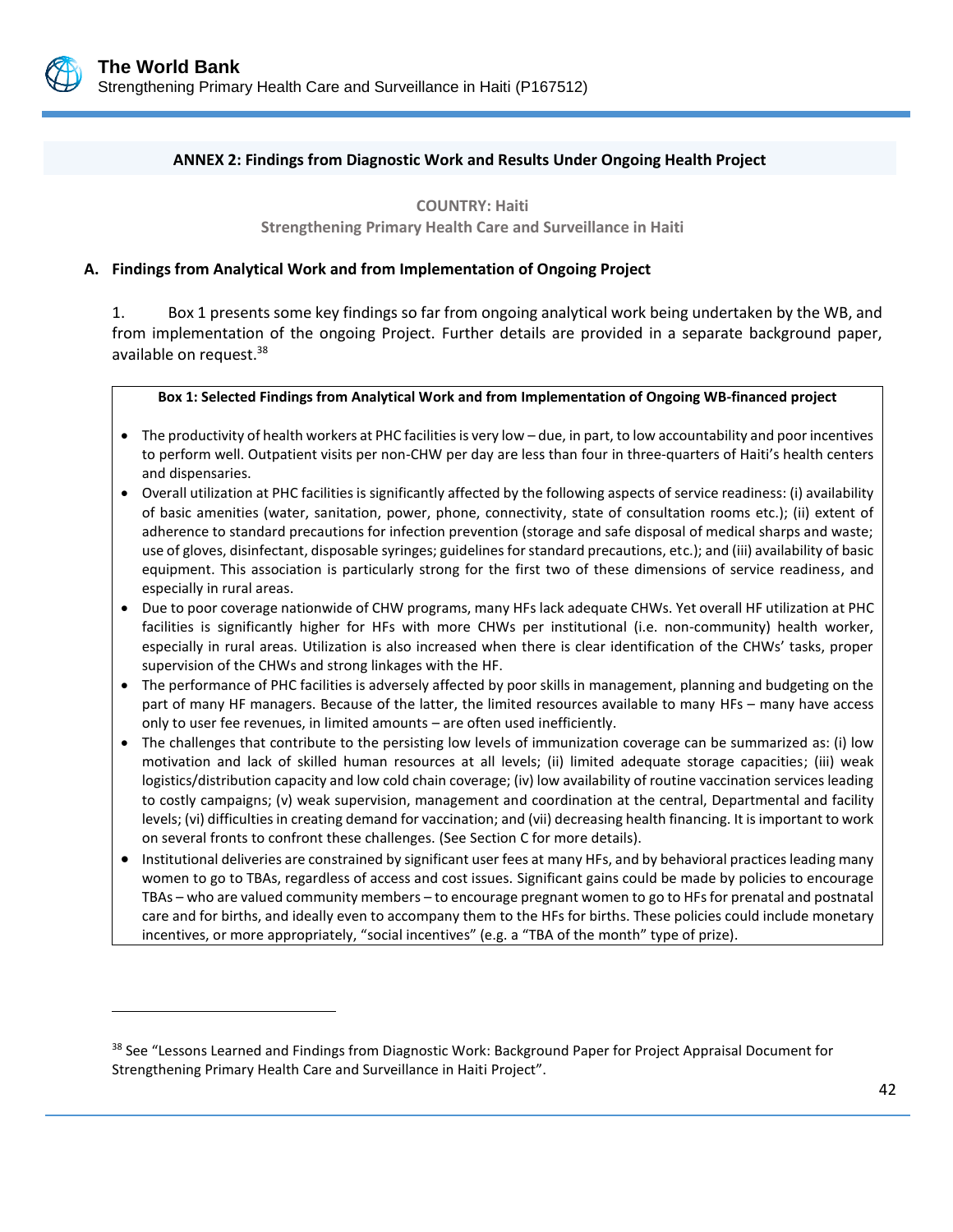## ANNEX 2: Findings from Diagnostic Work and Results Under Ongoing Health Project

**COUNTRY: Haiti**
**Strengthening Primary Health Care and Surveillance in Haiti**

### A. Findings from Analytical Work and from Implementation of Ongoing Project

1. Box 1 presents some key findings so far from ongoing analytical work being undertaken by the WB, and from implementation of the ongoing Project. Further details are provided in a separate background paper, available on request.[38]

**Box 1: Selected Findings from Analytical Work and from Implementation of Ongoing WB-financed project**

- The productivity of health workers at PHC facilities is very low – due, in part, to low accountability and poor incentives to perform well. Outpatient visits per non-CHW per day are less than four in three-quarters of Haiti's health centers and dispensaries.
- Overall utilization at PHC facilities is significantly affected by the following aspects of service readiness: (i) availability of basic amenities (water, sanitation, power, phone, connectivity, state of consultation rooms etc.); (ii) extent of adherence to standard precautions for infection prevention (storage and safe disposal of medical sharps and waste; use of gloves, disinfectant, disposable syringes; guidelines for standard precautions, etc.); and (iii) availability of basic equipment. This association is particularly strong for the first two of these dimensions of service readiness, and especially in rural areas.
- Due to poor coverage nationwide of CHW programs, many HFs lack adequate CHWs. Yet overall HF utilization at PHC facilities is significantly higher for HFs with more CHWs per institutional (i.e. non-community) health worker, especially in rural areas. Utilization is also increased when there is clear identification of the CHWs' tasks, proper supervision of the CHWs and strong linkages with the HF.
- The performance of PHC facilities is adversely affected by poor skills in management, planning and budgeting on the part of many HF managers. Because of the latter, the limited resources available to many HFs – many have access only to user fee revenues, in limited amounts – are often used inefficiently.
- The challenges that contribute to the persisting low levels of immunization coverage can be summarized as: (i) low motivation and lack of skilled human resources at all levels; (ii) limited adequate storage capacities; (iii) weak logistics/distribution capacity and low cold chain coverage; (iv) low availability of routine vaccination services leading to costly campaigns; (v) weak supervision, management and coordination at the central, Departmental and facility levels; (vi) difficulties in creating demand for vaccination; and (vii) decreasing health financing. It is important to work on several fronts to confront these challenges. (See Section C for more details).
- Institutional deliveries are constrained by significant user fees at many HFs, and by behavioral practices leading many women to go to TBAs, regardless of access and cost issues. Significant gains could be made by policies to encourage TBAs – who are valued community members – to encourage pregnant women to go to HFs for prenatal and postnatal care and for births, and ideally even to accompany them to the HFs for births. These policies could include monetary incentives, or more appropriately, "social incentives" (e.g. a "TBA of the month" type of prize).

[38] See "Lessons Learned and Findings from Diagnostic Work: Background Paper for Project Appraisal Document for Strengthening Primary Health Care and Surveillance in Haiti Project".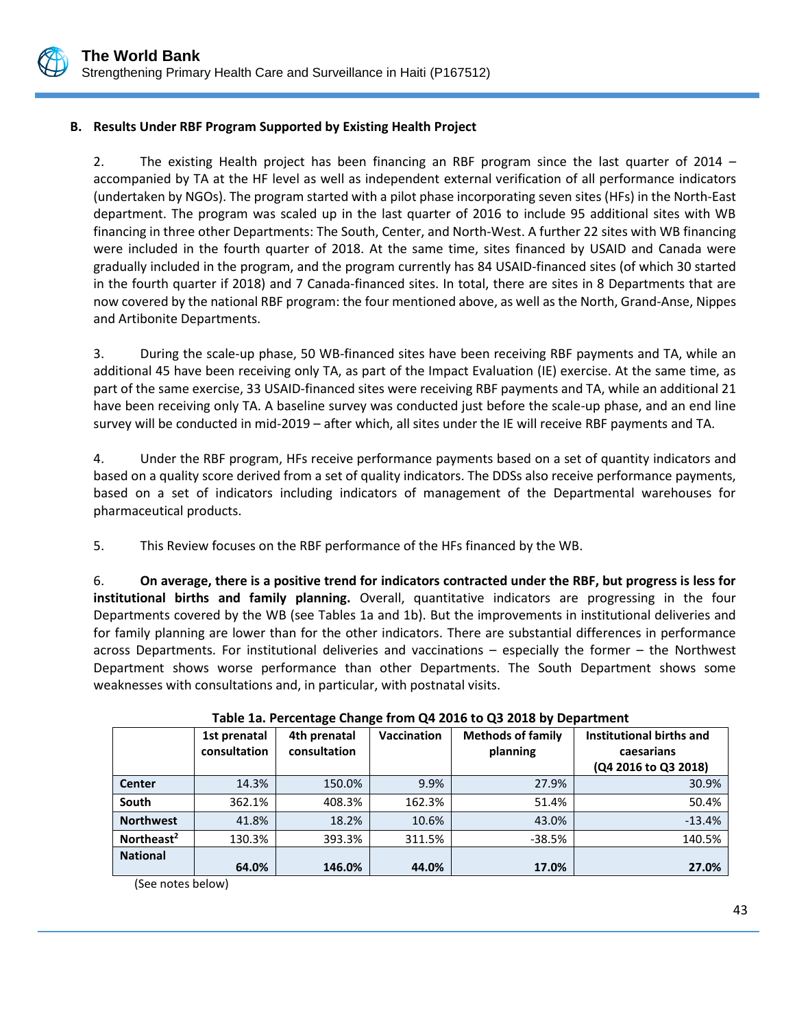### B. Results Under RBF Program Supported by Existing Health Project

2. The existing Health project has been financing an RBF program since the last quarter of 2014 – accompanied by TA at the HF level as well as independent external verification of all performance indicators (undertaken by NGOs). The program started with a pilot phase incorporating seven sites (HFs) in the North-East department. The program was scaled up in the last quarter of 2016 to include 95 additional sites with WB financing in three other Departments: The South, Center, and North-West. A further 22 sites with WB financing were included in the fourth quarter of 2018. At the same time, sites financed by USAID and Canada were gradually included in the program, and the program currently has 84 USAID-financed sites (of which 30 started in the fourth quarter if 2018) and 7 Canada-financed sites. In total, there are sites in 8 Departments that are now covered by the national RBF program: the four mentioned above, as well as the North, Grand-Anse, Nippes and Artibonite Departments.

3. During the scale-up phase, 50 WB-financed sites have been receiving RBF payments and TA, while an additional 45 have been receiving only TA, as part of the Impact Evaluation (IE) exercise. At the same time, as part of the same exercise, 33 USAID-financed sites were receiving RBF payments and TA, while an additional 21 have been receiving only TA. A baseline survey was conducted just before the scale-up phase, and an end line survey will be conducted in mid-2019 – after which, all sites under the IE will receive RBF payments and TA.

4. Under the RBF program, HFs receive performance payments based on a set of quantity indicators and based on a quality score derived from a set of quality indicators. The DDSs also receive performance payments, based on a set of indicators including indicators of management of the Departmental warehouses for pharmaceutical products.

5. This Review focuses on the RBF performance of the HFs financed by the WB.

6. **On average, there is a positive trend for indicators contracted under the RBF, but progress is less for institutional births and family planning.** Overall, quantitative indicators are progressing in the four Departments covered by the WB (see Tables 1a and 1b). But the improvements in institutional deliveries and for family planning are lower than for the other indicators. There are substantial differences in performance across Departments. For institutional deliveries and vaccinations – especially the former – the Northwest Department shows worse performance than other Departments. The South Department shows some weaknesses with consultations and, in particular, with postnatal visits.

**Table 1a. Percentage Change from Q4 2016 to Q3 2018 by Department**

| | 1st prenatal consultation | 4th prenatal consultation | Vaccination | Methods of family planning | Institutional births and caesarians (Q4 2016 to Q3 2018) |
|---|---|---|---|---|---|
| **Center** | 14.3% | 150.0% | 9.9% | 27.9% | 30.9% |
| **South** | 362.1% | 408.3% | 162.3% | 51.4% | 50.4% |
| **Northwest** | 41.8% | 18.2% | 10.6% | 43.0% | -13.4% |
| **Northeast**[2] | 130.3% | 393.3% | 311.5% | -38.5% | 140.5% |
| **National** | **64.0%** | **146.0%** | **44.0%** | **17.0%** | **27.0%** |

(See notes below)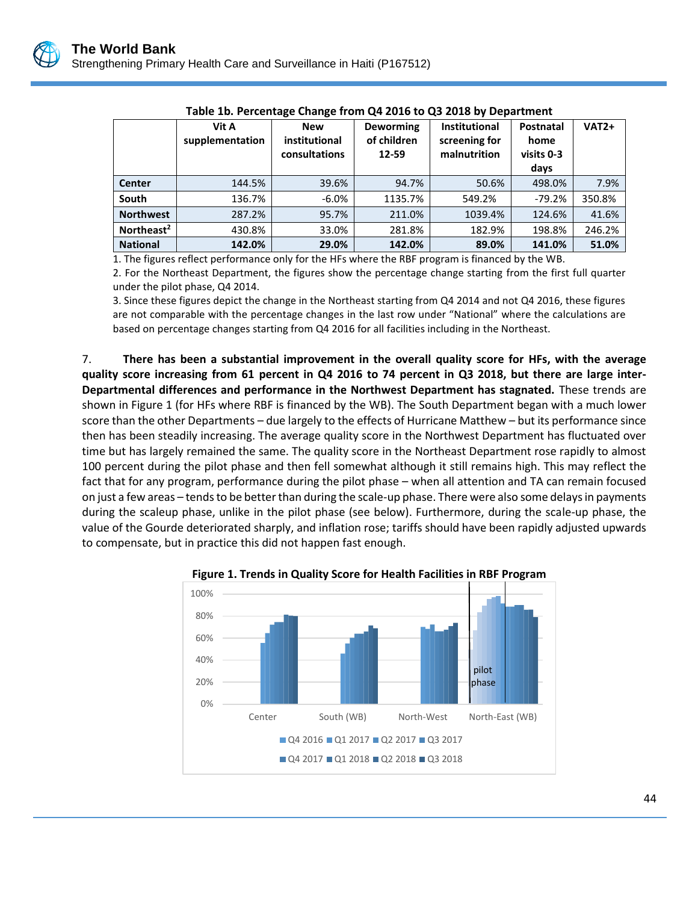**Table 1b. Percentage Change from Q4 2016 to Q3 2018 by Department**

| | Vit A supplementation | New institutional consultations | Deworming of children 12-59 | Institutional screening for malnutrition | Postnatal home visits 0-3 days | VAT2+ |
|---|---|---|---|---|---|---|
| **Center** | 144.5% | 39.6% | 94.7% | 50.6% | 498.0% | 7.9% |
| **South** | 136.7% | -6.0% | 1135.7% | 549.2% | -79.2% | 350.8% |
| **Northwest** | 287.2% | 95.7% | 211.0% | 1039.4% | 124.6% | 41.6% |
| **Northeast[2]** | 430.8% | 33.0% | 281.8% | 182.9% | 198.8% | 246.2% |
| **National** | **142.0%** | **29.0%** | **142.0%** | **89.0%** | **141.0%** | **51.0%** |

1. The figures reflect performance only for the HFs where the RBF program is financed by the WB.
2. For the Northeast Department, the figures show the percentage change starting from the first full quarter under the pilot phase, Q4 2014.
3. Since these figures depict the change in the Northeast starting from Q4 2014 and not Q4 2016, these figures are not comparable with the percentage changes in the last row under "National" where the calculations are based on percentage changes starting from Q4 2016 for all facilities including in the Northeast.

7. **There has been a substantial improvement in the overall quality score for HFs, with the average quality score increasing from 61 percent in Q4 2016 to 74 percent in Q3 2018, but there are large inter-Departmental differences and performance in the Northwest Department has stagnated.** These trends are shown in Figure 1 (for HFs where RBF is financed by the WB). The South Department began with a much lower score than the other Departments – due largely to the effects of Hurricane Matthew – but its performance since then has been steadily increasing. The average quality score in the Northwest Department has fluctuated over time but has largely remained the same. The quality score in the Northeast Department rose rapidly to almost 100 percent during the pilot phase and then fell somewhat although it still remains high. This may reflect the fact that for any program, performance during the pilot phase – when all attention and TA can remain focused on just a few areas – tends to be better than during the scale-up phase. There were also some delays in payments during the scaleup phase, unlike in the pilot phase (see below). Furthermore, during the scale-up phase, the value of the Gourde deteriorated sharply, and inflation rose; tariffs should have been rapidly adjusted upwards to compensate, but in practice this did not happen fast enough.

**Figure 1. Trends in Quality Score for Health Facilities in RBF Program**

100%
80%
60%
40%
20%
0%

Center
South (WB)
North-West
North-East (WB)

pilot phase

Q4 2016 Q1 2017 Q2 2017 Q3 2017
Q4 2017 Q1 2018 Q2 2018 Q3 2018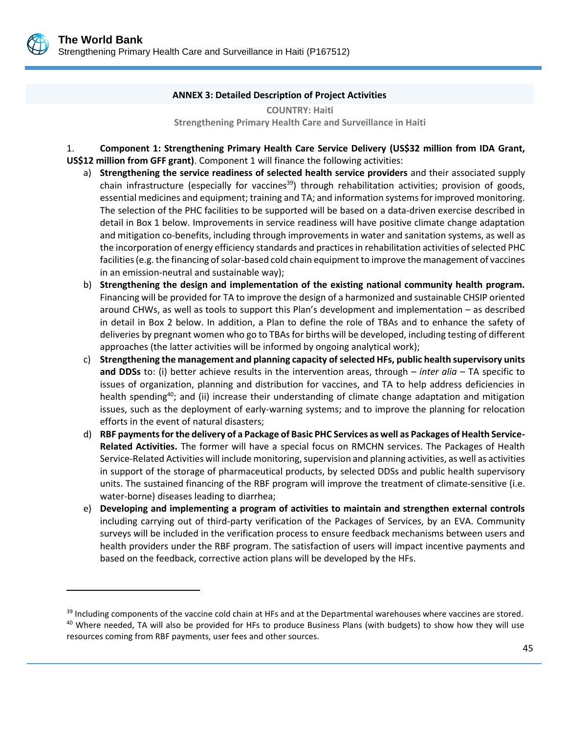## ANNEX 3: Detailed Description of Project Activities

**COUNTRY: Haiti**
**Strengthening Primary Health Care and Surveillance in Haiti**

1. **Component 1: Strengthening Primary Health Care Service Delivery (US$32 million from IDA Grant, US$12 million from GFF grant)**. Component 1 will finance the following activities:

   a) **Strengthening the service readiness of selected health service providers** and their associated supply chain infrastructure (especially for vaccines[39]) through rehabilitation activities; provision of goods, essential medicines and equipment; training and TA; and information systems for improved monitoring. The selection of the PHC facilities to be supported will be based on a data-driven exercise described in detail in Box 1 below. Improvements in service readiness will have positive climate change adaptation and mitigation co-benefits, including through improvements in water and sanitation systems, as well as the incorporation of energy efficiency standards and practices in rehabilitation activities of selected PHC facilities (e.g. the financing of solar-based cold chain equipment to improve the management of vaccines in an emission-neutral and sustainable way);

   b) **Strengthening the design and implementation of the existing national community health program.** Financing will be provided for TA to improve the design of a harmonized and sustainable CHSIP oriented around CHWs, as well as tools to support this Plan's development and implementation – as described in detail in Box 2 below. In addition, a Plan to define the role of TBAs and to enhance the safety of deliveries by pregnant women who go to TBAs for births will be developed, including testing of different approaches (the latter activities will be informed by ongoing analytical work);

   c) **Strengthening the management and planning capacity of selected HFs, public health supervisory units and DDSs** to: (i) better achieve results in the intervention areas, through – *inter alia* – TA specific to issues of organization, planning and distribution for vaccines, and TA to help address deficiencies in health spending[40]; and (ii) increase their understanding of climate change adaptation and mitigation issues, such as the deployment of early-warning systems; and to improve the planning for relocation efforts in the event of natural disasters;

   d) **RBF payments for the delivery of a Package of Basic PHC Services as well as Packages of Health Service-Related Activities.** The former will have a special focus on RMCHN services. The Packages of Health Service-Related Activities will include monitoring, supervision and planning activities, as well as activities in support of the storage of pharmaceutical products, by selected DDSs and public health supervisory units. The sustained financing of the RBF program will improve the treatment of climate-sensitive (i.e. water-borne) diseases leading to diarrhea;

   e) **Developing and implementing a program of activities to maintain and strengthen external controls** including carrying out of third-party verification of the Packages of Services, by an EVA. Community surveys will be included in the verification process to ensure feedback mechanisms between users and health providers under the RBF program. The satisfaction of users will impact incentive payments and based on the feedback, corrective action plans will be developed by the HFs.

---

[39] Including components of the vaccine cold chain at HFs and at the Departmental warehouses where vaccines are stored.

[40] Where needed, TA will also be provided for HFs to produce Business Plans (with budgets) to show how they will use resources coming from RBF payments, user fees and other sources.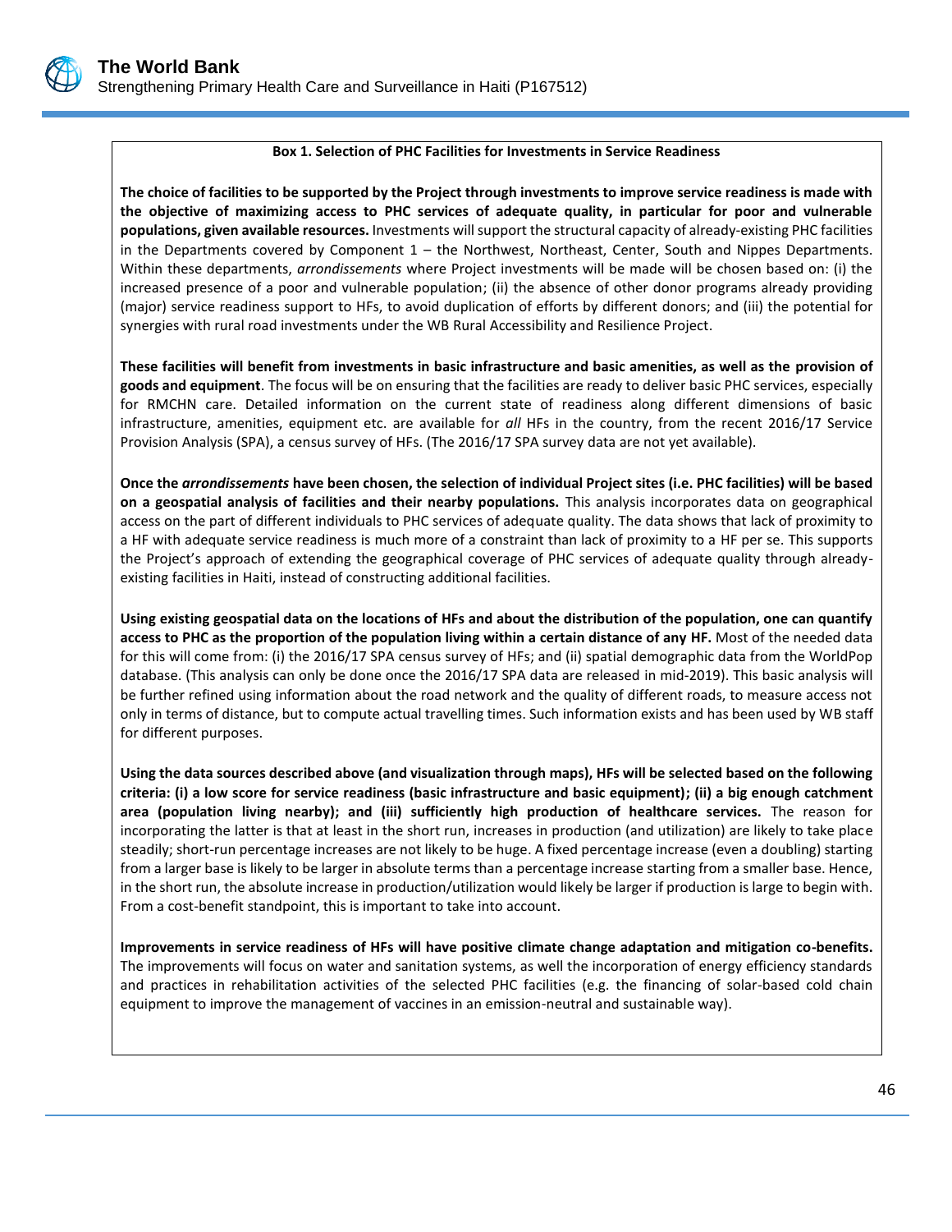**Box 1. Selection of PHC Facilities for Investments in Service Readiness**

**The choice of facilities to be supported by the Project through investments to improve service readiness is made with the objective of maximizing access to PHC services of adequate quality, in particular for poor and vulnerable populations, given available resources.** Investments will support the structural capacity of already-existing PHC facilities in the Departments covered by Component 1 – the Northwest, Northeast, Center, South and Nippes Departments. Within these departments, *arrondissements* where Project investments will be made will be chosen based on: (i) the increased presence of a poor and vulnerable population; (ii) the absence of other donor programs already providing (major) service readiness support to HFs, to avoid duplication of efforts by different donors; and (iii) the potential for synergies with rural road investments under the WB Rural Accessibility and Resilience Project.

**These facilities will benefit from investments in basic infrastructure and basic amenities, as well as the provision of goods and equipment**. The focus will be on ensuring that the facilities are ready to deliver basic PHC services, especially for RMCHN care. Detailed information on the current state of readiness along different dimensions of basic infrastructure, amenities, equipment etc. are available for *all* HFs in the country, from the recent 2016/17 Service Provision Analysis (SPA), a census survey of HFs. (The 2016/17 SPA survey data are not yet available).

**Once the *arrondissements* have been chosen, the selection of individual Project sites (i.e. PHC facilities) will be based on a geospatial analysis of facilities and their nearby populations.** This analysis incorporates data on geographical access on the part of different individuals to PHC services of adequate quality. The data shows that lack of proximity to a HF with adequate service readiness is much more of a constraint than lack of proximity to a HF per se. This supports the Project's approach of extending the geographical coverage of PHC services of adequate quality through already-existing facilities in Haiti, instead of constructing additional facilities.

**Using existing geospatial data on the locations of HFs and about the distribution of the population, one can quantify access to PHC as the proportion of the population living within a certain distance of any HF.** Most of the needed data for this will come from: (i) the 2016/17 SPA census survey of HFs; and (ii) spatial demographic data from the WorldPop database. (This analysis can only be done once the 2016/17 SPA data are released in mid-2019). This basic analysis will be further refined using information about the road network and the quality of different roads, to measure access not only in terms of distance, but to compute actual travelling times. Such information exists and has been used by WB staff for different purposes.

**Using the data sources described above (and visualization through maps), HFs will be selected based on the following criteria: (i) a low score for service readiness (basic infrastructure and basic equipment); (ii) a big enough catchment area (population living nearby); and (iii) sufficiently high production of healthcare services.** The reason for incorporating the latter is that at least in the short run, increases in production (and utilization) are likely to take place steadily; short-run percentage increases are not likely to be huge. A fixed percentage increase (even a doubling) starting from a larger base is likely to be larger in absolute terms than a percentage increase starting from a smaller base. Hence, in the short run, the absolute increase in production/utilization would likely be larger if production is large to begin with. From a cost-benefit standpoint, this is important to take into account.

**Improvements in service readiness of HFs will have positive climate change adaptation and mitigation co-benefits.** The improvements will focus on water and sanitation systems, as well the incorporation of energy efficiency standards and practices in rehabilitation activities of the selected PHC facilities (e.g. the financing of solar-based cold chain equipment to improve the management of vaccines in an emission-neutral and sustainable way).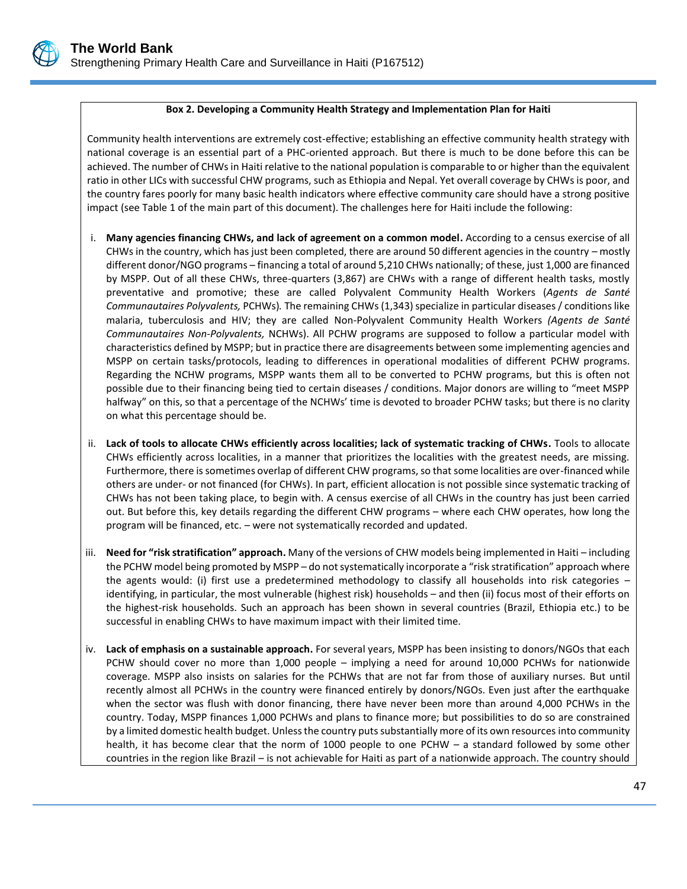**Box 2. Developing a Community Health Strategy and Implementation Plan for Haiti**

Community health interventions are extremely cost-effective; establishing an effective community health strategy with national coverage is an essential part of a PHC-oriented approach. But there is much to be done before this can be achieved. The number of CHWs in Haiti relative to the national population is comparable to or higher than the equivalent ratio in other LICs with successful CHW programs, such as Ethiopia and Nepal. Yet overall coverage by CHWs is poor, and the country fares poorly for many basic health indicators where effective community care should have a strong positive impact (see Table 1 of the main part of this document). The challenges here for Haiti include the following:

i. **Many agencies financing CHWs, and lack of agreement on a common model.** According to a census exercise of all CHWs in the country, which has just been completed, there are around 50 different agencies in the country – mostly different donor/NGO programs – financing a total of around 5,210 CHWs nationally; of these, just 1,000 are financed by MSPP. Out of all these CHWs, three-quarters (3,867) are CHWs with a range of different health tasks, mostly preventative and promotive; these are called Polyvalent Community Health Workers (*Agents de Santé Communautaires Polyvalents,* PCHWs)*.* The remaining CHWs (1,343) specialize in particular diseases / conditions like malaria, tuberculosis and HIV; they are called Non-Polyvalent Community Health Workers *(Agents de Santé Communautaires Non-Polyvalents,* NCHWs). All PCHW programs are supposed to follow a particular model with characteristics defined by MSPP; but in practice there are disagreements between some implementing agencies and MSPP on certain tasks/protocols, leading to differences in operational modalities of different PCHW programs. Regarding the NCHW programs, MSPP wants them all to be converted to PCHW programs, but this is often not possible due to their financing being tied to certain diseases / conditions. Major donors are willing to "meet MSPP halfway" on this, so that a percentage of the NCHWs' time is devoted to broader PCHW tasks; but there is no clarity on what this percentage should be.

ii. **Lack of tools to allocate CHWs efficiently across localities; lack of systematic tracking of CHWs.** Tools to allocate CHWs efficiently across localities, in a manner that prioritizes the localities with the greatest needs, are missing. Furthermore, there is sometimes overlap of different CHW programs, so that some localities are over-financed while others are under- or not financed (for CHWs). In part, efficient allocation is not possible since systematic tracking of CHWs has not been taking place, to begin with. A census exercise of all CHWs in the country has just been carried out. But before this, key details regarding the different CHW programs – where each CHW operates, how long the program will be financed, etc. – were not systematically recorded and updated.

iii. **Need for "risk stratification" approach.** Many of the versions of CHW models being implemented in Haiti – including the PCHW model being promoted by MSPP – do not systematically incorporate a "risk stratification" approach where the agents would: (i) first use a predetermined methodology to classify all households into risk categories – identifying, in particular, the most vulnerable (highest risk) households – and then (ii) focus most of their efforts on the highest-risk households. Such an approach has been shown in several countries (Brazil, Ethiopia etc.) to be successful in enabling CHWs to have maximum impact with their limited time.

iv. **Lack of emphasis on a sustainable approach.** For several years, MSPP has been insisting to donors/NGOs that each PCHW should cover no more than 1,000 people – implying a need for around 10,000 PCHWs for nationwide coverage. MSPP also insists on salaries for the PCHWs that are not far from those of auxiliary nurses. But until recently almost all PCHWs in the country were financed entirely by donors/NGOs. Even just after the earthquake when the sector was flush with donor financing, there have never been more than around 4,000 PCHWs in the country. Today, MSPP finances 1,000 PCHWs and plans to finance more; but possibilities to do so are constrained by a limited domestic health budget. Unless the country puts substantially more of its own resources into community health, it has become clear that the norm of 1000 people to one PCHW – a standard followed by some other countries in the region like Brazil – is not achievable for Haiti as part of a nationwide approach. The country should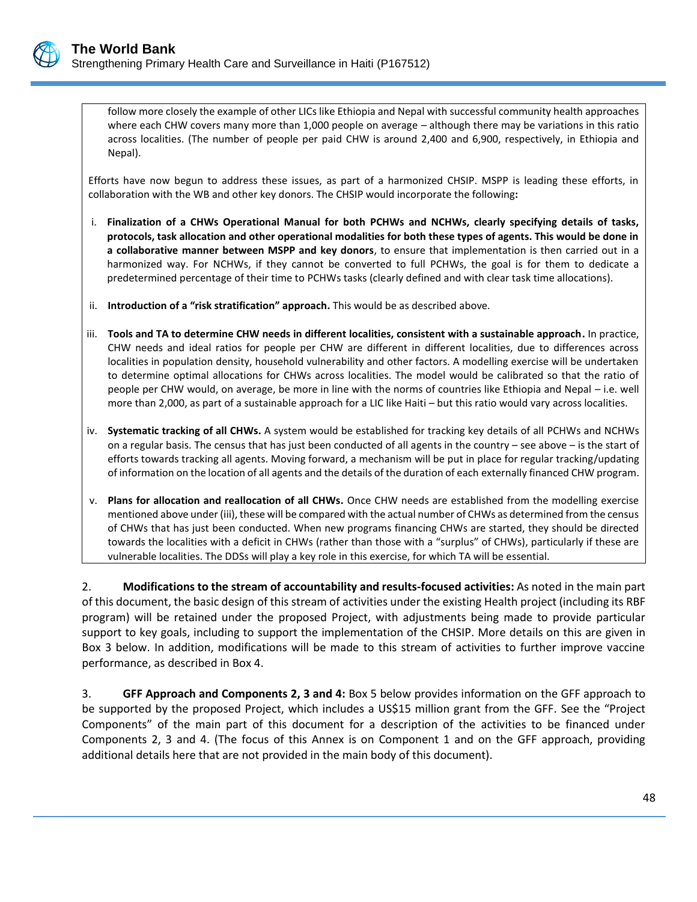follow more closely the example of other LICs like Ethiopia and Nepal with successful community health approaches where each CHW covers many more than 1,000 people on average – although there may be variations in this ratio across localities. (The number of people per paid CHW is around 2,400 and 6,900, respectively, in Ethiopia and Nepal).

Efforts have now begun to address these issues, as part of a harmonized CHSIP. MSPP is leading these efforts, in collaboration with the WB and other key donors. The CHSIP would incorporate the following**:**

i. **Finalization of a CHWs Operational Manual for both PCHWs and NCHWs, clearly specifying details of tasks, protocols, task allocation and other operational modalities for both these types of agents. This would be done in a collaborative manner between MSPP and key donors**, to ensure that implementation is then carried out in a harmonized way. For NCHWs, if they cannot be converted to full PCHWs, the goal is for them to dedicate a predetermined percentage of their time to PCHWs tasks (clearly defined and with clear task time allocations).

ii. **Introduction of a "risk stratification" approach.** This would be as described above.

iii. **Tools and TA to determine CHW needs in different localities, consistent with a sustainable approach.** In practice, CHW needs and ideal ratios for people per CHW are different in different localities, due to differences across localities in population density, household vulnerability and other factors. A modelling exercise will be undertaken to determine optimal allocations for CHWs across localities. The model would be calibrated so that the ratio of people per CHW would, on average, be more in line with the norms of countries like Ethiopia and Nepal – i.e. well more than 2,000, as part of a sustainable approach for a LIC like Haiti – but this ratio would vary across localities.

iv. **Systematic tracking of all CHWs.** A system would be established for tracking key details of all PCHWs and NCHWs on a regular basis. The census that has just been conducted of all agents in the country – see above – is the start of efforts towards tracking all agents. Moving forward, a mechanism will be put in place for regular tracking/updating of information on the location of all agents and the details of the duration of each externally financed CHW program.

v. **Plans for allocation and reallocation of all CHWs.** Once CHW needs are established from the modelling exercise mentioned above under (iii), these will be compared with the actual number of CHWs as determined from the census of CHWs that has just been conducted. When new programs financing CHWs are started, they should be directed towards the localities with a deficit in CHWs (rather than those with a "surplus" of CHWs), particularly if these are vulnerable localities. The DDSs will play a key role in this exercise, for which TA will be essential.

2. **Modifications to the stream of accountability and results-focused activities:** As noted in the main part of this document, the basic design of this stream of activities under the existing Health project (including its RBF program) will be retained under the proposed Project, with adjustments being made to provide particular support to key goals, including to support the implementation of the CHSIP. More details on this are given in Box 3 below. In addition, modifications will be made to this stream of activities to further improve vaccine performance, as described in Box 4.

3. **GFF Approach and Components 2, 3 and 4:** Box 5 below provides information on the GFF approach to be supported by the proposed Project, which includes a US$15 million grant from the GFF. See the "Project Components" of the main part of this document for a description of the activities to be financed under Components 2, 3 and 4. (The focus of this Annex is on Component 1 and on the GFF approach, providing additional details here that are not provided in the main body of this document).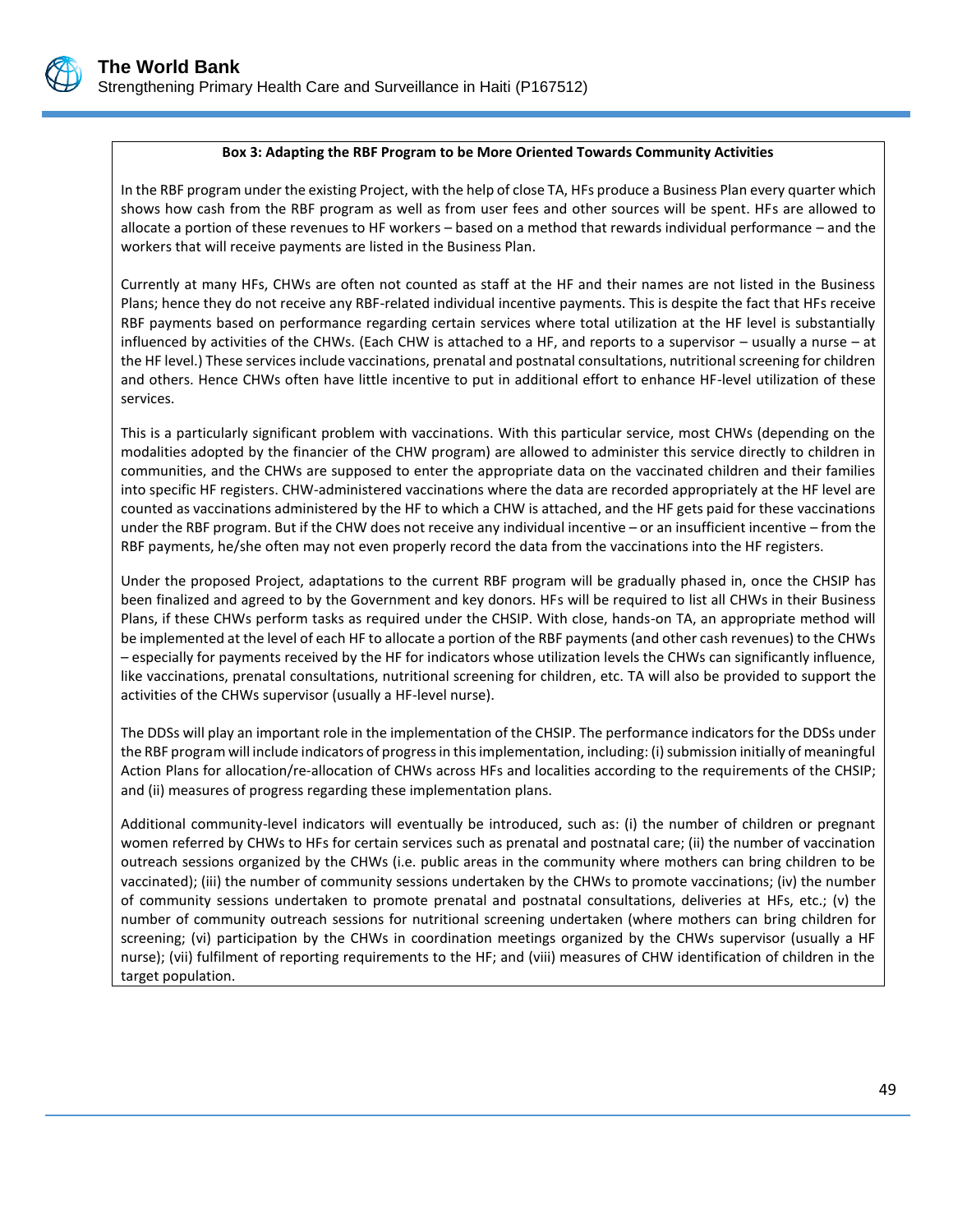**Box 3: Adapting the RBF Program to be More Oriented Towards Community Activities**

In the RBF program under the existing Project, with the help of close TA, HFs produce a Business Plan every quarter which shows how cash from the RBF program as well as from user fees and other sources will be spent. HFs are allowed to allocate a portion of these revenues to HF workers – based on a method that rewards individual performance – and the workers that will receive payments are listed in the Business Plan.

Currently at many HFs, CHWs are often not counted as staff at the HF and their names are not listed in the Business Plans; hence they do not receive any RBF-related individual incentive payments. This is despite the fact that HFs receive RBF payments based on performance regarding certain services where total utilization at the HF level is substantially influenced by activities of the CHWs. (Each CHW is attached to a HF, and reports to a supervisor – usually a nurse – at the HF level.) These services include vaccinations, prenatal and postnatal consultations, nutritional screening for children and others. Hence CHWs often have little incentive to put in additional effort to enhance HF-level utilization of these services.

This is a particularly significant problem with vaccinations. With this particular service, most CHWs (depending on the modalities adopted by the financier of the CHW program) are allowed to administer this service directly to children in communities, and the CHWs are supposed to enter the appropriate data on the vaccinated children and their families into specific HF registers. CHW-administered vaccinations where the data are recorded appropriately at the HF level are counted as vaccinations administered by the HF to which a CHW is attached, and the HF gets paid for these vaccinations under the RBF program. But if the CHW does not receive any individual incentive – or an insufficient incentive – from the RBF payments, he/she often may not even properly record the data from the vaccinations into the HF registers.

Under the proposed Project, adaptations to the current RBF program will be gradually phased in, once the CHSIP has been finalized and agreed to by the Government and key donors. HFs will be required to list all CHWs in their Business Plans, if these CHWs perform tasks as required under the CHSIP. With close, hands-on TA, an appropriate method will be implemented at the level of each HF to allocate a portion of the RBF payments (and other cash revenues) to the CHWs – especially for payments received by the HF for indicators whose utilization levels the CHWs can significantly influence, like vaccinations, prenatal consultations, nutritional screening for children, etc. TA will also be provided to support the activities of the CHWs supervisor (usually a HF-level nurse).

The DDSs will play an important role in the implementation of the CHSIP. The performance indicators for the DDSs under the RBF program will include indicators of progress in this implementation, including: (i) submission initially of meaningful Action Plans for allocation/re-allocation of CHWs across HFs and localities according to the requirements of the CHSIP; and (ii) measures of progress regarding these implementation plans.

Additional community-level indicators will eventually be introduced, such as: (i) the number of children or pregnant women referred by CHWs to HFs for certain services such as prenatal and postnatal care; (ii) the number of vaccination outreach sessions organized by the CHWs (i.e. public areas in the community where mothers can bring children to be vaccinated); (iii) the number of community sessions undertaken by the CHWs to promote vaccinations; (iv) the number of community sessions undertaken to promote prenatal and postnatal consultations, deliveries at HFs, etc.; (v) the number of community outreach sessions for nutritional screening undertaken (where mothers can bring children for screening; (vi) participation by the CHWs in coordination meetings organized by the CHWs supervisor (usually a HF nurse); (vii) fulfilment of reporting requirements to the HF; and (viii) measures of CHW identification of children in the target population.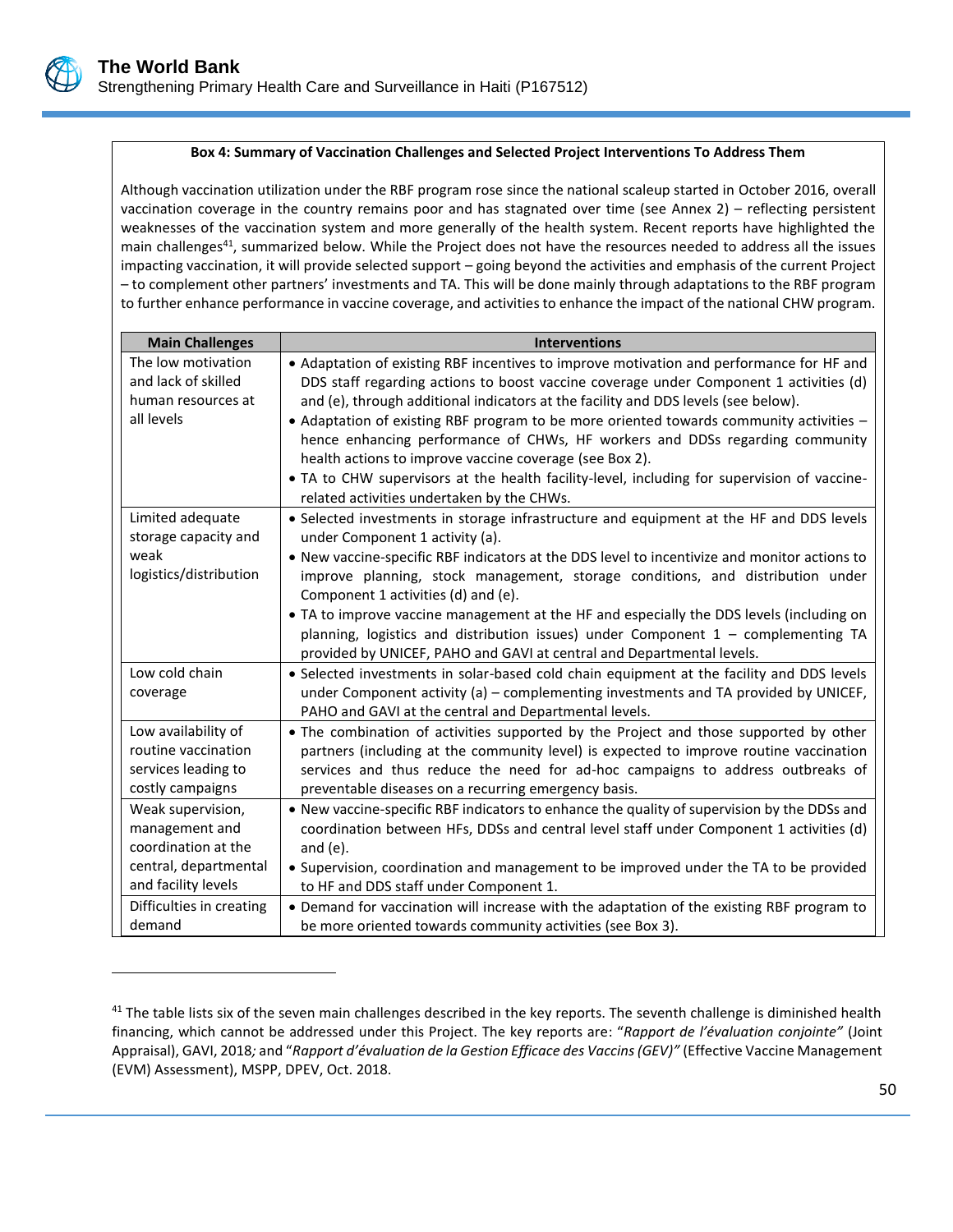**Box 4: Summary of Vaccination Challenges and Selected Project Interventions To Address Them**

Although vaccination utilization under the RBF program rose since the national scaleup started in October 2016, overall vaccination coverage in the country remains poor and has stagnated over time (see Annex 2) – reflecting persistent weaknesses of the vaccination system and more generally of the health system. Recent reports have highlighted the main challenges[41], summarized below. While the Project does not have the resources needed to address all the issues impacting vaccination, it will provide selected support – going beyond the activities and emphasis of the current Project – to complement other partners' investments and TA. This will be done mainly through adaptations to the RBF program to further enhance performance in vaccine coverage, and activities to enhance the impact of the national CHW program.

| Main Challenges | Interventions |
|---|---|
| The low motivation and lack of skilled human resources at all levels | • Adaptation of existing RBF incentives to improve motivation and performance for HF and DDS staff regarding actions to boost vaccine coverage under Component 1 activities (d) and (e), through additional indicators at the facility and DDS levels (see below).<br>• Adaptation of existing RBF program to be more oriented towards community activities – hence enhancing performance of CHWs, HF workers and DDSs regarding community health actions to improve vaccine coverage (see Box 2).<br>• TA to CHW supervisors at the health facility-level, including for supervision of vaccine-related activities undertaken by the CHWs. |
| Limited adequate storage capacity and weak logistics/distribution | • Selected investments in storage infrastructure and equipment at the HF and DDS levels under Component 1 activity (a).<br>• New vaccine-specific RBF indicators at the DDS level to incentivize and monitor actions to improve planning, stock management, storage conditions, and distribution under Component 1 activities (d) and (e).<br>• TA to improve vaccine management at the HF and especially the DDS levels (including on planning, logistics and distribution issues) under Component 1 – complementing TA provided by UNICEF, PAHO and GAVI at central and Departmental levels. |
| Low cold chain coverage | • Selected investments in solar-based cold chain equipment at the facility and DDS levels under Component activity (a) – complementing investments and TA provided by UNICEF, PAHO and GAVI at the central and Departmental levels. |
| Low availability of routine vaccination services leading to costly campaigns | • The combination of activities supported by the Project and those supported by other partners (including at the community level) is expected to improve routine vaccination services and thus reduce the need for ad-hoc campaigns to address outbreaks of preventable diseases on a recurring emergency basis. |
| Weak supervision, management and coordination at the central, departmental and facility levels | • New vaccine-specific RBF indicators to enhance the quality of supervision by the DDSs and coordination between HFs, DDSs and central level staff under Component 1 activities (d) and (e).<br>• Supervision, coordination and management to be improved under the TA to be provided to HF and DDS staff under Component 1. |
| Difficulties in creating demand | • Demand for vaccination will increase with the adaptation of the existing RBF program to be more oriented towards community activities (see Box 3). |

[41] The table lists six of the seven main challenges described in the key reports. The seventh challenge is diminished health financing, which cannot be addressed under this Project. The key reports are: "*Rapport de l'évaluation conjointe"* (Joint Appraisal), GAVI, 2018*;* and "*Rapport d'évaluation de la Gestion Efficace des Vaccins (GEV)"* (Effective Vaccine Management (EVM) Assessment), MSPP, DPEV, Oct. 2018.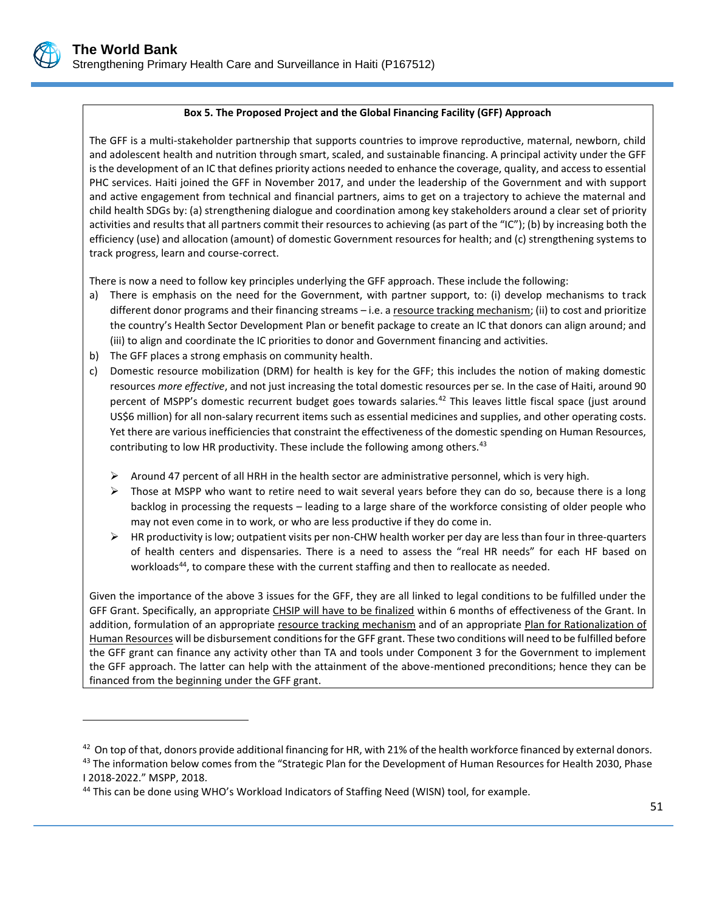**Box 5. The Proposed Project and the Global Financing Facility (GFF) Approach**

The GFF is a multi-stakeholder partnership that supports countries to improve reproductive, maternal, newborn, child and adolescent health and nutrition through smart, scaled, and sustainable financing. A principal activity under the GFF is the development of an IC that defines priority actions needed to enhance the coverage, quality, and access to essential PHC services. Haiti joined the GFF in November 2017, and under the leadership of the Government and with support and active engagement from technical and financial partners, aims to get on a trajectory to achieve the maternal and child health SDGs by: (a) strengthening dialogue and coordination among key stakeholders around a clear set of priority activities and results that all partners commit their resources to achieving (as part of the "IC"); (b) by increasing both the efficiency (use) and allocation (amount) of domestic Government resources for health; and (c) strengthening systems to track progress, learn and course-correct.

There is now a need to follow key principles underlying the GFF approach. These include the following:

a) There is emphasis on the need for the Government, with partner support, to: (i) develop mechanisms to track different donor programs and their financing streams – i.e. a resource tracking mechanism; (ii) to cost and prioritize the country's Health Sector Development Plan or benefit package to create an IC that donors can align around; and (iii) to align and coordinate the IC priorities to donor and Government financing and activities.
b) The GFF places a strong emphasis on community health.
c) Domestic resource mobilization (DRM) for health is key for the GFF; this includes the notion of making domestic resources *more effective*, and not just increasing the total domestic resources per se. In the case of Haiti, around 90 percent of MSPP's domestic recurrent budget goes towards salaries.[42] This leaves little fiscal space (just around US$6 million) for all non-salary recurrent items such as essential medicines and supplies, and other operating costs. Yet there are various inefficiencies that constraint the effectiveness of the domestic spending on Human Resources, contributing to low HR productivity. These include the following among others.[43]
   - Around 47 percent of all HRH in the health sector are administrative personnel, which is very high.
   - Those at MSPP who want to retire need to wait several years before they can do so, because there is a long backlog in processing the requests – leading to a large share of the workforce consisting of older people who may not even come in to work, or who are less productive if they do come in.
   - HR productivity is low; outpatient visits per non-CHW health worker per day are less than four in three-quarters of health centers and dispensaries. There is a need to assess the "real HR needs" for each HF based on workloads[44], to compare these with the current staffing and then to reallocate as needed.

Given the importance of the above 3 issues for the GFF, they are all linked to legal conditions to be fulfilled under the GFF Grant. Specifically, an appropriate CHSIP will have to be finalized within 6 months of effectiveness of the Grant. In addition, formulation of an appropriate resource tracking mechanism and of an appropriate Plan for Rationalization of Human Resources will be disbursement conditions for the GFF grant. These two conditions will need to be fulfilled before the GFF grant can finance any activity other than TA and tools under Component 3 for the Government to implement the GFF approach. The latter can help with the attainment of the above-mentioned preconditions; hence they can be financed from the beginning under the GFF grant.

---

[42] On top of that, donors provide additional financing for HR, with 21% of the health workforce financed by external donors.

[43] The information below comes from the "Strategic Plan for the Development of Human Resources for Health 2030, Phase I 2018-2022." MSPP, 2018.

[44] This can be done using WHO's Workload Indicators of Staffing Need (WISN) tool, for example.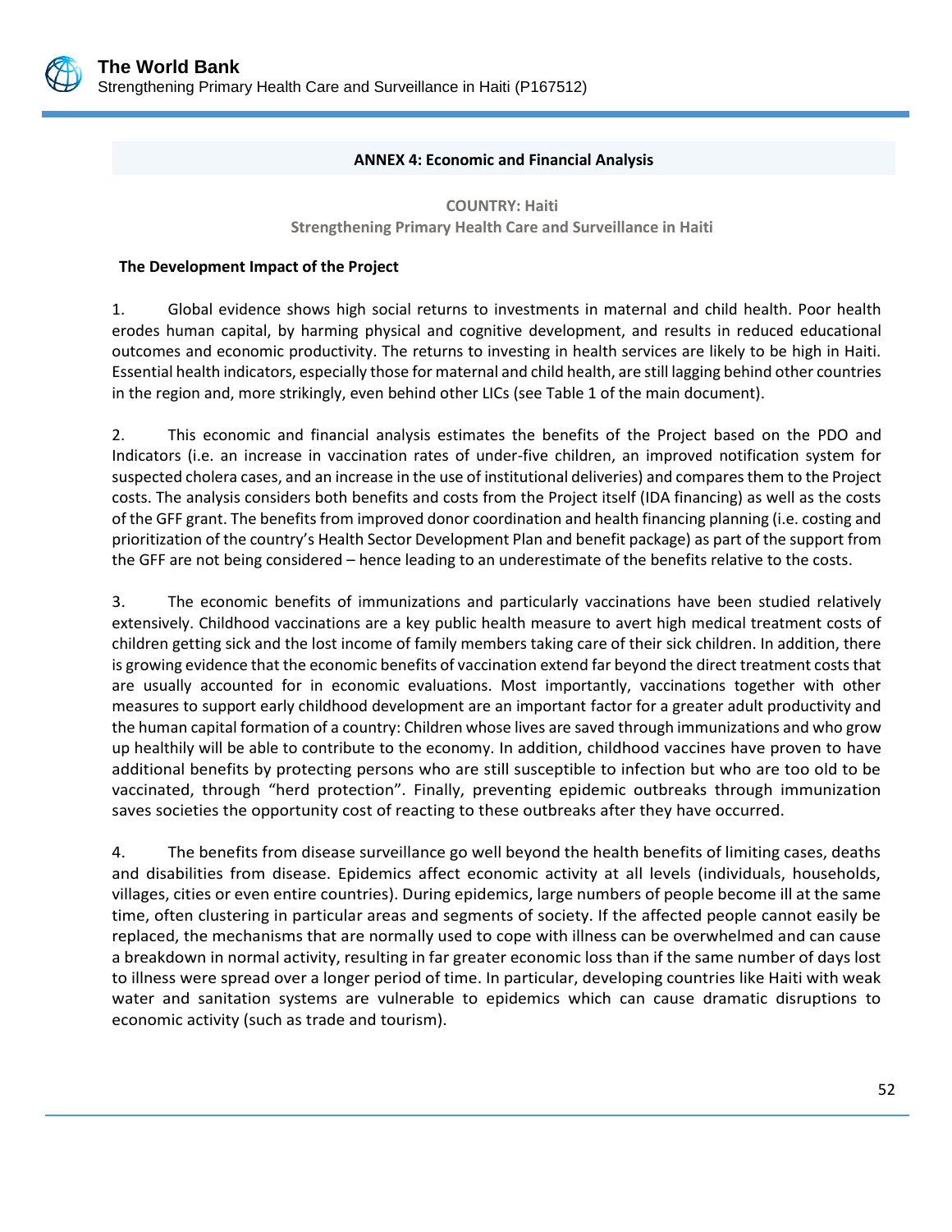## ANNEX 4: Economic and Financial Analysis

**COUNTRY: Haiti**
**Strengthening Primary Health Care and Surveillance in Haiti**

### The Development Impact of the Project

1. Global evidence shows high social returns to investments in maternal and child health. Poor health erodes human capital, by harming physical and cognitive development, and results in reduced educational outcomes and economic productivity. The returns to investing in health services are likely to be high in Haiti. Essential health indicators, especially those for maternal and child health, are still lagging behind other countries in the region and, more strikingly, even behind other LICs (see Table 1 of the main document).

2. This economic and financial analysis estimates the benefits of the Project based on the PDO and Indicators (i.e. an increase in vaccination rates of under-five children, an improved notification system for suspected cholera cases, and an increase in the use of institutional deliveries) and compares them to the Project costs. The analysis considers both benefits and costs from the Project itself (IDA financing) as well as the costs of the GFF grant. The benefits from improved donor coordination and health financing planning (i.e. costing and prioritization of the country's Health Sector Development Plan and benefit package) as part of the support from the GFF are not being considered – hence leading to an underestimate of the benefits relative to the costs.

3. The economic benefits of immunizations and particularly vaccinations have been studied relatively extensively. Childhood vaccinations are a key public health measure to avert high medical treatment costs of children getting sick and the lost income of family members taking care of their sick children. In addition, there is growing evidence that the economic benefits of vaccination extend far beyond the direct treatment costs that are usually accounted for in economic evaluations. Most importantly, vaccinations together with other measures to support early childhood development are an important factor for a greater adult productivity and the human capital formation of a country: Children whose lives are saved through immunizations and who grow up healthily will be able to contribute to the economy. In addition, childhood vaccines have proven to have additional benefits by protecting persons who are still susceptible to infection but who are too old to be vaccinated, through "herd protection". Finally, preventing epidemic outbreaks through immunization saves societies the opportunity cost of reacting to these outbreaks after they have occurred.

4. The benefits from disease surveillance go well beyond the health benefits of limiting cases, deaths and disabilities from disease. Epidemics affect economic activity at all levels (individuals, households, villages, cities or even entire countries). During epidemics, large numbers of people become ill at the same time, often clustering in particular areas and segments of society. If the affected people cannot easily be replaced, the mechanisms that are normally used to cope with illness can be overwhelmed and can cause a breakdown in normal activity, resulting in far greater economic loss than if the same number of days lost to illness were spread over a longer period of time. In particular, developing countries like Haiti with weak water and sanitation systems are vulnerable to epidemics which can cause dramatic disruptions to economic activity (such as trade and tourism).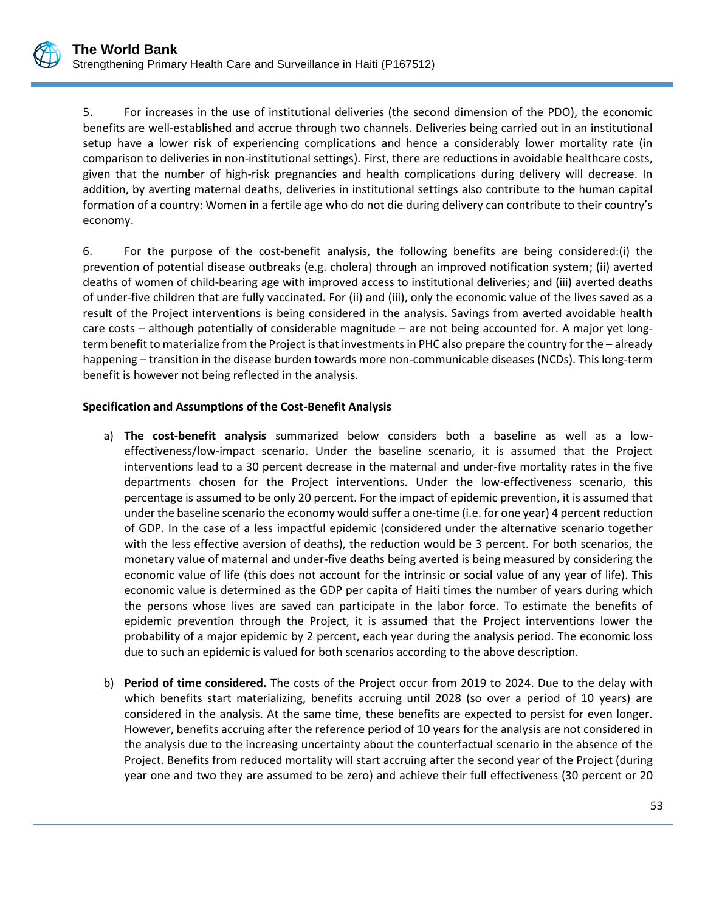5. For increases in the use of institutional deliveries (the second dimension of the PDO), the economic benefits are well-established and accrue through two channels. Deliveries being carried out in an institutional setup have a lower risk of experiencing complications and hence a considerably lower mortality rate (in comparison to deliveries in non-institutional settings). First, there are reductions in avoidable healthcare costs, given that the number of high-risk pregnancies and health complications during delivery will decrease. In addition, by averting maternal deaths, deliveries in institutional settings also contribute to the human capital formation of a country: Women in a fertile age who do not die during delivery can contribute to their country's economy.

6. For the purpose of the cost-benefit analysis, the following benefits are being considered:(i) the prevention of potential disease outbreaks (e.g. cholera) through an improved notification system; (ii) averted deaths of women of child-bearing age with improved access to institutional deliveries; and (iii) averted deaths of under-five children that are fully vaccinated. For (ii) and (iii), only the economic value of the lives saved as a result of the Project interventions is being considered in the analysis. Savings from averted avoidable health care costs – although potentially of considerable magnitude – are not being accounted for. A major yet long-term benefit to materialize from the Project is that investments in PHC also prepare the country for the – already happening – transition in the disease burden towards more non-communicable diseases (NCDs). This long-term benefit is however not being reflected in the analysis.

**Specification and Assumptions of the Cost-Benefit Analysis**

a) **The cost-benefit analysis** summarized below considers both a baseline as well as a low-effectiveness/low-impact scenario. Under the baseline scenario, it is assumed that the Project interventions lead to a 30 percent decrease in the maternal and under-five mortality rates in the five departments chosen for the Project interventions. Under the low-effectiveness scenario, this percentage is assumed to be only 20 percent. For the impact of epidemic prevention, it is assumed that under the baseline scenario the economy would suffer a one-time (i.e. for one year) 4 percent reduction of GDP. In the case of a less impactful epidemic (considered under the alternative scenario together with the less effective aversion of deaths), the reduction would be 3 percent. For both scenarios, the monetary value of maternal and under-five deaths being averted is being measured by considering the economic value of life (this does not account for the intrinsic or social value of any year of life). This economic value is determined as the GDP per capita of Haiti times the number of years during which the persons whose lives are saved can participate in the labor force. To estimate the benefits of epidemic prevention through the Project, it is assumed that the Project interventions lower the probability of a major epidemic by 2 percent, each year during the analysis period. The economic loss due to such an epidemic is valued for both scenarios according to the above description.

b) **Period of time considered.** The costs of the Project occur from 2019 to 2024. Due to the delay with which benefits start materializing, benefits accruing until 2028 (so over a period of 10 years) are considered in the analysis. At the same time, these benefits are expected to persist for even longer. However, benefits accruing after the reference period of 10 years for the analysis are not considered in the analysis due to the increasing uncertainty about the counterfactual scenario in the absence of the Project. Benefits from reduced mortality will start accruing after the second year of the Project (during year one and two they are assumed to be zero) and achieve their full effectiveness (30 percent or 20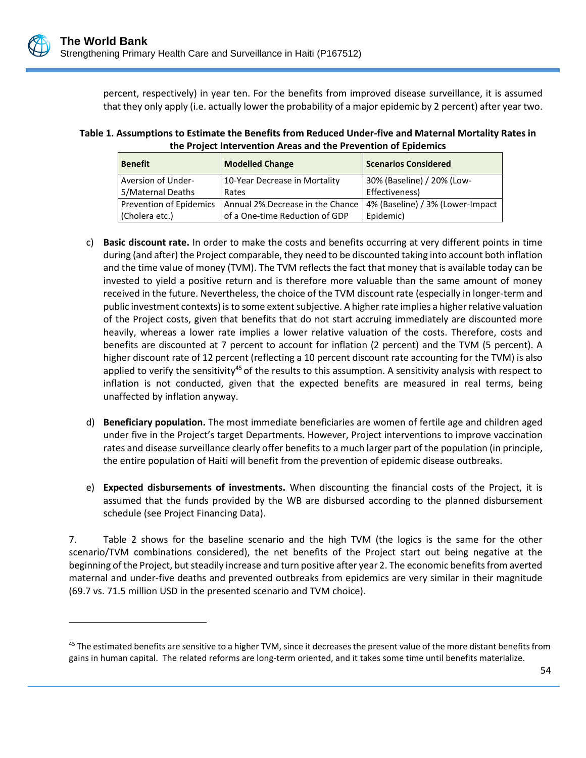percent, respectively) in year ten. For the benefits from improved disease surveillance, it is assumed that they only apply (i.e. actually lower the probability of a major epidemic by 2 percent) after year two.

**Table 1. Assumptions to Estimate the Benefits from Reduced Under-five and Maternal Mortality Rates in the Project Intervention Areas and the Prevention of Epidemics**

| Benefit | Modelled Change | Scenarios Considered |
|---|---|---|
| Aversion of Under-5/Maternal Deaths | 10-Year Decrease in Mortality Rates | 30% (Baseline) / 20% (Low-Effectiveness) |
| Prevention of Epidemics (Cholera etc.) | Annual 2% Decrease in the Chance of a One-time Reduction of GDP | 4% (Baseline) / 3% (Lower-Impact Epidemic) |

c) **Basic discount rate.** In order to make the costs and benefits occurring at very different points in time during (and after) the Project comparable, they need to be discounted taking into account both inflation and the time value of money (TVM). The TVM reflects the fact that money that is available today can be invested to yield a positive return and is therefore more valuable than the same amount of money received in the future. Nevertheless, the choice of the TVM discount rate (especially in longer-term and public investment contexts) is to some extent subjective. A higher rate implies a higher relative valuation of the Project costs, given that benefits that do not start accruing immediately are discounted more heavily, whereas a lower rate implies a lower relative valuation of the costs. Therefore, costs and benefits are discounted at 7 percent to account for inflation (2 percent) and the TVM (5 percent). A higher discount rate of 12 percent (reflecting a 10 percent discount rate accounting for the TVM) is also applied to verify the sensitivity[45] of the results to this assumption. A sensitivity analysis with respect to inflation is not conducted, given that the expected benefits are measured in real terms, being unaffected by inflation anyway.

d) **Beneficiary population.** The most immediate beneficiaries are women of fertile age and children aged under five in the Project's target Departments. However, Project interventions to improve vaccination rates and disease surveillance clearly offer benefits to a much larger part of the population (in principle, the entire population of Haiti will benefit from the prevention of epidemic disease outbreaks.

e) **Expected disbursements of investments.** When discounting the financial costs of the Project, it is assumed that the funds provided by the WB are disbursed according to the planned disbursement schedule (see Project Financing Data).

7. Table 2 shows for the baseline scenario and the high TVM (the logics is the same for the other scenario/TVM combinations considered), the net benefits of the Project start out being negative at the beginning of the Project, but steadily increase and turn positive after year 2. The economic benefits from averted maternal and under-five deaths and prevented outbreaks from epidemics are very similar in their magnitude (69.7 vs. 71.5 million USD in the presented scenario and TVM choice).

[45] The estimated benefits are sensitive to a higher TVM, since it decreases the present value of the more distant benefits from gains in human capital. The related reforms are long-term oriented, and it takes some time until benefits materialize.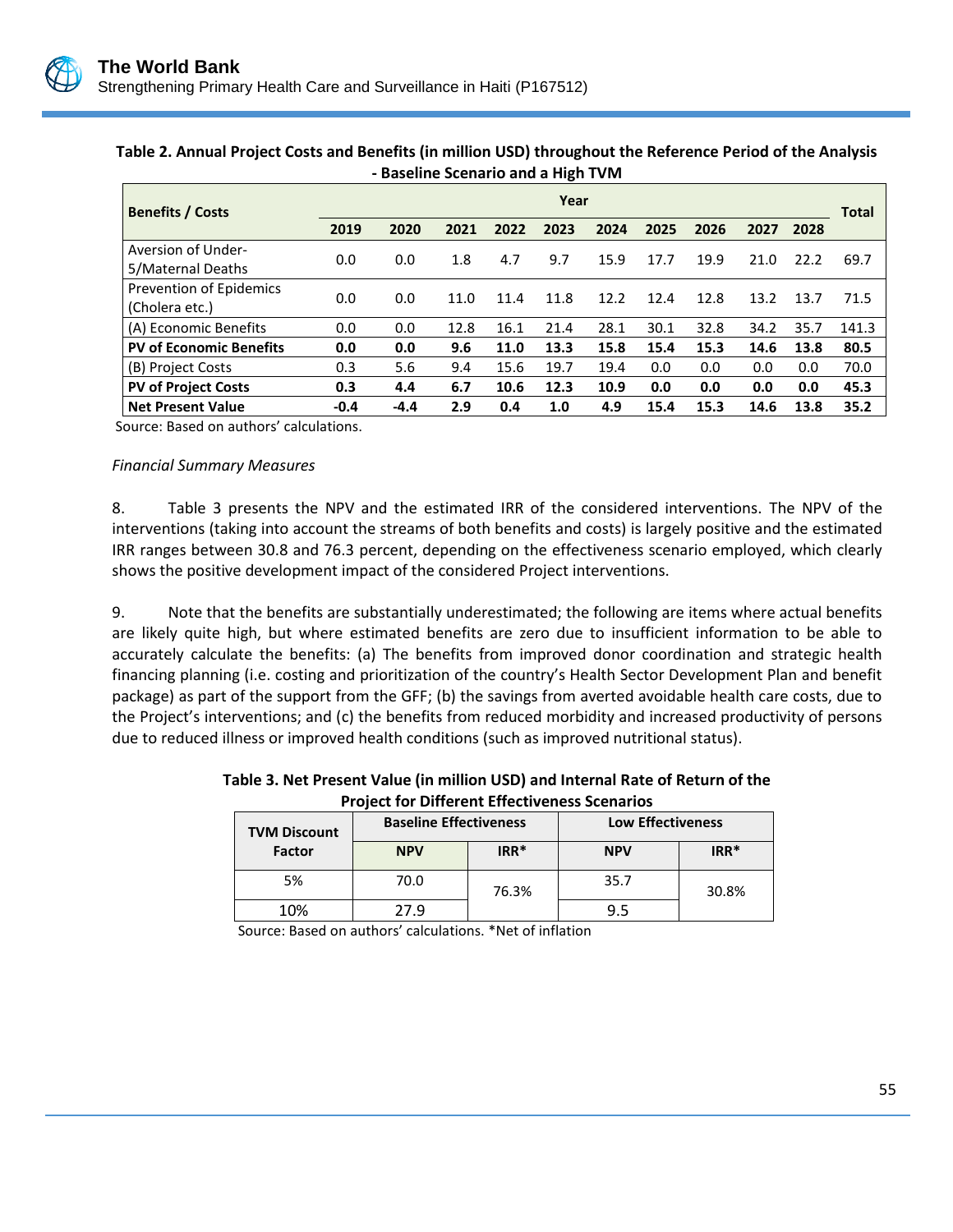**Table 2. Annual Project Costs and Benefits (in million USD) throughout the Reference Period of the Analysis - Baseline Scenario and a High TVM**

| Benefits / Costs | Year | | | | | | | | | | Total |
|---|---|---|---|---|---|---|---|---|---|---|---|
| | 2019 | 2020 | 2021 | 2022 | 2023 | 2024 | 2025 | 2026 | 2027 | 2028 | |
| Aversion of Under-5/Maternal Deaths | 0.0 | 0.0 | 1.8 | 4.7 | 9.7 | 15.9 | 17.7 | 19.9 | 21.0 | 22.2 | 69.7 |
| Prevention of Epidemics (Cholera etc.) | 0.0 | 0.0 | 11.0 | 11.4 | 11.8 | 12.2 | 12.4 | 12.8 | 13.2 | 13.7 | 71.5 |
| (A) Economic Benefits | 0.0 | 0.0 | 12.8 | 16.1 | 21.4 | 28.1 | 30.1 | 32.8 | 34.2 | 35.7 | 141.3 |
| **PV of Economic Benefits** | **0.0** | **0.0** | **9.6** | **11.0** | **13.3** | **15.8** | **15.4** | **15.3** | **14.6** | **13.8** | **80.5** |
| (B) Project Costs | 0.3 | 5.6 | 9.4 | 15.6 | 19.7 | 19.4 | 0.0 | 0.0 | 0.0 | 0.0 | 70.0 |
| **PV of Project Costs** | **0.3** | **4.4** | **6.7** | **10.6** | **12.3** | **10.9** | **0.0** | **0.0** | **0.0** | **0.0** | **45.3** |
| **Net Present Value** | **-0.4** | **-4.4** | **2.9** | **0.4** | **1.0** | **4.9** | **15.4** | **15.3** | **14.6** | **13.8** | **35.2** |

Source: Based on authors' calculations.

*Financial Summary Measures*

8. Table 3 presents the NPV and the estimated IRR of the considered interventions. The NPV of the interventions (taking into account the streams of both benefits and costs) is largely positive and the estimated IRR ranges between 30.8 and 76.3 percent, depending on the effectiveness scenario employed, which clearly shows the positive development impact of the considered Project interventions.

9. Note that the benefits are substantially underestimated; the following are items where actual benefits are likely quite high, but where estimated benefits are zero due to insufficient information to be able to accurately calculate the benefits: (a) The benefits from improved donor coordination and strategic health financing planning (i.e. costing and prioritization of the country's Health Sector Development Plan and benefit package) as part of the support from the GFF; (b) the savings from averted avoidable health care costs, due to the Project's interventions; and (c) the benefits from reduced morbidity and increased productivity of persons due to reduced illness or improved health conditions (such as improved nutritional status).

**Table 3. Net Present Value (in million USD) and Internal Rate of Return of the Project for Different Effectiveness Scenarios**

| TVM Discount Factor | Baseline Effectiveness | | Low Effectiveness | |
|---|---|---|---|---|
| | NPV | IRR* | NPV | IRR* |
| 5% | 70.0 | 76.3% | 35.7 | 30.8% |
| 10% | 27.9 | | 9.5 | |

Source: Based on authors' calculations. *Net of inflation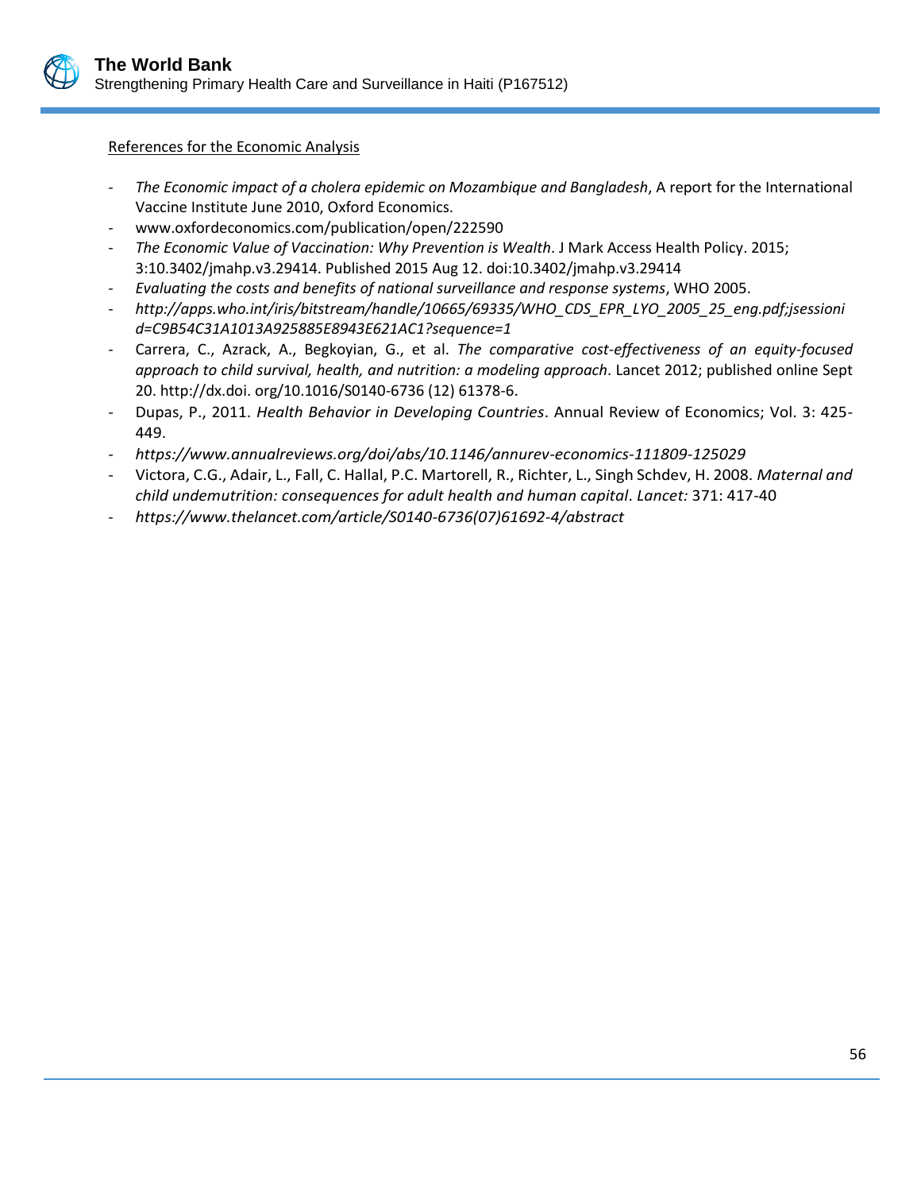References for the Economic Analysis

- *The Economic impact of a cholera epidemic on Mozambique and Bangladesh*, A report for the International Vaccine Institute June 2010, Oxford Economics.
- www.oxfordeconomics.com/publication/open/222590
- *The Economic Value of Vaccination: Why Prevention is Wealth*. J Mark Access Health Policy. 2015; 3:10.3402/jmahp.v3.29414. Published 2015 Aug 12. doi:10.3402/jmahp.v3.29414
- *Evaluating the costs and benefits of national surveillance and response systems*, WHO 2005.
- *http://apps.who.int/iris/bitstream/handle/10665/69335/WHO_CDS_EPR_LYO_2005_25_eng.pdf;jsessionid=C9B54C31A1013A925885E8943E621AC1?sequence=1*
- Carrera, C., Azrack, A., Begkoyian, G., et al. *The comparative cost-effectiveness of an equity-focused approach to child survival, health, and nutrition: a modeling approach*. Lancet 2012; published online Sept 20. http://dx.doi. org/10.1016/S0140-6736 (12) 61378-6.
- Dupas, P., 2011. *Health Behavior in Developing Countries*. Annual Review of Economics; Vol. 3: 425-449.
- *https://www.annualreviews.org/doi/abs/10.1146/annurev-economics-111809-125029*
- Victora, C.G., Adair, L., Fall, C. Hallal, P.C. Martorell, R., Richter, L., Singh Schdev, H. 2008. *Maternal and child undemutrition: consequences for adult health and human capital*. *Lancet:* 371: 417-40
- *https://www.thelancet.com/article/S0140-6736(07)61692-4/abstract*